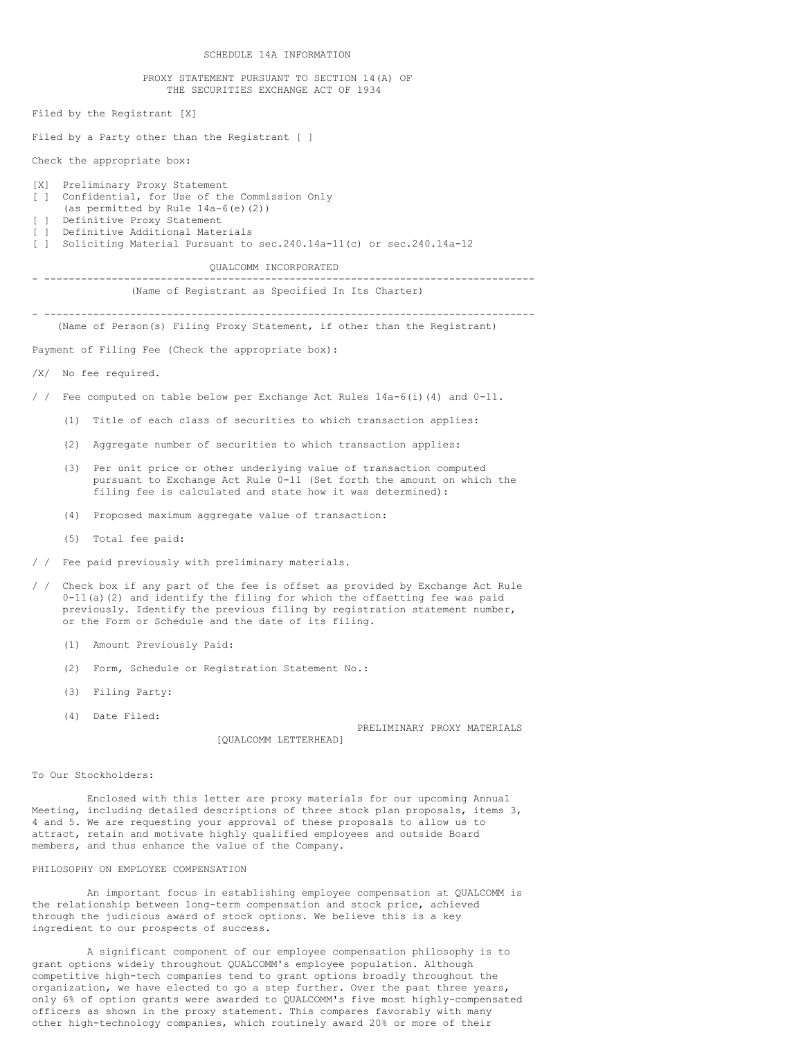SCHEDULE 14A INFORMATION

PROXY STATEMENT PURSUANT TO SECTION 14(A) OF
THE SECURITIES EXCHANGE ACT OF 1934

Filed by the Registrant [X]

Filed by a Party other than the Registrant [ ]

Check the appropriate box:

[X] Preliminary Proxy Statement
[ ] Confidential, for Use of the Commission Only (as permitted by Rule 14a-6(e)(2))
[ ] Definitive Proxy Statement
[ ] Definitive Additional Materials
[ ] Soliciting Material Pursuant to sec.240.14a-11(c) or sec.240.14a-12

QUALCOMM INCORPORATED

---

(Name of Registrant as Specified In Its Charter)

---

(Name of Person(s) Filing Proxy Statement, if other than the Registrant)

Payment of Filing Fee (Check the appropriate box):

/X/ No fee required.

/ / Fee computed on table below per Exchange Act Rules 14a-6(i)(4) and 0-11.

(1) Title of each class of securities to which transaction applies:

(2) Aggregate number of securities to which transaction applies:

(3) Per unit price or other underlying value of transaction computed pursuant to Exchange Act Rule 0-11 (Set forth the amount on which the filing fee is calculated and state how it was determined):

(4) Proposed maximum aggregate value of transaction:

(5) Total fee paid:

/ / Fee paid previously with preliminary materials.

/ / Check box if any part of the fee is offset as provided by Exchange Act Rule 0-11(a)(2) and identify the filing for which the offsetting fee was paid previously. Identify the previous filing by registration statement number, or the Form or Schedule and the date of its filing.

(1) Amount Previously Paid:

(2) Form, Schedule or Registration Statement No.:

(3) Filing Party:

(4) Date Filed:

PRELIMINARY PROXY MATERIALS

[QUALCOMM LETTERHEAD]

To Our Stockholders:

Enclosed with this letter are proxy materials for our upcoming Annual Meeting, including detailed descriptions of three stock plan proposals, items 3, 4 and 5. We are requesting your approval of these proposals to allow us to attract, retain and motivate highly qualified employees and outside Board members, and thus enhance the value of the Company.

PHILOSOPHY ON EMPLOYEE COMPENSATION

An important focus in establishing employee compensation at QUALCOMM is the relationship between long-term compensation and stock price, achieved through the judicious award of stock options. We believe this is a key ingredient to our prospects of success.

A significant component of our employee compensation philosophy is to grant options widely throughout QUALCOMM's employee population. Although competitive high-tech companies tend to grant options broadly throughout the organization, we have elected to go a step further. Over the past three years, only 6% of option grants were awarded to QUALCOMM's five most highly-compensated officers as shown in the proxy statement. This compares favorably with many other high-technology companies, which routinely award 20% or more of their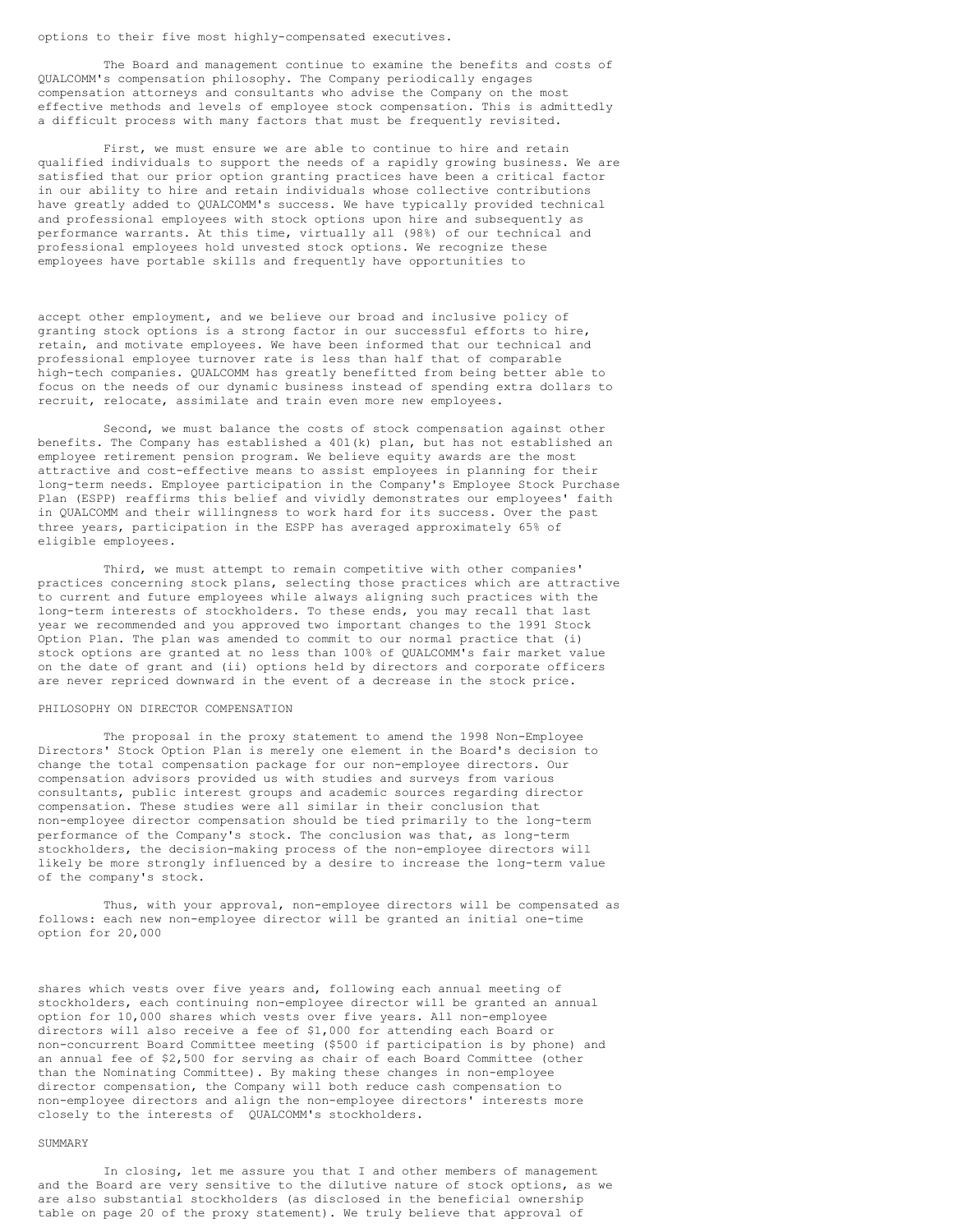options to their five most highly-compensated executives.

The Board and management continue to examine the benefits and costs of QUALCOMM's compensation philosophy. The Company periodically engages compensation attorneys and consultants who advise the Company on the most effective methods and levels of employee stock compensation. This is admittedly a difficult process with many factors that must be frequently revisited.

First, we must ensure we are able to continue to hire and retain qualified individuals to support the needs of a rapidly growing business. We are satisfied that our prior option granting practices have been a critical factor in our ability to hire and retain individuals whose collective contributions have greatly added to QUALCOMM's success. We have typically provided technical and professional employees with stock options upon hire and subsequently as performance warrants. At this time, virtually all (98%) of our technical and professional employees hold unvested stock options. We recognize these employees have portable skills and frequently have opportunities to accept other employment, and we believe our broad and inclusive policy of granting stock options is a strong factor in our successful efforts to hire, retain, and motivate employees. We have been informed that our technical and professional employee turnover rate is less than half that of comparable high-tech companies. QUALCOMM has greatly benefitted from being better able to focus on the needs of our dynamic business instead of spending extra dollars to recruit, relocate, assimilate and train even more new employees.

Second, we must balance the costs of stock compensation against other benefits. The Company has established a 401(k) plan, but has not established an employee retirement pension program. We believe equity awards are the most attractive and cost-effective means to assist employees in planning for their long-term needs. Employee participation in the Company's Employee Stock Purchase Plan (ESPP) reaffirms this belief and vividly demonstrates our employees' faith in QUALCOMM and their willingness to work hard for its success. Over the past three years, participation in the ESPP has averaged approximately 65% of eligible employees.

Third, we must attempt to remain competitive with other companies' practices concerning stock plans, selecting those practices which are attractive to current and future employees while always aligning such practices with the long-term interests of stockholders. To these ends, you may recall that last year we recommended and you approved two important changes to the 1991 Stock Option Plan. The plan was amended to commit to our normal practice that (i) stock options are granted at no less than 100% of QUALCOMM's fair market value on the date of grant and (ii) options held by directors and corporate officers are never repriced downward in the event of a decrease in the stock price.

## PHILOSOPHY ON DIRECTOR COMPENSATION

The proposal in the proxy statement to amend the 1998 Non-Employee Directors' Stock Option Plan is merely one element in the Board's decision to change the total compensation package for our non-employee directors. Our compensation advisors provided us with studies and surveys from various consultants, public interest groups and academic sources regarding director compensation. These studies were all similar in their conclusion that non-employee director compensation should be tied primarily to the long-term performance of the Company's stock. The conclusion was that, as long-term stockholders, the decision-making process of the non-employee directors will likely be more strongly influenced by a desire to increase the long-term value of the company's stock.

Thus, with your approval, non-employee directors will be compensated as follows: each new non-employee director will be granted an initial one-time option for 20,000 shares which vests over five years and, following each annual meeting of stockholders, each continuing non-employee director will be granted an annual option for 10,000 shares which vests over five years. All non-employee directors will also receive a fee of $1,000 for attending each Board or non-concurrent Board Committee meeting ($500 if participation is by phone) and an annual fee of $2,500 for serving as chair of each Board Committee (other than the Nominating Committee). By making these changes in non-employee director compensation, the Company will both reduce cash compensation to non-employee directors and align the non-employee directors' interests more closely to the interests of QUALCOMM's stockholders.

## SUMMARY

In closing, let me assure you that I and other members of management and the Board are very sensitive to the dilutive nature of stock options, as we are also substantial stockholders (as disclosed in the beneficial ownership table on page 20 of the proxy statement). We truly believe that approval of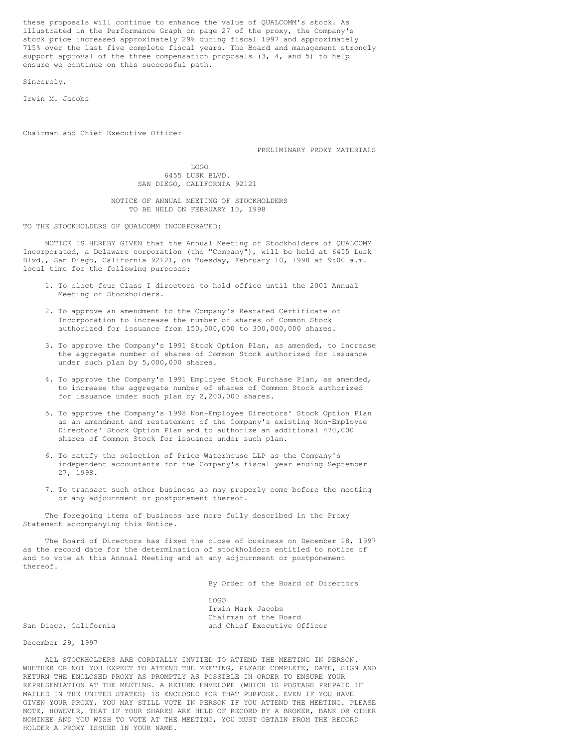these proposals will continue to enhance the value of QUALCOMM's stock. As illustrated in the Performance Graph on page 27 of the proxy, the Company's stock price increased approximately 29% during fiscal 1997 and approximately 715% over the last five complete fiscal years. The Board and management strongly support approval of the three compensation proposals (3, 4, and 5) to help ensure we continue on this successful path.

Sincerely,

Irwin M. Jacobs

Chairman and Chief Executive Officer

PRELIMINARY PROXY MATERIALS

LOGO
6455 LUSK BLVD.
SAN DIEGO, CALIFORNIA 92121

# NOTICE OF ANNUAL MEETING OF STOCKHOLDERS TO BE HELD ON FEBRUARY 10, 1998

TO THE STOCKHOLDERS OF QUALCOMM INCORPORATED:

NOTICE IS HEREBY GIVEN that the Annual Meeting of Stockholders of QUALCOMM Incorporated, a Delaware corporation (the "Company"), will be held at 6455 Lusk Blvd., San Diego, California 92121, on Tuesday, February 10, 1998 at 9:00 a.m. local time for the following purposes:

1. To elect four Class I directors to hold office until the 2001 Annual Meeting of Stockholders.

2. To approve an amendment to the Company's Restated Certificate of Incorporation to increase the number of shares of Common Stock authorized for issuance from 150,000,000 to 300,000,000 shares.

3. To approve the Company's 1991 Stock Option Plan, as amended, to increase the aggregate number of shares of Common Stock authorized for issuance under such plan by 5,000,000 shares.

4. To approve the Company's 1991 Employee Stock Purchase Plan, as amended, to increase the aggregate number of shares of Common Stock authorized for issuance under such plan by 2,200,000 shares.

5. To approve the Company's 1998 Non-Employee Directors' Stock Option Plan as an amendment and restatement of the Company's existing Non-Employee Directors' Stock Option Plan and to authorize an additional 470,000 shares of Common Stock for issuance under such plan.

6. To ratify the selection of Price Waterhouse LLP as the Company's independent accountants for the Company's fiscal year ending September 27, 1998.

7. To transact such other business as may properly come before the meeting or any adjournment or postponement thereof.

The foregoing items of business are more fully described in the Proxy Statement accompanying this Notice.

The Board of Directors has fixed the close of business on December 18, 1997 as the record date for the determination of stockholders entitled to notice of and to vote at this Annual Meeting and at any adjournment or postponement thereof.

By Order of the Board of Directors

LOGO
Irwin Mark Jacobs
Chairman of the Board
and Chief Executive Officer

San Diego, California

December 29, 1997

ALL STOCKHOLDERS ARE CORDIALLY INVITED TO ATTEND THE MEETING IN PERSON. WHETHER OR NOT YOU EXPECT TO ATTEND THE MEETING, PLEASE COMPLETE, DATE, SIGN AND RETURN THE ENCLOSED PROXY AS PROMPTLY AS POSSIBLE IN ORDER TO ENSURE YOUR REPRESENTATION AT THE MEETING. A RETURN ENVELOPE (WHICH IS POSTAGE PREPAID IF MAILED IN THE UNITED STATES) IS ENCLOSED FOR THAT PURPOSE. EVEN IF YOU HAVE GIVEN YOUR PROXY, YOU MAY STILL VOTE IN PERSON IF YOU ATTEND THE MEETING. PLEASE NOTE, HOWEVER, THAT IF YOUR SHARES ARE HELD OF RECORD BY A BROKER, BANK OR OTHER NOMINEE AND YOU WISH TO VOTE AT THE MEETING, YOU MUST OBTAIN FROM THE RECORD HOLDER A PROXY ISSUED IN YOUR NAME.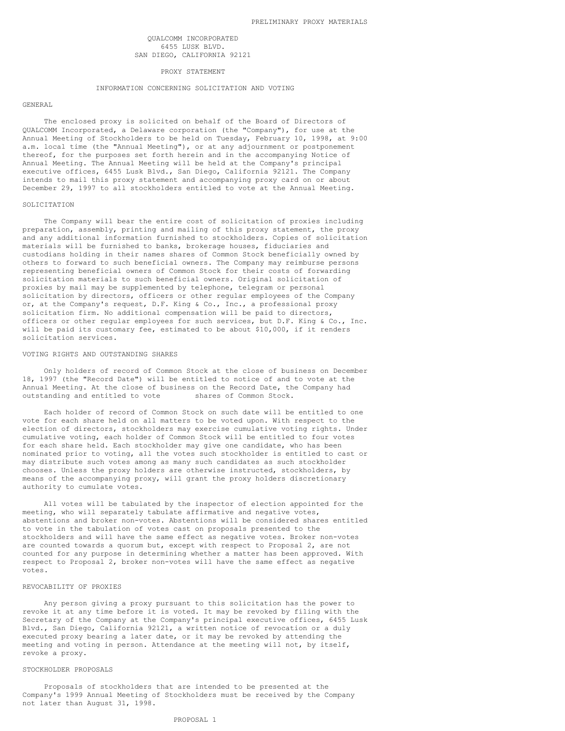PRELIMINARY PROXY MATERIALS

QUALCOMM INCORPORATED
6455 LUSK BLVD.
SAN DIEGO, CALIFORNIA 92121

# PROXY STATEMENT

## INFORMATION CONCERNING SOLICITATION AND VOTING

### GENERAL

The enclosed proxy is solicited on behalf of the Board of Directors of QUALCOMM Incorporated, a Delaware corporation (the "Company"), for use at the Annual Meeting of Stockholders to be held on Tuesday, February 10, 1998, at 9:00 a.m. local time (the "Annual Meeting"), or at any adjournment or postponement thereof, for the purposes set forth herein and in the accompanying Notice of Annual Meeting. The Annual Meeting will be held at the Company's principal executive offices, 6455 Lusk Blvd., San Diego, California 92121. The Company intends to mail this proxy statement and accompanying proxy card on or about December 29, 1997 to all stockholders entitled to vote at the Annual Meeting.

### SOLICITATION

The Company will bear the entire cost of solicitation of proxies including preparation, assembly, printing and mailing of this proxy statement, the proxy and any additional information furnished to stockholders. Copies of solicitation materials will be furnished to banks, brokerage houses, fiduciaries and custodians holding in their names shares of Common Stock beneficially owned by others to forward to such beneficial owners. The Company may reimburse persons representing beneficial owners of Common Stock for their costs of forwarding solicitation materials to such beneficial owners. Original solicitation of proxies by mail may be supplemented by telephone, telegram or personal solicitation by directors, officers or other regular employees of the Company or, at the Company's request, D.F. King & Co., Inc., a professional proxy solicitation firm. No additional compensation will be paid to directors, officers or other regular employees for such services, but D.F. King & Co., Inc. will be paid its customary fee, estimated to be about $10,000, if it renders solicitation services.

### VOTING RIGHTS AND OUTSTANDING SHARES

Only holders of record of Common Stock at the close of business on December 18, 1997 (the "Record Date") will be entitled to notice of and to vote at the Annual Meeting. At the close of business on the Record Date, the Company had outstanding and entitled to vote shares of Common Stock.

Each holder of record of Common Stock on such date will be entitled to one vote for each share held on all matters to be voted upon. With respect to the election of directors, stockholders may exercise cumulative voting rights. Under cumulative voting, each holder of Common Stock will be entitled to four votes for each share held. Each stockholder may give one candidate, who has been nominated prior to voting, all the votes such stockholder is entitled to cast or may distribute such votes among as many such candidates as such stockholder chooses. Unless the proxy holders are otherwise instructed, stockholders, by means of the accompanying proxy, will grant the proxy holders discretionary authority to cumulate votes.

All votes will be tabulated by the inspector of election appointed for the meeting, who will separately tabulate affirmative and negative votes, abstentions and broker non-votes. Abstentions will be considered shares entitled to vote in the tabulation of votes cast on proposals presented to the stockholders and will have the same effect as negative votes. Broker non-votes are counted towards a quorum but, except with respect to Proposal 2, are not counted for any purpose in determining whether a matter has been approved. With respect to Proposal 2, broker non-votes will have the same effect as negative votes.

### REVOCABILITY OF PROXIES

Any person giving a proxy pursuant to this solicitation has the power to revoke it at any time before it is voted. It may be revoked by filing with the Secretary of the Company at the Company's principal executive offices, 6455 Lusk Blvd., San Diego, California 92121, a written notice of revocation or a duly executed proxy bearing a later date, or it may be revoked by attending the meeting and voting in person. Attendance at the meeting will not, by itself, revoke a proxy.

### STOCKHOLDER PROPOSALS

Proposals of stockholders that are intended to be presented at the Company's 1999 Annual Meeting of Stockholders must be received by the Company not later than August 31, 1998.

## PROPOSAL 1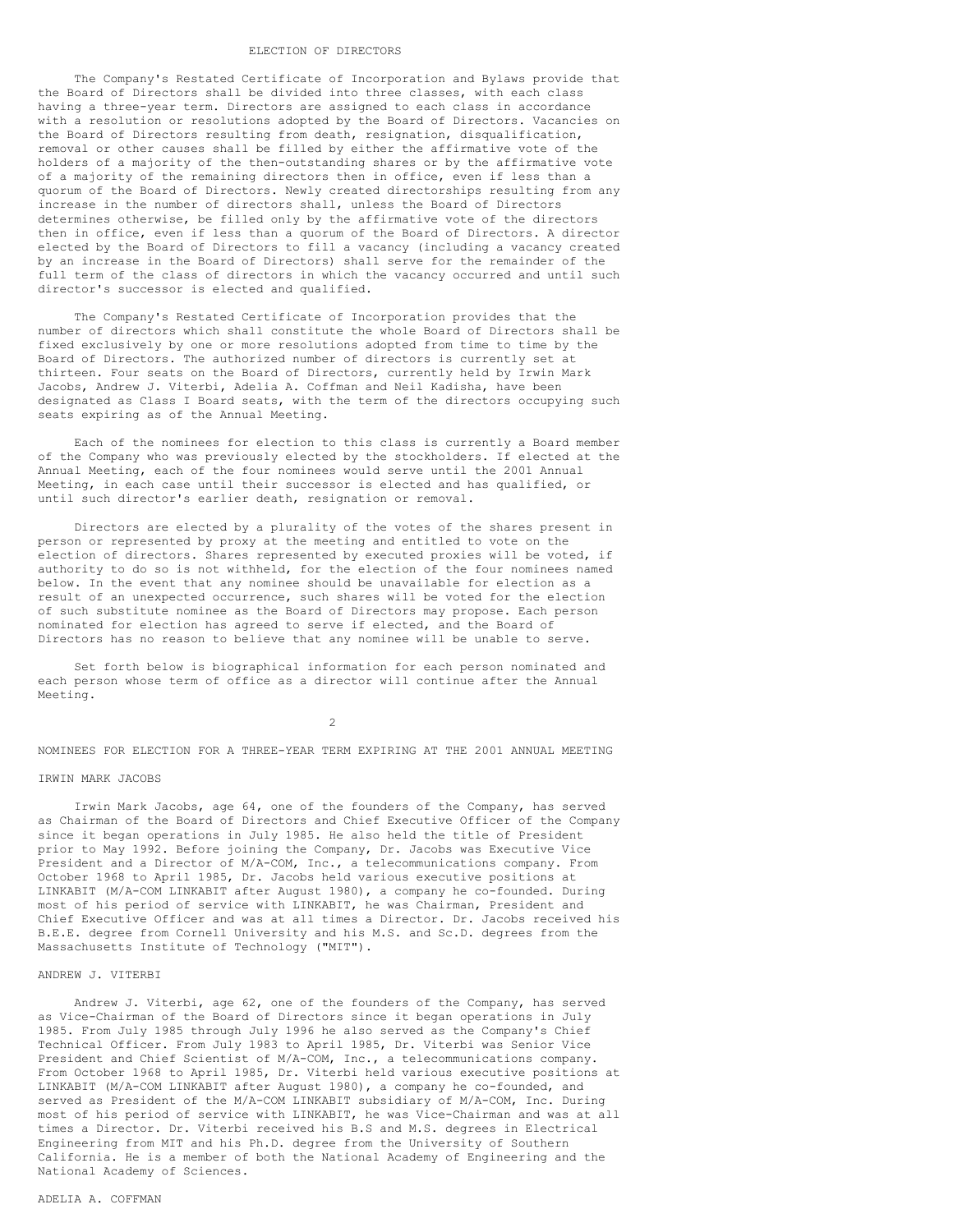## ELECTION OF DIRECTORS

The Company's Restated Certificate of Incorporation and Bylaws provide that the Board of Directors shall be divided into three classes, with each class having a three-year term. Directors are assigned to each class in accordance with a resolution or resolutions adopted by the Board of Directors. Vacancies on the Board of Directors resulting from death, resignation, disqualification, removal or other causes shall be filled by either the affirmative vote of the holders of a majority of the then-outstanding shares or by the affirmative vote of a majority of the remaining directors then in office, even if less than a quorum of the Board of Directors. Newly created directorships resulting from any increase in the number of directors shall, unless the Board of Directors determines otherwise, be filled only by the affirmative vote of the directors then in office, even if less than a quorum of the Board of Directors. A director elected by the Board of Directors to fill a vacancy (including a vacancy created by an increase in the Board of Directors) shall serve for the remainder of the full term of the class of directors in which the vacancy occurred and until such director's successor is elected and qualified.

The Company's Restated Certificate of Incorporation provides that the number of directors which shall constitute the whole Board of Directors shall be fixed exclusively by one or more resolutions adopted from time to time by the Board of Directors. The authorized number of directors is currently set at thirteen. Four seats on the Board of Directors, currently held by Irwin Mark Jacobs, Andrew J. Viterbi, Adelia A. Coffman and Neil Kadisha, have been designated as Class I Board seats, with the term of the directors occupying such seats expiring as of the Annual Meeting.

Each of the nominees for election to this class is currently a Board member of the Company who was previously elected by the stockholders. If elected at the Annual Meeting, each of the four nominees would serve until the 2001 Annual Meeting, in each case until their successor is elected and has qualified, or until such director's earlier death, resignation or removal.

Directors are elected by a plurality of the votes of the shares present in person or represented by proxy at the meeting and entitled to vote on the election of directors. Shares represented by executed proxies will be voted, if authority to do so is not withheld, for the election of the four nominees named below. In the event that any nominee should be unavailable for election as a result of an unexpected occurrence, such shares will be voted for the election of such substitute nominee as the Board of Directors may propose. Each person nominated for election has agreed to serve if elected, and the Board of Directors has no reason to believe that any nominee will be unable to serve.

Set forth below is biographical information for each person nominated and each person whose term of office as a director will continue after the Annual Meeting.

## NOMINEES FOR ELECTION FOR A THREE-YEAR TERM EXPIRING AT THE 2001 ANNUAL MEETING

### IRWIN MARK JACOBS

Irwin Mark Jacobs, age 64, one of the founders of the Company, has served as Chairman of the Board of Directors and Chief Executive Officer of the Company since it began operations in July 1985. He also held the title of President prior to May 1992. Before joining the Company, Dr. Jacobs was Executive Vice President and a Director of M/A-COM, Inc., a telecommunications company. From October 1968 to April 1985, Dr. Jacobs held various executive positions at LINKABIT (M/A-COM LINKABIT after August 1980), a company he co-founded. During most of his period of service with LINKABIT, he was Chairman, President and Chief Executive Officer and was at all times a Director. Dr. Jacobs received his B.E.E. degree from Cornell University and his M.S. and Sc.D. degrees from the Massachusetts Institute of Technology ("MIT").

### ANDREW J. VITERBI

Andrew J. Viterbi, age 62, one of the founders of the Company, has served as Vice-Chairman of the Board of Directors since it began operations in July 1985. From July 1985 through July 1996 he also served as the Company's Chief Technical Officer. From July 1983 to April 1985, Dr. Viterbi was Senior Vice President and Chief Scientist of M/A-COM, Inc., a telecommunications company. From October 1968 to April 1985, Dr. Viterbi held various executive positions at LINKABIT (M/A-COM LINKABIT after August 1980), a company he co-founded, and served as President of the M/A-COM LINKABIT subsidiary of M/A-COM, Inc. During most of his period of service with LINKABIT, he was Vice-Chairman and was at all times a Director. Dr. Viterbi received his B.S and M.S. degrees in Electrical Engineering from MIT and his Ph.D. degree from the University of Southern California. He is a member of both the National Academy of Engineering and the National Academy of Sciences.

### ADELIA A. COFFMAN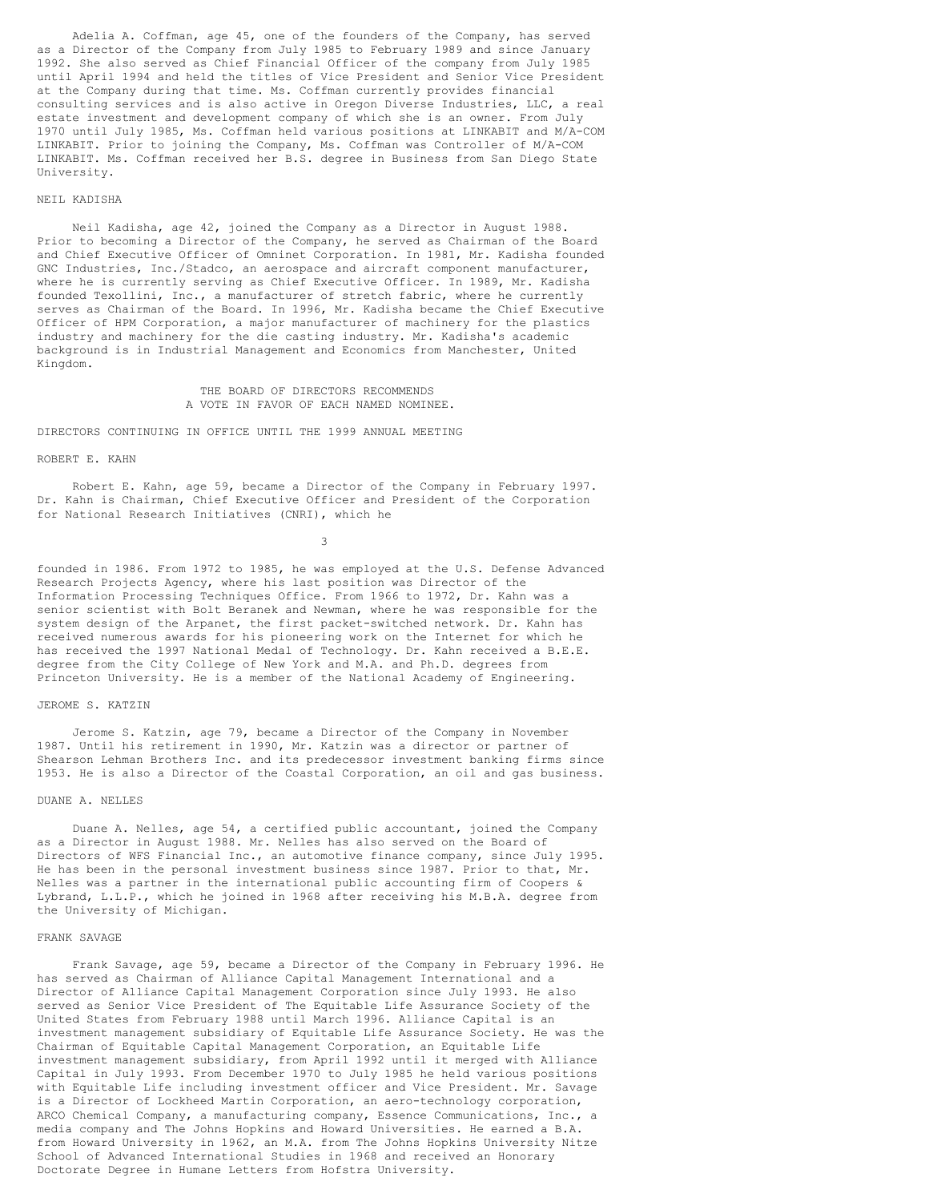Adelia A. Coffman, age 45, one of the founders of the Company, has served as a Director of the Company from July 1985 to February 1989 and since January 1992. She also served as Chief Financial Officer of the company from July 1985 until April 1994 and held the titles of Vice President and Senior Vice President at the Company during that time. Ms. Coffman currently provides financial consulting services and is also active in Oregon Diverse Industries, LLC, a real estate investment and development company of which she is an owner. From July 1970 until July 1985, Ms. Coffman held various positions at LINKABIT and M/A-COM LINKABIT. Prior to joining the Company, Ms. Coffman was Controller of M/A-COM LINKABIT. Ms. Coffman received her B.S. degree in Business from San Diego State University.

NEIL KADISHA

Neil Kadisha, age 42, joined the Company as a Director in August 1988. Prior to becoming a Director of the Company, he served as Chairman of the Board and Chief Executive Officer of Omninet Corporation. In 1981, Mr. Kadisha founded GNC Industries, Inc./Stadco, an aerospace and aircraft component manufacturer, where he is currently serving as Chief Executive Officer. In 1989, Mr. Kadisha founded Texollini, Inc., a manufacturer of stretch fabric, where he currently serves as Chairman of the Board. In 1996, Mr. Kadisha became the Chief Executive Officer of HPM Corporation, a major manufacturer of machinery for the plastics industry and machinery for the die casting industry. Mr. Kadisha's academic background is in Industrial Management and Economics from Manchester, United Kingdom.

THE BOARD OF DIRECTORS RECOMMENDS A VOTE IN FAVOR OF EACH NAMED NOMINEE.

DIRECTORS CONTINUING IN OFFICE UNTIL THE 1999 ANNUAL MEETING

ROBERT E. KAHN

Robert E. Kahn, age 59, became a Director of the Company in February 1997. Dr. Kahn is Chairman, Chief Executive Officer and President of the Corporation for National Research Initiatives (CNRI), which he founded in 1986. From 1972 to 1985, he was employed at the U.S. Defense Advanced Research Projects Agency, where his last position was Director of the Information Processing Techniques Office. From 1966 to 1972, Dr. Kahn was a senior scientist with Bolt Beranek and Newman, where he was responsible for the system design of the Arpanet, the first packet-switched network. Dr. Kahn has received numerous awards for his pioneering work on the Internet for which he has received the 1997 National Medal of Technology. Dr. Kahn received a B.E.E. degree from the City College of New York and M.A. and Ph.D. degrees from Princeton University. He is a member of the National Academy of Engineering.

JEROME S. KATZIN

Jerome S. Katzin, age 79, became a Director of the Company in November 1987. Until his retirement in 1990, Mr. Katzin was a director or partner of Shearson Lehman Brothers Inc. and its predecessor investment banking firms since 1953. He is also a Director of the Coastal Corporation, an oil and gas business.

DUANE A. NELLES

Duane A. Nelles, age 54, a certified public accountant, joined the Company as a Director in August 1988. Mr. Nelles has also served on the Board of Directors of WFS Financial Inc., an automotive finance company, since July 1995. He has been in the personal investment business since 1987. Prior to that, Mr. Nelles was a partner in the international public accounting firm of Coopers & Lybrand, L.L.P., which he joined in 1968 after receiving his M.B.A. degree from the University of Michigan.

FRANK SAVAGE

Frank Savage, age 59, became a Director of the Company in February 1996. He has served as Chairman of Alliance Capital Management International and a Director of Alliance Capital Management Corporation since July 1993. He also served as Senior Vice President of The Equitable Life Assurance Society of the United States from February 1988 until March 1996. Alliance Capital is an investment management subsidiary of Equitable Life Assurance Society. He was the Chairman of Equitable Capital Management Corporation, an Equitable Life investment management subsidiary, from April 1992 until it merged with Alliance Capital in July 1993. From December 1970 to July 1985 he held various positions with Equitable Life including investment officer and Vice President. Mr. Savage is a Director of Lockheed Martin Corporation, an aero-technology corporation, ARCO Chemical Company, a manufacturing company, Essence Communications, Inc., a media company and The Johns Hopkins and Howard Universities. He earned a B.A. from Howard University in 1962, an M.A. from The Johns Hopkins University Nitze School of Advanced International Studies in 1968 and received an Honorary Doctorate Degree in Humane Letters from Hofstra University.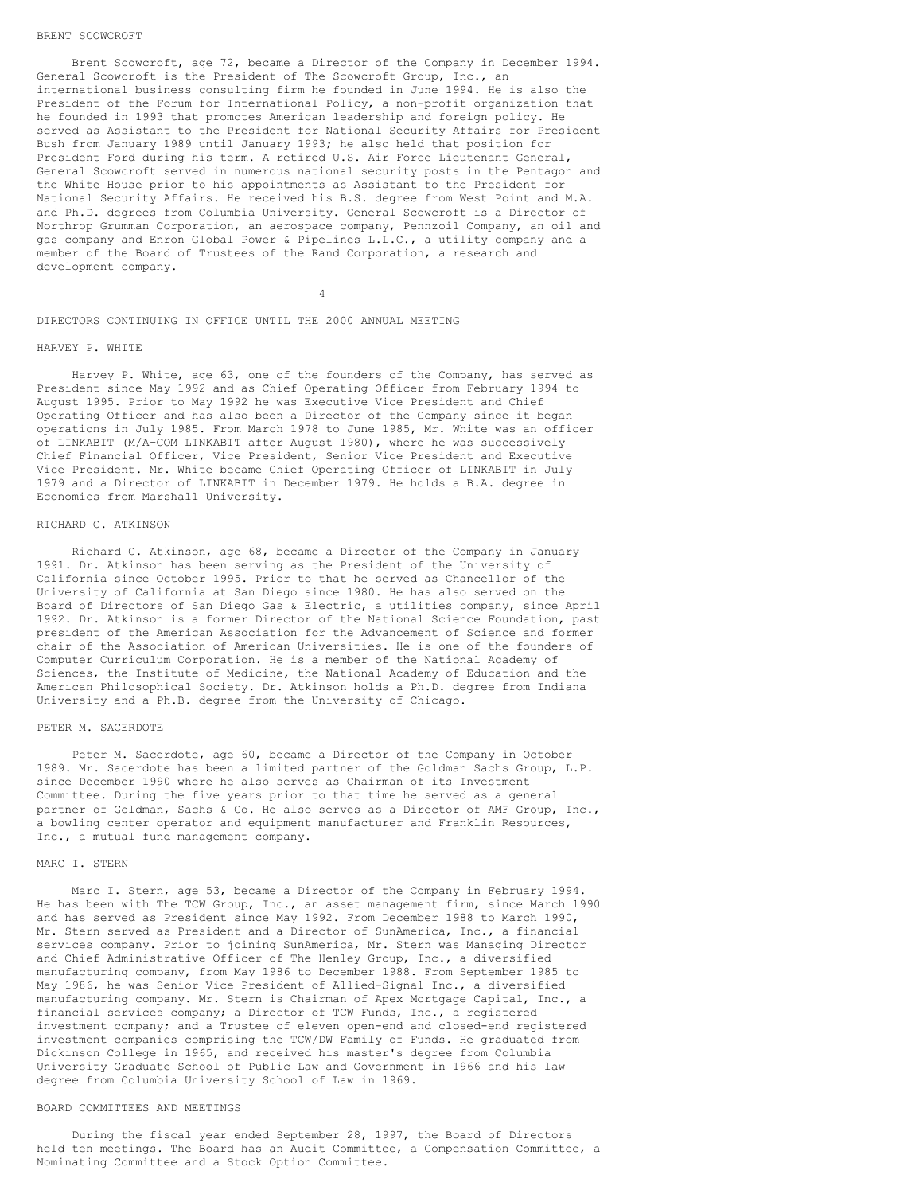### BRENT SCOWCROFT

Brent Scowcroft, age 72, became a Director of the Company in December 1994. General Scowcroft is the President of The Scowcroft Group, Inc., an international business consulting firm he founded in June 1994. He is also the President of the Forum for International Policy, a non-profit organization that he founded in 1993 that promotes American leadership and foreign policy. He served as Assistant to the President for National Security Affairs for President Bush from January 1989 until January 1993; he also held that position for President Ford during his term. A retired U.S. Air Force Lieutenant General, General Scowcroft served in numerous national security posts in the Pentagon and the White House prior to his appointments as Assistant to the President for National Security Affairs. He received his B.S. degree from West Point and M.A. and Ph.D. degrees from Columbia University. General Scowcroft is a Director of Northrop Grumman Corporation, an aerospace company, Pennzoil Company, an oil and gas company and Enron Global Power & Pipelines L.L.C., a utility company and a member of the Board of Trustees of the Rand Corporation, a research and development company.

## DIRECTORS CONTINUING IN OFFICE UNTIL THE 2000 ANNUAL MEETING

### HARVEY P. WHITE

Harvey P. White, age 63, one of the founders of the Company, has served as President since May 1992 and as Chief Operating Officer from February 1994 to August 1995. Prior to May 1992 he was Executive Vice President and Chief Operating Officer and has also been a Director of the Company since it began operations in July 1985. From March 1978 to June 1985, Mr. White was an officer of LINKABIT (M/A-COM LINKABIT after August 1980), where he was successively Chief Financial Officer, Vice President, Senior Vice President and Executive Vice President. Mr. White became Chief Operating Officer of LINKABIT in July 1979 and a Director of LINKABIT in December 1979. He holds a B.A. degree in Economics from Marshall University.

### RICHARD C. ATKINSON

Richard C. Atkinson, age 68, became a Director of the Company in January 1991. Dr. Atkinson has been serving as the President of the University of California since October 1995. Prior to that he served as Chancellor of the University of California at San Diego since 1980. He has also served on the Board of Directors of San Diego Gas & Electric, a utilities company, since April 1992. Dr. Atkinson is a former Director of the National Science Foundation, past president of the American Association for the Advancement of Science and former chair of the Association of American Universities. He is one of the founders of Computer Curriculum Corporation. He is a member of the National Academy of Sciences, the Institute of Medicine, the National Academy of Education and the American Philosophical Society. Dr. Atkinson holds a Ph.D. degree from Indiana University and a Ph.B. degree from the University of Chicago.

### PETER M. SACERDOTE

Peter M. Sacerdote, age 60, became a Director of the Company in October 1989. Mr. Sacerdote has been a limited partner of the Goldman Sachs Group, L.P. since December 1990 where he also serves as Chairman of its Investment Committee. During the five years prior to that time he served as a general partner of Goldman, Sachs & Co. He also serves as a Director of AMF Group, Inc., a bowling center operator and equipment manufacturer and Franklin Resources, Inc., a mutual fund management company.

### MARC I. STERN

Marc I. Stern, age 53, became a Director of the Company in February 1994. He has been with The TCW Group, Inc., an asset management firm, since March 1990 and has served as President since May 1992. From December 1988 to March 1990, Mr. Stern served as President and a Director of SunAmerica, Inc., a financial services company. Prior to joining SunAmerica, Mr. Stern was Managing Director and Chief Administrative Officer of The Henley Group, Inc., a diversified manufacturing company, from May 1986 to December 1988. From September 1985 to May 1986, he was Senior Vice President of Allied-Signal Inc., a diversified manufacturing company. Mr. Stern is Chairman of Apex Mortgage Capital, Inc., a financial services company; a Director of TCW Funds, Inc., a registered investment company; and a Trustee of eleven open-end and closed-end registered investment companies comprising the TCW/DW Family of Funds. He graduated from Dickinson College in 1965, and received his master's degree from Columbia University Graduate School of Public Law and Government in 1966 and his law degree from Columbia University School of Law in 1969.

## BOARD COMMITTEES AND MEETINGS

During the fiscal year ended September 28, 1997, the Board of Directors held ten meetings. The Board has an Audit Committee, a Compensation Committee, a Nominating Committee and a Stock Option Committee.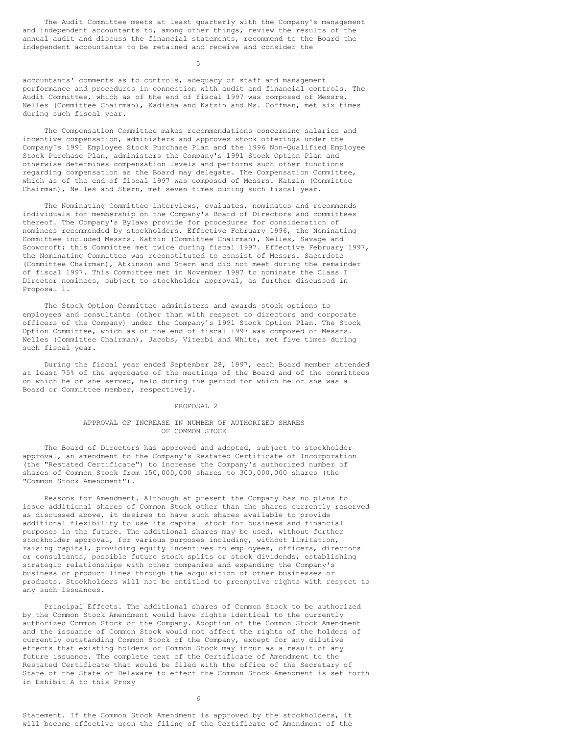The Audit Committee meets at least quarterly with the Company's management and independent accountants to, among other things, review the results of the annual audit and discuss the financial statements, recommend to the Board the independent accountants to be retained and receive and consider the accountants' comments as to controls, adequacy of staff and management performance and procedures in connection with audit and financial controls. The Audit Committee, which as of the end of fiscal 1997 was composed of Messrs. Nelles (Committee Chairman), Kadisha and Katzin and Ms. Coffman, met six times during such fiscal year.

The Compensation Committee makes recommendations concerning salaries and incentive compensation, administers and approves stock offerings under the Company's 1991 Employee Stock Purchase Plan and the 1996 Non-Qualified Employee Stock Purchase Plan, administers the Company's 1991 Stock Option Plan and otherwise determines compensation levels and performs such other functions regarding compensation as the Board may delegate. The Compensation Committee, which as of the end of fiscal 1997 was composed of Messrs. Katzin (Committee Chairman), Nelles and Stern, met seven times during such fiscal year.

The Nominating Committee interviews, evaluates, nominates and recommends individuals for membership on the Company's Board of Directors and committees thereof. The Company's Bylaws provide for procedures for consideration of nominees recommended by stockholders. Effective February 1996, the Nominating Committee included Messrs. Katzin (Committee Chairman), Nelles, Savage and Scowcroft; this Committee met twice during fiscal 1997. Effective February 1997, the Nominating Committee was reconstituted to consist of Messrs. Sacerdote (Committee Chairman), Atkinson and Stern and did not meet during the remainder of fiscal 1997. This Committee met in November 1997 to nominate the Class I Director nominees, subject to stockholder approval, as further discussed in Proposal 1.

The Stock Option Committee administers and awards stock options to employees and consultants (other than with respect to directors and corporate officers of the Company) under the Company's 1991 Stock Option Plan. The Stock Option Committee, which as of the end of fiscal 1997 was composed of Messrs. Nelles (Committee Chairman), Jacobs, Viterbi and White, met five times during such fiscal year.

During the fiscal year ended September 28, 1997, each Board member attended at least 75% of the aggregate of the meetings of the Board and of the committees on which he or she served, held during the period for which he or she was a Board or Committee member, respectively.

## PROPOSAL 2

### APPROVAL OF INCREASE IN NUMBER OF AUTHORIZED SHARES OF COMMON STOCK

The Board of Directors has approved and adopted, subject to stockholder approval, an amendment to the Company's Restated Certificate of Incorporation (the "Restated Certificate") to increase the Company's authorized number of shares of Common Stock from 150,000,000 shares to 300,000,000 shares (the "Common Stock Amendment").

Reasons for Amendment. Although at present the Company has no plans to issue additional shares of Common Stock other than the shares currently reserved as discussed above, it desires to have such shares available to provide additional flexibility to use its capital stock for business and financial purposes in the future. The additional shares may be used, without further stockholder approval, for various purposes including, without limitation, raising capital, providing equity incentives to employees, officers, directors or consultants, possible future stock splits or stock dividends, establishing strategic relationships with other companies and expanding the Company's business or product lines through the acquisition of other businesses or products. Stockholders will not be entitled to preemptive rights with respect to any such issuances.

Principal Effects. The additional shares of Common Stock to be authorized by the Common Stock Amendment would have rights identical to the currently authorized Common Stock of the Company. Adoption of the Common Stock Amendment and the issuance of Common Stock would not affect the rights of the holders of currently outstanding Common Stock of the Company, except for any dilutive effects that existing holders of Common Stock may incur as a result of any future issuance. The complete text of the Certificate of Amendment to the Restated Certificate that would be filed with the office of the Secretary of State of the State of Delaware to effect the Common Stock Amendment is set forth in Exhibit A to this Proxy Statement. If the Common Stock Amendment is approved by the stockholders, it will become effective upon the filing of the Certificate of Amendment of the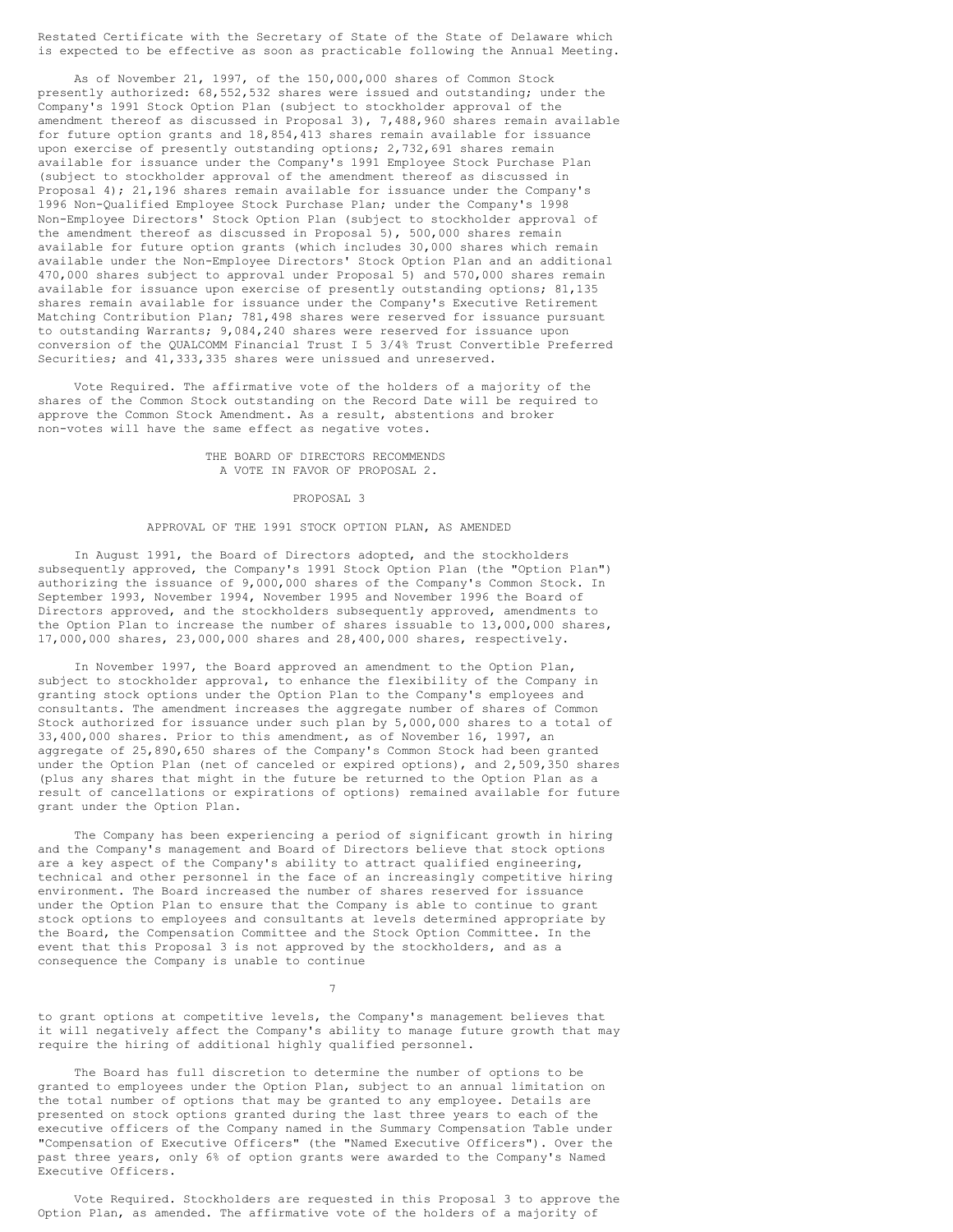Restated Certificate with the Secretary of State of the State of Delaware which is expected to be effective as soon as practicable following the Annual Meeting.

As of November 21, 1997, of the 150,000,000 shares of Common Stock presently authorized: 68,552,532 shares were issued and outstanding; under the Company's 1991 Stock Option Plan (subject to stockholder approval of the amendment thereof as discussed in Proposal 3), 7,488,960 shares remain available for future option grants and 18,854,413 shares remain available for issuance upon exercise of presently outstanding options; 2,732,691 shares remain available for issuance under the Company's 1991 Employee Stock Purchase Plan (subject to stockholder approval of the amendment thereof as discussed in Proposal 4); 21,196 shares remain available for issuance under the Company's 1996 Non-Qualified Employee Stock Purchase Plan; under the Company's 1998 Non-Employee Directors' Stock Option Plan (subject to stockholder approval of the amendment thereof as discussed in Proposal 5), 500,000 shares remain available for future option grants (which includes 30,000 shares which remain available under the Non-Employee Directors' Stock Option Plan and an additional 470,000 shares subject to approval under Proposal 5) and 570,000 shares remain available for issuance upon exercise of presently outstanding options; 81,135 shares remain available for issuance under the Company's Executive Retirement Matching Contribution Plan; 781,498 shares were reserved for issuance pursuant to outstanding Warrants; 9,084,240 shares were reserved for issuance upon conversion of the QUALCOMM Financial Trust I 5 3/4% Trust Convertible Preferred Securities; and 41,333,335 shares were unissued and unreserved.

Vote Required. The affirmative vote of the holders of a majority of the shares of the Common Stock outstanding on the Record Date will be required to approve the Common Stock Amendment. As a result, abstentions and broker non-votes will have the same effect as negative votes.

THE BOARD OF DIRECTORS RECOMMENDS A VOTE IN FAVOR OF PROPOSAL 2.

## PROPOSAL 3

### APPROVAL OF THE 1991 STOCK OPTION PLAN, AS AMENDED

In August 1991, the Board of Directors adopted, and the stockholders subsequently approved, the Company's 1991 Stock Option Plan (the "Option Plan") authorizing the issuance of 9,000,000 shares of the Company's Common Stock. In September 1993, November 1994, November 1995 and November 1996 the Board of Directors approved, and the stockholders subsequently approved, amendments to the Option Plan to increase the number of shares issuable to 13,000,000 shares, 17,000,000 shares, 23,000,000 shares and 28,400,000 shares, respectively.

In November 1997, the Board approved an amendment to the Option Plan, subject to stockholder approval, to enhance the flexibility of the Company in granting stock options under the Option Plan to the Company's employees and consultants. The amendment increases the aggregate number of shares of Common Stock authorized for issuance under such plan by 5,000,000 shares to a total of 33,400,000 shares. Prior to this amendment, as of November 16, 1997, an aggregate of 25,890,650 shares of the Company's Common Stock had been granted under the Option Plan (net of canceled or expired options), and 2,509,350 shares (plus any shares that might in the future be returned to the Option Plan as a result of cancellations or expirations of options) remained available for future grant under the Option Plan.

The Company has been experiencing a period of significant growth in hiring and the Company's management and Board of Directors believe that stock options are a key aspect of the Company's ability to attract qualified engineering, technical and other personnel in the face of an increasingly competitive hiring environment. The Board increased the number of shares reserved for issuance under the Option Plan to ensure that the Company is able to continue to grant stock options to employees and consultants at levels determined appropriate by the Board, the Compensation Committee and the Stock Option Committee. In the event that this Proposal 3 is not approved by the stockholders, and as a consequence the Company is unable to continue to grant options at competitive levels, the Company's management believes that it will negatively affect the Company's ability to manage future growth that may require the hiring of additional highly qualified personnel.

The Board has full discretion to determine the number of options to be granted to employees under the Option Plan, subject to an annual limitation on the total number of options that may be granted to any employee. Details are presented on stock options granted during the last three years to each of the executive officers of the Company named in the Summary Compensation Table under "Compensation of Executive Officers" (the "Named Executive Officers"). Over the past three years, only 6% of option grants were awarded to the Company's Named Executive Officers.

Vote Required. Stockholders are requested in this Proposal 3 to approve the Option Plan, as amended. The affirmative vote of the holders of a majority of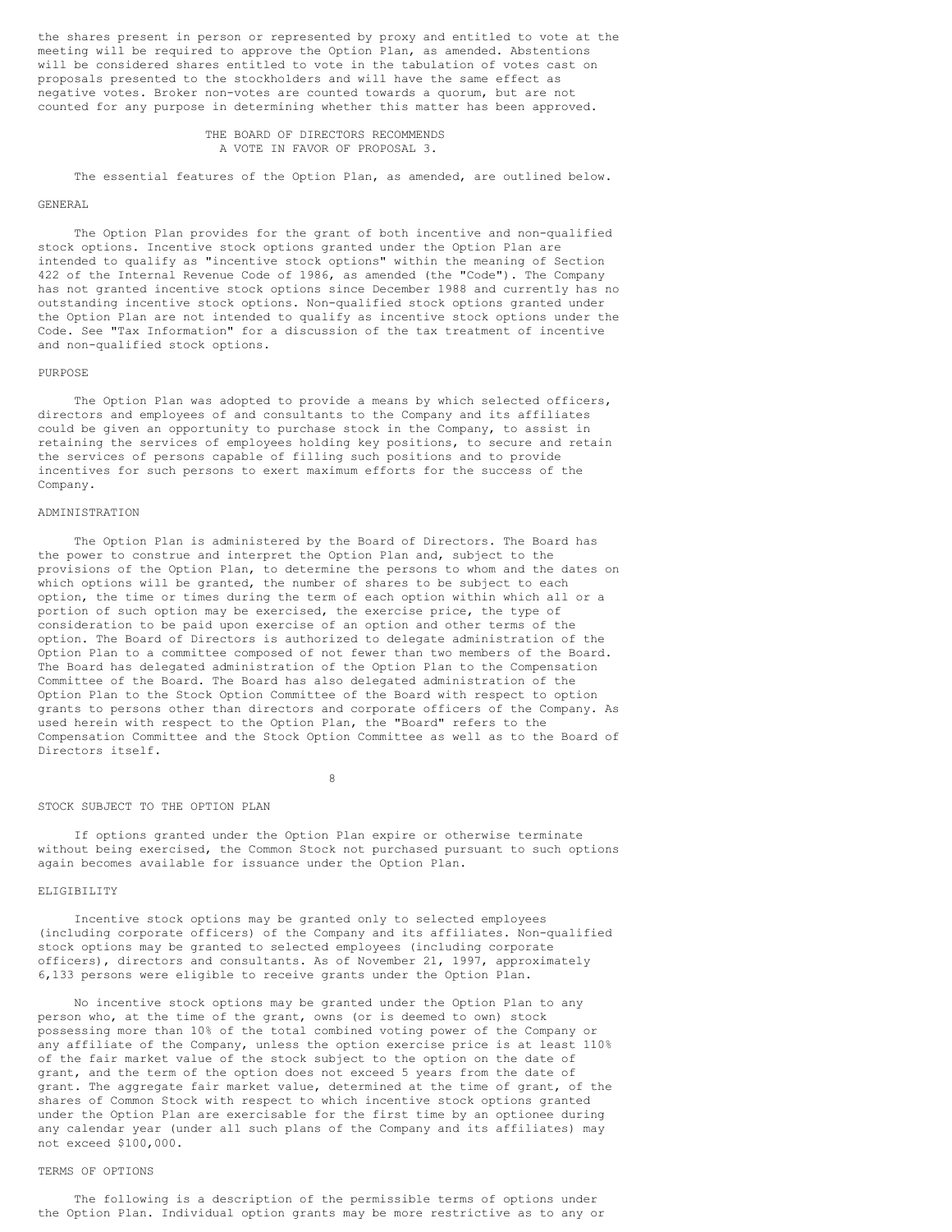the shares present in person or represented by proxy and entitled to vote at the meeting will be required to approve the Option Plan, as amended. Abstentions will be considered shares entitled to vote in the tabulation of votes cast on proposals presented to the stockholders and will have the same effect as negative votes. Broker non-votes are counted towards a quorum, but are not counted for any purpose in determining whether this matter has been approved.

THE BOARD OF DIRECTORS RECOMMENDS A VOTE IN FAVOR OF PROPOSAL 3.

The essential features of the Option Plan, as amended, are outlined below.

## GENERAL

The Option Plan provides for the grant of both incentive and non-qualified stock options. Incentive stock options granted under the Option Plan are intended to qualify as "incentive stock options" within the meaning of Section 422 of the Internal Revenue Code of 1986, as amended (the "Code"). The Company has not granted incentive stock options since December 1988 and currently has no outstanding incentive stock options. Non-qualified stock options granted under the Option Plan are not intended to qualify as incentive stock options under the Code. See "Tax Information" for a discussion of the tax treatment of incentive and non-qualified stock options.

## PURPOSE

The Option Plan was adopted to provide a means by which selected officers, directors and employees of and consultants to the Company and its affiliates could be given an opportunity to purchase stock in the Company, to assist in retaining the services of employees holding key positions, to secure and retain the services of persons capable of filling such positions and to provide incentives for such persons to exert maximum efforts for the success of the Company.

## ADMINISTRATION

The Option Plan is administered by the Board of Directors. The Board has the power to construe and interpret the Option Plan and, subject to the provisions of the Option Plan, to determine the persons to whom and the dates on which options will be granted, the number of shares to be subject to each option, the time or times during the term of each option within which all or a portion of such option may be exercised, the exercise price, the type of consideration to be paid upon exercise of an option and other terms of the option. The Board of Directors is authorized to delegate administration of the Option Plan to a committee composed of not fewer than two members of the Board. The Board has delegated administration of the Option Plan to the Compensation Committee of the Board. The Board has also delegated administration of the Option Plan to the Stock Option Committee of the Board with respect to option grants to persons other than directors and corporate officers of the Company. As used herein with respect to the Option Plan, the "Board" refers to the Compensation Committee and the Stock Option Committee as well as to the Board of Directors itself.

## STOCK SUBJECT TO THE OPTION PLAN

If options granted under the Option Plan expire or otherwise terminate without being exercised, the Common Stock not purchased pursuant to such options again becomes available for issuance under the Option Plan.

## ELIGIBILITY

Incentive stock options may be granted only to selected employees (including corporate officers) of the Company and its affiliates. Non-qualified stock options may be granted to selected employees (including corporate officers), directors and consultants. As of November 21, 1997, approximately 6,133 persons were eligible to receive grants under the Option Plan.

No incentive stock options may be granted under the Option Plan to any person who, at the time of the grant, owns (or is deemed to own) stock possessing more than 10% of the total combined voting power of the Company or any affiliate of the Company, unless the option exercise price is at least 110% of the fair market value of the stock subject to the option on the date of grant, and the term of the option does not exceed 5 years from the date of grant. The aggregate fair market value, determined at the time of grant, of the shares of Common Stock with respect to which incentive stock options granted under the Option Plan are exercisable for the first time by an optionee during any calendar year (under all such plans of the Company and its affiliates) may not exceed $100,000.

## TERMS OF OPTIONS

The following is a description of the permissible terms of options under the Option Plan. Individual option grants may be more restrictive as to any or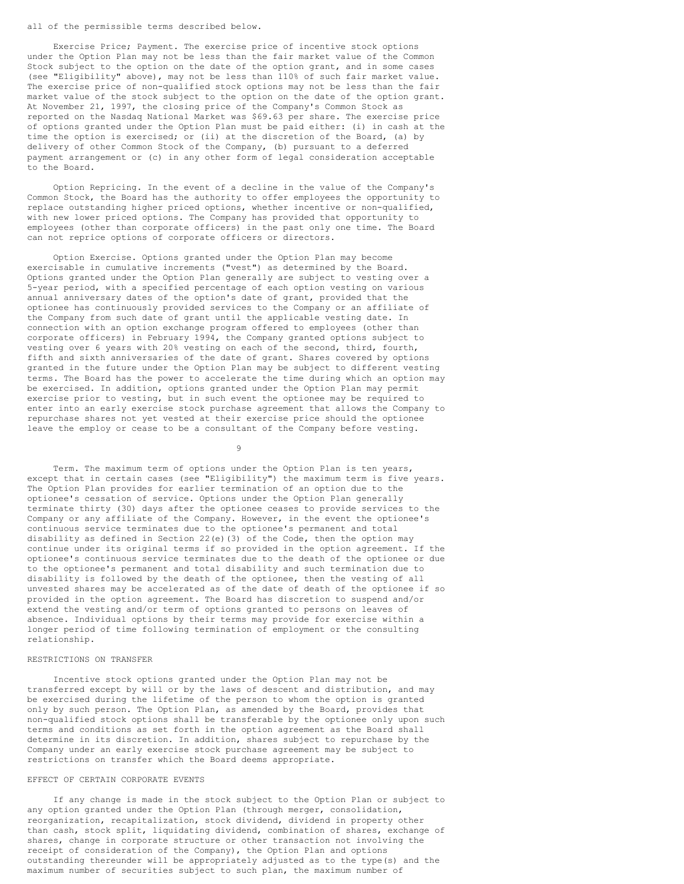all of the permissible terms described below.

Exercise Price; Payment. The exercise price of incentive stock options under the Option Plan may not be less than the fair market value of the Common Stock subject to the option on the date of the option grant, and in some cases (see "Eligibility" above), may not be less than 110% of such fair market value. The exercise price of non-qualified stock options may not be less than the fair market value of the stock subject to the option on the date of the option grant. At November 21, 1997, the closing price of the Company's Common Stock as reported on the Nasdaq National Market was $69.63 per share. The exercise price of options granted under the Option Plan must be paid either: (i) in cash at the time the option is exercised; or (ii) at the discretion of the Board, (a) by delivery of other Common Stock of the Company, (b) pursuant to a deferred payment arrangement or (c) in any other form of legal consideration acceptable to the Board.

Option Repricing. In the event of a decline in the value of the Company's Common Stock, the Board has the authority to offer employees the opportunity to replace outstanding higher priced options, whether incentive or non-qualified, with new lower priced options. The Company has provided that opportunity to employees (other than corporate officers) in the past only one time. The Board can not reprice options of corporate officers or directors.

Option Exercise. Options granted under the Option Plan may become exercisable in cumulative increments ("vest") as determined by the Board. Options granted under the Option Plan generally are subject to vesting over a 5-year period, with a specified percentage of each option vesting on various annual anniversary dates of the option's date of grant, provided that the optionee has continuously provided services to the Company or an affiliate of the Company from such date of grant until the applicable vesting date. In connection with an option exchange program offered to employees (other than corporate officers) in February 1994, the Company granted options subject to vesting over 6 years with 20% vesting on each of the second, third, fourth, fifth and sixth anniversaries of the date of grant. Shares covered by options granted in the future under the Option Plan may be subject to different vesting terms. The Board has the power to accelerate the time during which an option may be exercised. In addition, options granted under the Option Plan may permit exercise prior to vesting, but in such event the optionee may be required to enter into an early exercise stock purchase agreement that allows the Company to repurchase shares not yet vested at their exercise price should the optionee leave the employ or cease to be a consultant of the Company before vesting.

Term. The maximum term of options under the Option Plan is ten years, except that in certain cases (see "Eligibility") the maximum term is five years. The Option Plan provides for earlier termination of an option due to the optionee's cessation of service. Options under the Option Plan generally terminate thirty (30) days after the optionee ceases to provide services to the Company or any affiliate of the Company. However, in the event the optionee's continuous service terminates due to the optionee's permanent and total disability as defined in Section 22(e)(3) of the Code, then the option may continue under its original terms if so provided in the option agreement. If the optionee's continuous service terminates due to the death of the optionee or due to the optionee's permanent and total disability and such termination due to disability is followed by the death of the optionee, then the vesting of all unvested shares may be accelerated as of the date of death of the optionee if so provided in the option agreement. The Board has discretion to suspend and/or extend the vesting and/or term of options granted to persons on leaves of absence. Individual options by their terms may provide for exercise within a longer period of time following termination of employment or the consulting relationship.

## RESTRICTIONS ON TRANSFER

Incentive stock options granted under the Option Plan may not be transferred except by will or by the laws of descent and distribution, and may be exercised during the lifetime of the person to whom the option is granted only by such person. The Option Plan, as amended by the Board, provides that non-qualified stock options shall be transferable by the optionee only upon such terms and conditions as set forth in the option agreement as the Board shall determine in its discretion. In addition, shares subject to repurchase by the Company under an early exercise stock purchase agreement may be subject to restrictions on transfer which the Board deems appropriate.

## EFFECT OF CERTAIN CORPORATE EVENTS

If any change is made in the stock subject to the Option Plan or subject to any option granted under the Option Plan (through merger, consolidation, reorganization, recapitalization, stock dividend, dividend in property other than cash, stock split, liquidating dividend, combination of shares, exchange of shares, change in corporate structure or other transaction not involving the receipt of consideration of the Company), the Option Plan and options outstanding thereunder will be appropriately adjusted as to the type(s) and the maximum number of securities subject to such plan, the maximum number of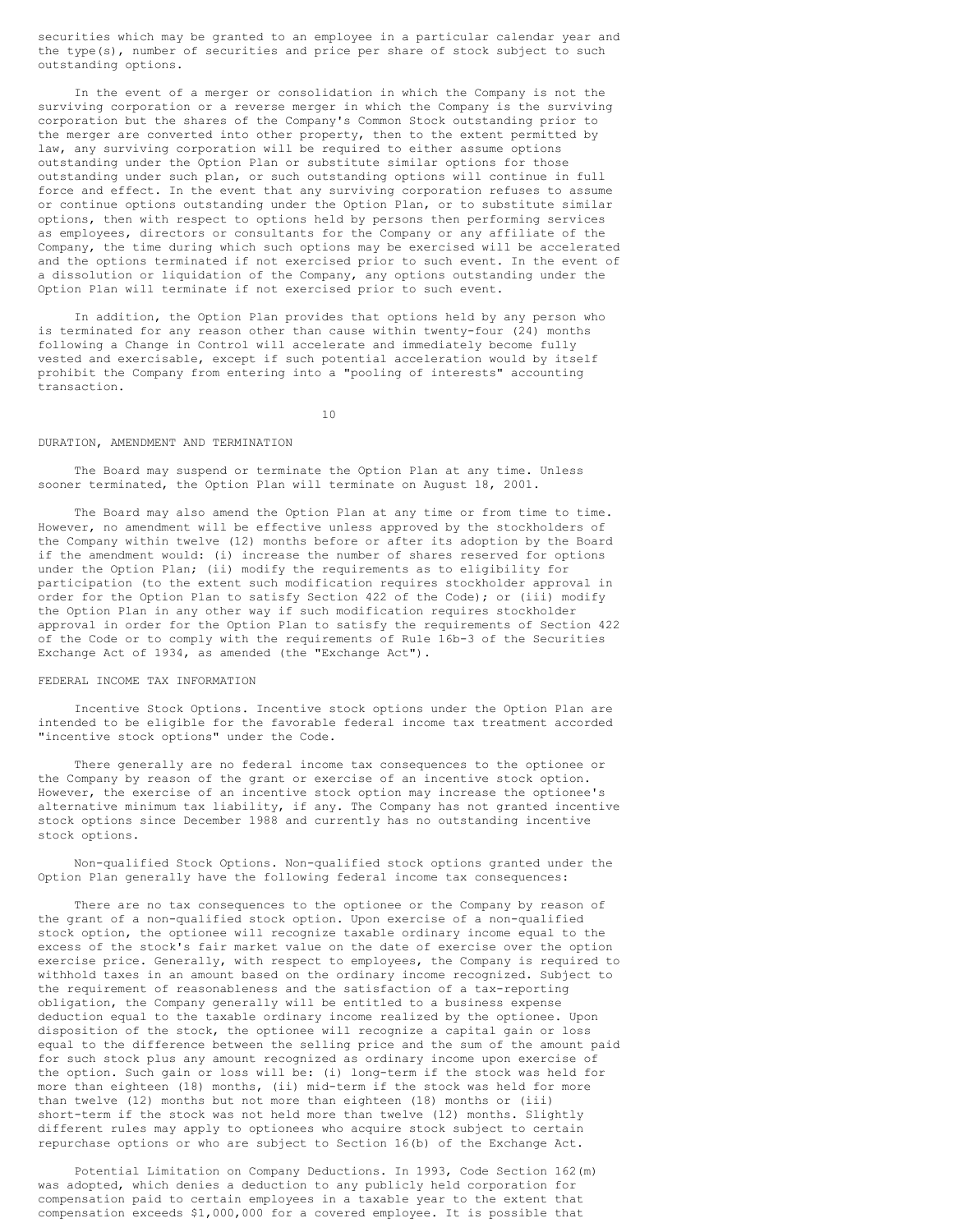securities which may be granted to an employee in a particular calendar year and the type(s), number of securities and price per share of stock subject to such outstanding options.

In the event of a merger or consolidation in which the Company is not the surviving corporation or a reverse merger in which the Company is the surviving corporation but the shares of the Company's Common Stock outstanding prior to the merger are converted into other property, then to the extent permitted by law, any surviving corporation will be required to either assume options outstanding under the Option Plan or substitute similar options for those outstanding under such plan, or such outstanding options will continue in full force and effect. In the event that any surviving corporation refuses to assume or continue options outstanding under the Option Plan, or to substitute similar options, then with respect to options held by persons then performing services as employees, directors or consultants for the Company or any affiliate of the Company, the time during which such options may be exercised will be accelerated and the options terminated if not exercised prior to such event. In the event of a dissolution or liquidation of the Company, any options outstanding under the Option Plan will terminate if not exercised prior to such event.

In addition, the Option Plan provides that options held by any person who is terminated for any reason other than cause within twenty-four (24) months following a Change in Control will accelerate and immediately become fully vested and exercisable, except if such potential acceleration would by itself prohibit the Company from entering into a "pooling of interests" accounting transaction.

DURATION, AMENDMENT AND TERMINATION

The Board may suspend or terminate the Option Plan at any time. Unless sooner terminated, the Option Plan will terminate on August 18, 2001.

The Board may also amend the Option Plan at any time or from time to time. However, no amendment will be effective unless approved by the stockholders of the Company within twelve (12) months before or after its adoption by the Board if the amendment would: (i) increase the number of shares reserved for options under the Option Plan; (ii) modify the requirements as to eligibility for participation (to the extent such modification requires stockholder approval in order for the Option Plan to satisfy Section 422 of the Code); or (iii) modify the Option Plan in any other way if such modification requires stockholder approval in order for the Option Plan to satisfy the requirements of Section 422 of the Code or to comply with the requirements of Rule 16b-3 of the Securities Exchange Act of 1934, as amended (the "Exchange Act").

FEDERAL INCOME TAX INFORMATION

Incentive Stock Options. Incentive stock options under the Option Plan are intended to be eligible for the favorable federal income tax treatment accorded "incentive stock options" under the Code.

There generally are no federal income tax consequences to the optionee or the Company by reason of the grant or exercise of an incentive stock option. However, the exercise of an incentive stock option may increase the optionee's alternative minimum tax liability, if any. The Company has not granted incentive stock options since December 1988 and currently has no outstanding incentive stock options.

Non-qualified Stock Options. Non-qualified stock options granted under the Option Plan generally have the following federal income tax consequences:

There are no tax consequences to the optionee or the Company by reason of the grant of a non-qualified stock option. Upon exercise of a non-qualified stock option, the optionee will recognize taxable ordinary income equal to the excess of the stock's fair market value on the date of exercise over the option exercise price. Generally, with respect to employees, the Company is required to withhold taxes in an amount based on the ordinary income recognized. Subject to the requirement of reasonableness and the satisfaction of a tax-reporting obligation, the Company generally will be entitled to a business expense deduction equal to the taxable ordinary income realized by the optionee. Upon disposition of the stock, the optionee will recognize a capital gain or loss equal to the difference between the selling price and the sum of the amount paid for such stock plus any amount recognized as ordinary income upon exercise of the option. Such gain or loss will be: (i) long-term if the stock was held for more than eighteen (18) months, (ii) mid-term if the stock was held for more than twelve (12) months but not more than eighteen (18) months or (iii) short-term if the stock was not held more than twelve (12) months. Slightly different rules may apply to optionees who acquire stock subject to certain repurchase options or who are subject to Section 16(b) of the Exchange Act.

Potential Limitation on Company Deductions. In 1993, Code Section 162(m) was adopted, which denies a deduction to any publicly held corporation for compensation paid to certain employees in a taxable year to the extent that compensation exceeds $1,000,000 for a covered employee. It is possible that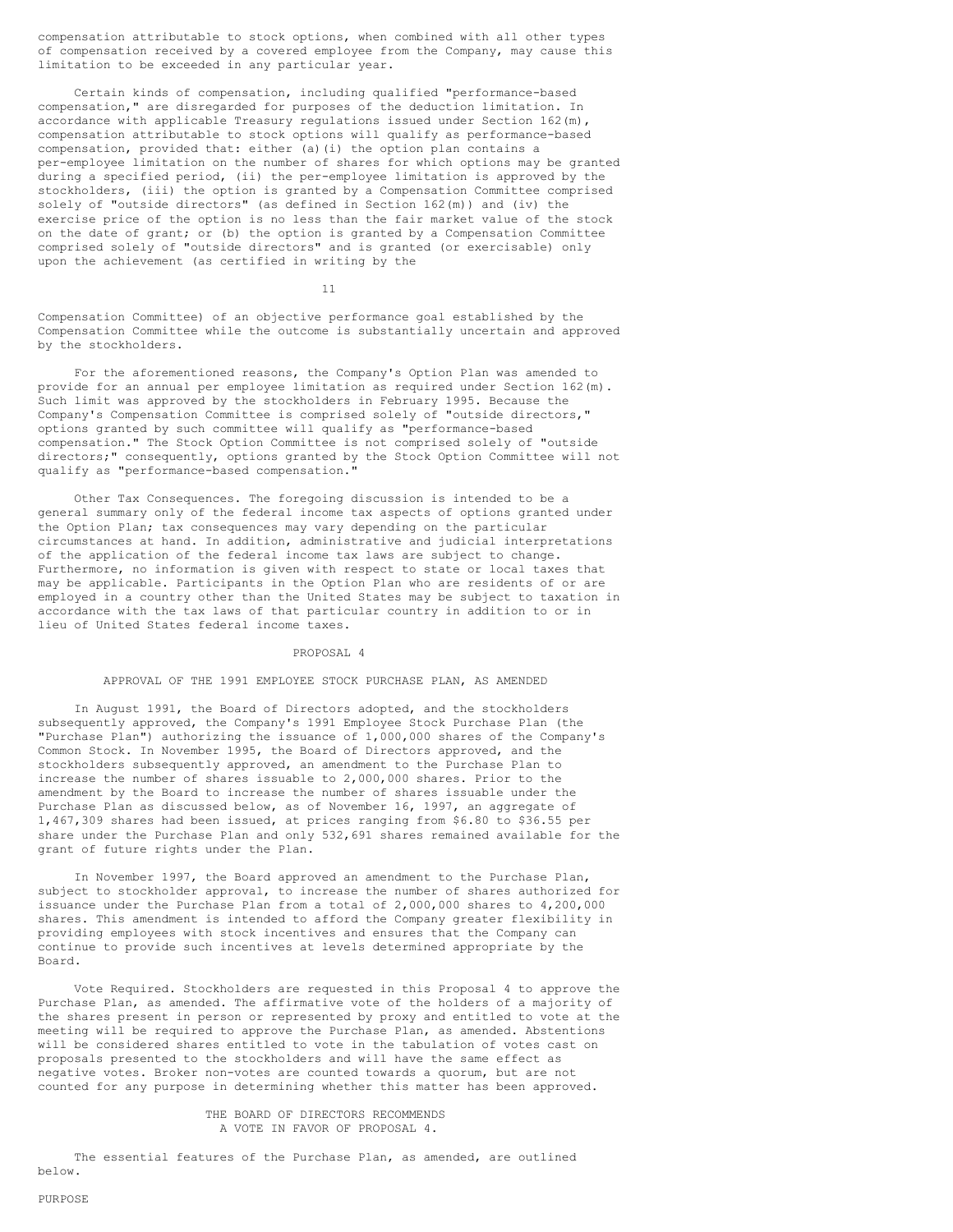compensation attributable to stock options, when combined with all other types of compensation received by a covered employee from the Company, may cause this limitation to be exceeded in any particular year.

Certain kinds of compensation, including qualified "performance-based compensation," are disregarded for purposes of the deduction limitation. In accordance with applicable Treasury regulations issued under Section 162(m), compensation attributable to stock options will qualify as performance-based compensation, provided that: either (a)(i) the option plan contains a per-employee limitation on the number of shares for which options may be granted during a specified period, (ii) the per-employee limitation is approved by the stockholders, (iii) the option is granted by a Compensation Committee comprised solely of "outside directors" (as defined in Section 162(m)) and (iv) the exercise price of the option is no less than the fair market value of the stock on the date of grant; or (b) the option is granted by a Compensation Committee comprised solely of "outside directors" and is granted (or exercisable) only upon the achievement (as certified in writing by the Compensation Committee) of an objective performance goal established by the Compensation Committee while the outcome is substantially uncertain and approved by the stockholders.

For the aforementioned reasons, the Company's Option Plan was amended to provide for an annual per employee limitation as required under Section 162(m). Such limit was approved by the stockholders in February 1995. Because the Company's Compensation Committee is comprised solely of "outside directors," options granted by such committee will qualify as "performance-based compensation." The Stock Option Committee is not comprised solely of "outside directors;" consequently, options granted by the Stock Option Committee will not qualify as "performance-based compensation."

Other Tax Consequences. The foregoing discussion is intended to be a general summary only of the federal income tax aspects of options granted under the Option Plan; tax consequences may vary depending on the particular circumstances at hand. In addition, administrative and judicial interpretations of the application of the federal income tax laws are subject to change. Furthermore, no information is given with respect to state or local taxes that may be applicable. Participants in the Option Plan who are residents of or are employed in a country other than the United States may be subject to taxation in accordance with the tax laws of that particular country in addition to or in lieu of United States federal income taxes.

## PROPOSAL 4

## APPROVAL OF THE 1991 EMPLOYEE STOCK PURCHASE PLAN, AS AMENDED

In August 1991, the Board of Directors adopted, and the stockholders subsequently approved, the Company's 1991 Employee Stock Purchase Plan (the "Purchase Plan") authorizing the issuance of 1,000,000 shares of the Company's Common Stock. In November 1995, the Board of Directors approved, and the stockholders subsequently approved, an amendment to the Purchase Plan to increase the number of shares issuable to 2,000,000 shares. Prior to the amendment by the Board to increase the number of shares issuable under the Purchase Plan as discussed below, as of November 16, 1997, an aggregate of 1,467,309 shares had been issued, at prices ranging from $6.80 to $36.55 per share under the Purchase Plan and only 532,691 shares remained available for the grant of future rights under the Plan.

In November 1997, the Board approved an amendment to the Purchase Plan, subject to stockholder approval, to increase the number of shares authorized for issuance under the Purchase Plan from a total of 2,000,000 shares to 4,200,000 shares. This amendment is intended to afford the Company greater flexibility in providing employees with stock incentives and ensures that the Company can continue to provide such incentives at levels determined appropriate by the Board.

Vote Required. Stockholders are requested in this Proposal 4 to approve the Purchase Plan, as amended. The affirmative vote of the holders of a majority of the shares present in person or represented by proxy and entitled to vote at the meeting will be required to approve the Purchase Plan, as amended. Abstentions will be considered shares entitled to vote in the tabulation of votes cast on proposals presented to the stockholders and will have the same effect as negative votes. Broker non-votes are counted towards a quorum, but are not counted for any purpose in determining whether this matter has been approved.

THE BOARD OF DIRECTORS RECOMMENDS
A VOTE IN FAVOR OF PROPOSAL 4.

The essential features of the Purchase Plan, as amended, are outlined below.

### PURPOSE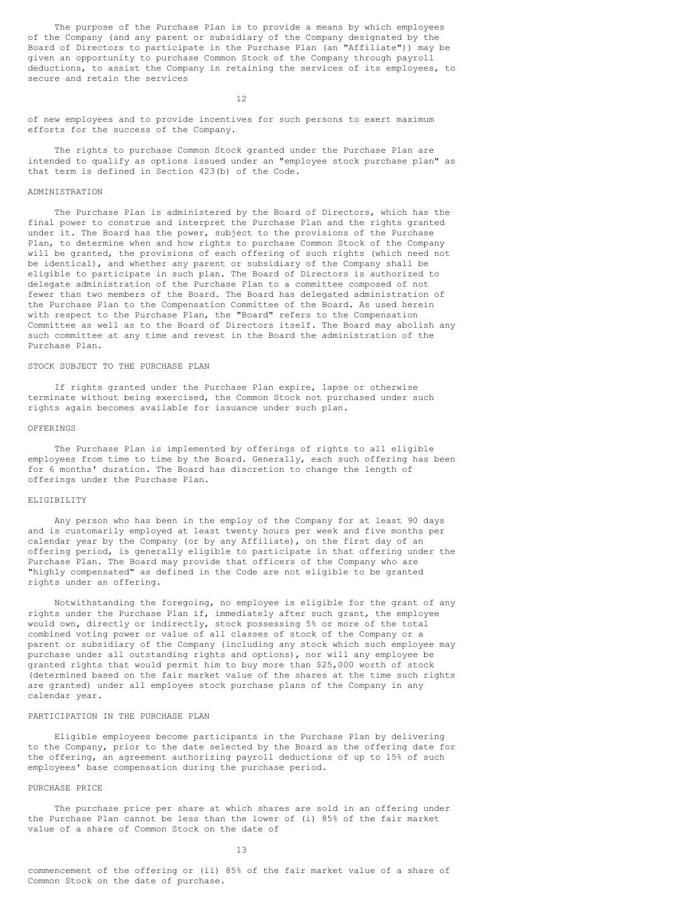The purpose of the Purchase Plan is to provide a means by which employees of the Company (and any parent or subsidiary of the Company designated by the Board of Directors to participate in the Purchase Plan (an "Affiliate")) may be given an opportunity to purchase Common Stock of the Company through payroll deductions, to assist the Company in retaining the services of its employees, to secure and retain the services of new employees and to provide incentives for such persons to exert maximum efforts for the success of the Company.

The rights to purchase Common Stock granted under the Purchase Plan are intended to qualify as options issued under an "employee stock purchase plan" as that term is defined in Section 423(b) of the Code.

### ADMINISTRATION

The Purchase Plan is administered by the Board of Directors, which has the final power to construe and interpret the Purchase Plan and the rights granted under it. The Board has the power, subject to the provisions of the Purchase Plan, to determine when and how rights to purchase Common Stock of the Company will be granted, the provisions of each offering of such rights (which need not be identical), and whether any parent or subsidiary of the Company shall be eligible to participate in such plan. The Board of Directors is authorized to delegate administration of the Purchase Plan to a committee composed of not fewer than two members of the Board. The Board has delegated administration of the Purchase Plan to the Compensation Committee of the Board. As used herein with respect to the Purchase Plan, the "Board" refers to the Compensation Committee as well as to the Board of Directors itself. The Board may abolish any such committee at any time and revest in the Board the administration of the Purchase Plan.

### STOCK SUBJECT TO THE PURCHASE PLAN

If rights granted under the Purchase Plan expire, lapse or otherwise terminate without being exercised, the Common Stock not purchased under such rights again becomes available for issuance under such plan.

### OFFERINGS

The Purchase Plan is implemented by offerings of rights to all eligible employees from time to time by the Board. Generally, each such offering has been for 6 months' duration. The Board has discretion to change the length of offerings under the Purchase Plan.

### ELIGIBILITY

Any person who has been in the employ of the Company for at least 90 days and is customarily employed at least twenty hours per week and five months per calendar year by the Company (or by any Affiliate), on the first day of an offering period, is generally eligible to participate in that offering under the Purchase Plan. The Board may provide that officers of the Company who are "highly compensated" as defined in the Code are not eligible to be granted rights under an offering.

Notwithstanding the foregoing, no employee is eligible for the grant of any rights under the Purchase Plan if, immediately after such grant, the employee would own, directly or indirectly, stock possessing 5% or more of the total combined voting power or value of all classes of stock of the Company or a parent or subsidiary of the Company (including any stock which such employee may purchase under all outstanding rights and options), nor will any employee be granted rights that would permit him to buy more than $25,000 worth of stock (determined based on the fair market value of the shares at the time such rights are granted) under all employee stock purchase plans of the Company in any calendar year.

### PARTICIPATION IN THE PURCHASE PLAN

Eligible employees become participants in the Purchase Plan by delivering to the Company, prior to the date selected by the Board as the offering date for the offering, an agreement authorizing payroll deductions of up to 15% of such employees' base compensation during the purchase period.

### PURCHASE PRICE

The purchase price per share at which shares are sold in an offering under the Purchase Plan cannot be less than the lower of (i) 85% of the fair market value of a share of Common Stock on the date of commencement of the offering or (ii) 85% of the fair market value of a share of Common Stock on the date of purchase.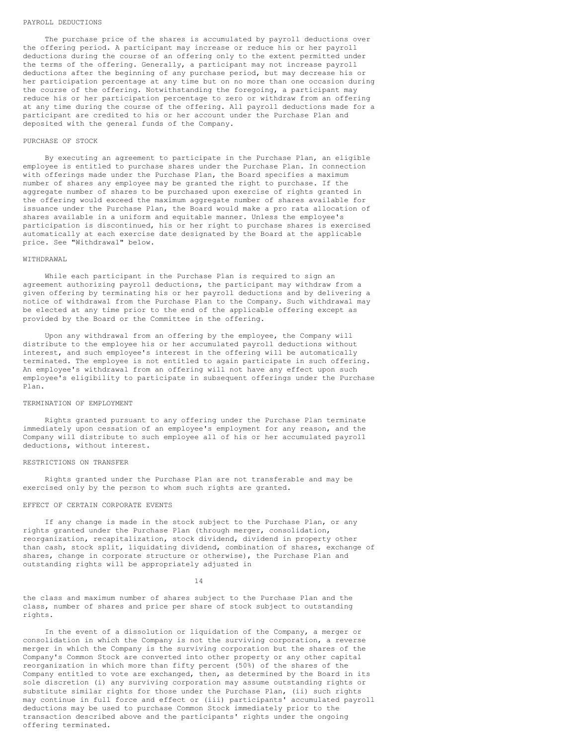### PAYROLL DEDUCTIONS

The purchase price of the shares is accumulated by payroll deductions over the offering period. A participant may increase or reduce his or her payroll deductions during the course of an offering only to the extent permitted under the terms of the offering. Generally, a participant may not increase payroll deductions after the beginning of any purchase period, but may decrease his or her participation percentage at any time but on no more than one occasion during the course of the offering. Notwithstanding the foregoing, a participant may reduce his or her participation percentage to zero or withdraw from an offering at any time during the course of the offering. All payroll deductions made for a participant are credited to his or her account under the Purchase Plan and deposited with the general funds of the Company.

### PURCHASE OF STOCK

By executing an agreement to participate in the Purchase Plan, an eligible employee is entitled to purchase shares under the Purchase Plan. In connection with offerings made under the Purchase Plan, the Board specifies a maximum number of shares any employee may be granted the right to purchase. If the aggregate number of shares to be purchased upon exercise of rights granted in the offering would exceed the maximum aggregate number of shares available for issuance under the Purchase Plan, the Board would make a pro rata allocation of shares available in a uniform and equitable manner. Unless the employee's participation is discontinued, his or her right to purchase shares is exercised automatically at each exercise date designated by the Board at the applicable price. See "Withdrawal" below.

### WITHDRAWAL

While each participant in the Purchase Plan is required to sign an agreement authorizing payroll deductions, the participant may withdraw from a given offering by terminating his or her payroll deductions and by delivering a notice of withdrawal from the Purchase Plan to the Company. Such withdrawal may be elected at any time prior to the end of the applicable offering except as provided by the Board or the Committee in the offering.

Upon any withdrawal from an offering by the employee, the Company will distribute to the employee his or her accumulated payroll deductions without interest, and such employee's interest in the offering will be automatically terminated. The employee is not entitled to again participate in such offering. An employee's withdrawal from an offering will not have any effect upon such employee's eligibility to participate in subsequent offerings under the Purchase Plan.

### TERMINATION OF EMPLOYMENT

Rights granted pursuant to any offering under the Purchase Plan terminate immediately upon cessation of an employee's employment for any reason, and the Company will distribute to such employee all of his or her accumulated payroll deductions, without interest.

### RESTRICTIONS ON TRANSFER

Rights granted under the Purchase Plan are not transferable and may be exercised only by the person to whom such rights are granted.

### EFFECT OF CERTAIN CORPORATE EVENTS

If any change is made in the stock subject to the Purchase Plan, or any rights granted under the Purchase Plan (through merger, consolidation, reorganization, recapitalization, stock dividend, dividend in property other than cash, stock split, liquidating dividend, combination of shares, exchange of shares, change in corporate structure or otherwise), the Purchase Plan and outstanding rights will be appropriately adjusted in the class and maximum number of shares subject to the Purchase Plan and the class, number of shares and price per share of stock subject to outstanding rights.

In the event of a dissolution or liquidation of the Company, a merger or consolidation in which the Company is not the surviving corporation, a reverse merger in which the Company is the surviving corporation but the shares of the Company's Common Stock are converted into other property or any other capital reorganization in which more than fifty percent (50%) of the shares of the Company entitled to vote are exchanged, then, as determined by the Board in its sole discretion (i) any surviving corporation may assume outstanding rights or substitute similar rights for those under the Purchase Plan, (ii) such rights may continue in full force and effect or (iii) participants' accumulated payroll deductions may be used to purchase Common Stock immediately prior to the transaction described above and the participants' rights under the ongoing offering terminated.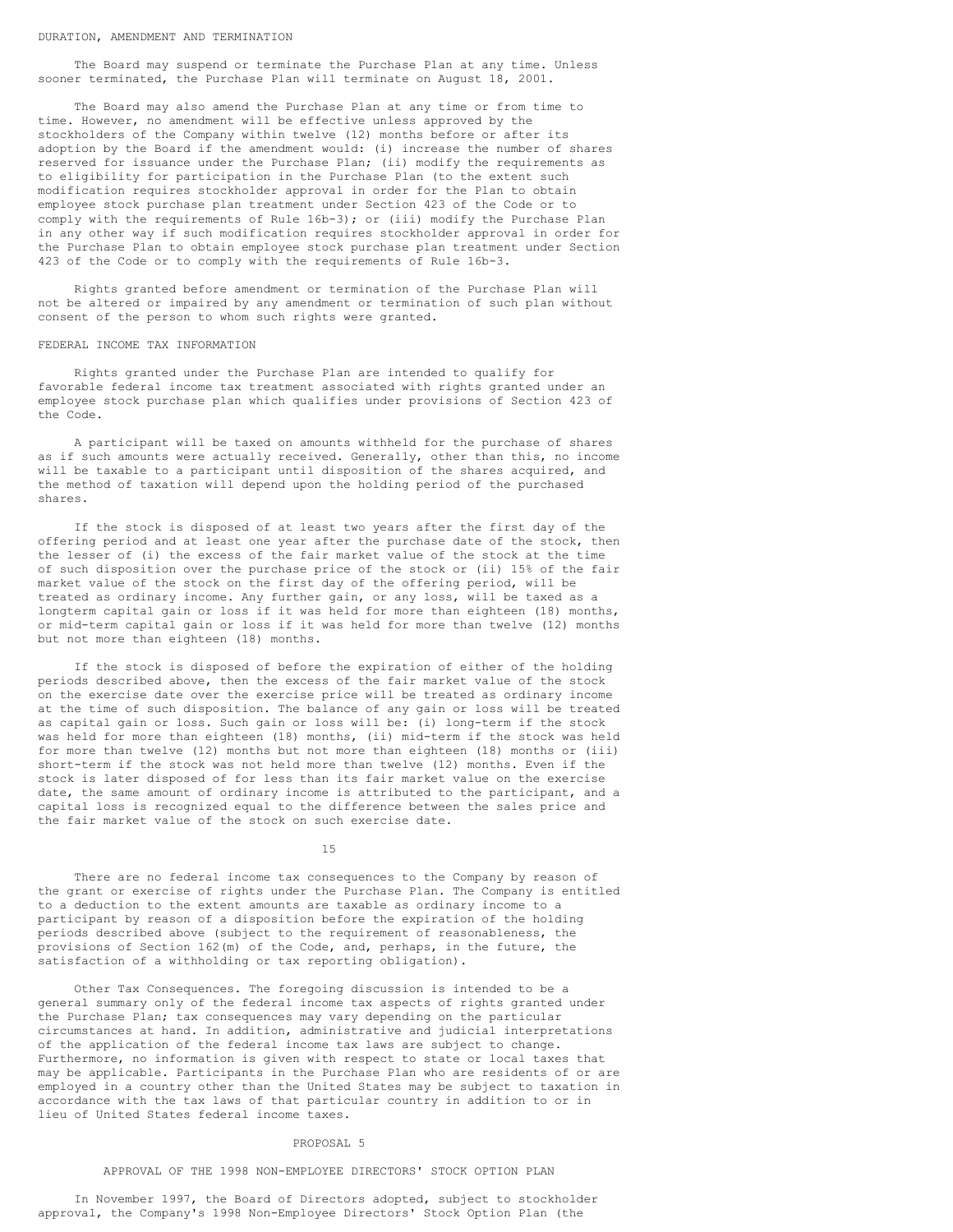### DURATION, AMENDMENT AND TERMINATION

The Board may suspend or terminate the Purchase Plan at any time. Unless sooner terminated, the Purchase Plan will terminate on August 18, 2001.

The Board may also amend the Purchase Plan at any time or from time to time. However, no amendment will be effective unless approved by the stockholders of the Company within twelve (12) months before or after its adoption by the Board if the amendment would: (i) increase the number of shares reserved for issuance under the Purchase Plan; (ii) modify the requirements as to eligibility for participation in the Purchase Plan (to the extent such modification requires stockholder approval in order for the Plan to obtain employee stock purchase plan treatment under Section 423 of the Code or to comply with the requirements of Rule 16b-3); or (iii) modify the Purchase Plan in any other way if such modification requires stockholder approval in order for the Purchase Plan to obtain employee stock purchase plan treatment under Section 423 of the Code or to comply with the requirements of Rule 16b-3.

Rights granted before amendment or termination of the Purchase Plan will not be altered or impaired by any amendment or termination of such plan without consent of the person to whom such rights were granted.

### FEDERAL INCOME TAX INFORMATION

Rights granted under the Purchase Plan are intended to qualify for favorable federal income tax treatment associated with rights granted under an employee stock purchase plan which qualifies under provisions of Section 423 of the Code.

A participant will be taxed on amounts withheld for the purchase of shares as if such amounts were actually received. Generally, other than this, no income will be taxable to a participant until disposition of the shares acquired, and the method of taxation will depend upon the holding period of the purchased shares.

If the stock is disposed of at least two years after the first day of the offering period and at least one year after the purchase date of the stock, then the lesser of (i) the excess of the fair market value of the stock at the time of such disposition over the purchase price of the stock or (ii) 15% of the fair market value of the stock on the first day of the offering period, will be treated as ordinary income. Any further gain, or any loss, will be taxed as a longterm capital gain or loss if it was held for more than eighteen (18) months, or mid-term capital gain or loss if it was held for more than twelve (12) months but not more than eighteen (18) months.

If the stock is disposed of before the expiration of either of the holding periods described above, then the excess of the fair market value of the stock on the exercise date over the exercise price will be treated as ordinary income at the time of such disposition. The balance of any gain or loss will be treated as capital gain or loss. Such gain or loss will be: (i) long-term if the stock was held for more than eighteen (18) months, (ii) mid-term if the stock was held for more than twelve (12) months but not more than eighteen (18) months or (iii) short-term if the stock was not held more than twelve (12) months. Even if the stock is later disposed of for less than its fair market value on the exercise date, the same amount of ordinary income is attributed to the participant, and a capital loss is recognized equal to the difference between the sales price and the fair market value of the stock on such exercise date.

There are no federal income tax consequences to the Company by reason of the grant or exercise of rights under the Purchase Plan. The Company is entitled to a deduction to the extent amounts are taxable as ordinary income to a participant by reason of a disposition before the expiration of the holding periods described above (subject to the requirement of reasonableness, the provisions of Section 162(m) of the Code, and, perhaps, in the future, the satisfaction of a withholding or tax reporting obligation).

Other Tax Consequences. The foregoing discussion is intended to be a general summary only of the federal income tax aspects of rights granted under the Purchase Plan; tax consequences may vary depending on the particular circumstances at hand. In addition, administrative and judicial interpretations of the application of the federal income tax laws are subject to change. Furthermore, no information is given with respect to state or local taxes that may be applicable. Participants in the Purchase Plan who are residents of or are employed in a country other than the United States may be subject to taxation in accordance with the tax laws of that particular country in addition to or in lieu of United States federal income taxes.

## PROPOSAL 5

## APPROVAL OF THE 1998 NON-EMPLOYEE DIRECTORS' STOCK OPTION PLAN

In November 1997, the Board of Directors adopted, subject to stockholder approval, the Company's 1998 Non-Employee Directors' Stock Option Plan (the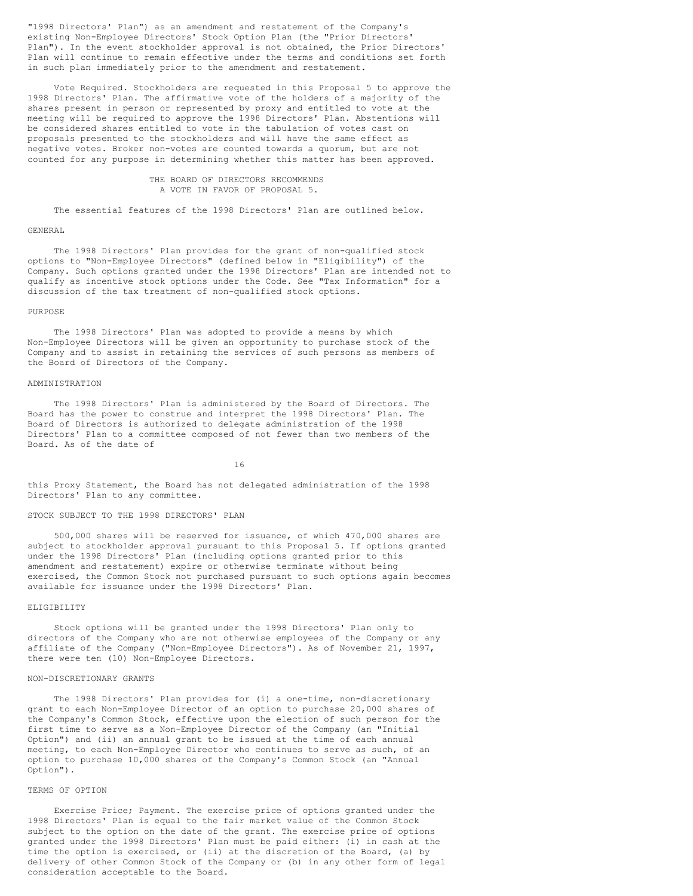"1998 Directors' Plan") as an amendment and restatement of the Company's existing Non-Employee Directors' Stock Option Plan (the "Prior Directors' Plan"). In the event stockholder approval is not obtained, the Prior Directors' Plan will continue to remain effective under the terms and conditions set forth in such plan immediately prior to the amendment and restatement.

Vote Required. Stockholders are requested in this Proposal 5 to approve the 1998 Directors' Plan. The affirmative vote of the holders of a majority of the shares present in person or represented by proxy and entitled to vote at the meeting will be required to approve the 1998 Directors' Plan. Abstentions will be considered shares entitled to vote in the tabulation of votes cast on proposals presented to the stockholders and will have the same effect as negative votes. Broker non-votes are counted towards a quorum, but are not counted for any purpose in determining whether this matter has been approved.

THE BOARD OF DIRECTORS RECOMMENDS
A VOTE IN FAVOR OF PROPOSAL 5.

The essential features of the 1998 Directors' Plan are outlined below.

## GENERAL

The 1998 Directors' Plan provides for the grant of non-qualified stock options to "Non-Employee Directors" (defined below in "Eligibility") of the Company. Such options granted under the 1998 Directors' Plan are intended not to qualify as incentive stock options under the Code. See "Tax Information" for a discussion of the tax treatment of non-qualified stock options.

## PURPOSE

The 1998 Directors' Plan was adopted to provide a means by which Non-Employee Directors will be given an opportunity to purchase stock of the Company and to assist in retaining the services of such persons as members of the Board of Directors of the Company.

## ADMINISTRATION

The 1998 Directors' Plan is administered by the Board of Directors. The Board has the power to construe and interpret the 1998 Directors' Plan. The Board of Directors is authorized to delegate administration of the 1998 Directors' Plan to a committee composed of not fewer than two members of the Board. As of the date of this Proxy Statement, the Board has not delegated administration of the 1998 Directors' Plan to any committee.

## STOCK SUBJECT TO THE 1998 DIRECTORS' PLAN

500,000 shares will be reserved for issuance, of which 470,000 shares are subject to stockholder approval pursuant to this Proposal 5. If options granted under the 1998 Directors' Plan (including options granted prior to this amendment and restatement) expire or otherwise terminate without being exercised, the Common Stock not purchased pursuant to such options again becomes available for issuance under the 1998 Directors' Plan.

## ELIGIBILITY

Stock options will be granted under the 1998 Directors' Plan only to directors of the Company who are not otherwise employees of the Company or any affiliate of the Company ("Non-Employee Directors"). As of November 21, 1997, there were ten (10) Non-Employee Directors.

## NON-DISCRETIONARY GRANTS

The 1998 Directors' Plan provides for (i) a one-time, non-discretionary grant to each Non-Employee Director of an option to purchase 20,000 shares of the Company's Common Stock, effective upon the election of such person for the first time to serve as a Non-Employee Director of the Company (an "Initial Option") and (ii) an annual grant to be issued at the time of each annual meeting, to each Non-Employee Director who continues to serve as such, of an option to purchase 10,000 shares of the Company's Common Stock (an "Annual Option").

## TERMS OF OPTION

Exercise Price; Payment. The exercise price of options granted under the 1998 Directors' Plan is equal to the fair market value of the Common Stock subject to the option on the date of the grant. The exercise price of options granted under the 1998 Directors' Plan must be paid either: (i) in cash at the time the option is exercised, or (ii) at the discretion of the Board, (a) by delivery of other Common Stock of the Company or (b) in any other form of legal consideration acceptable to the Board.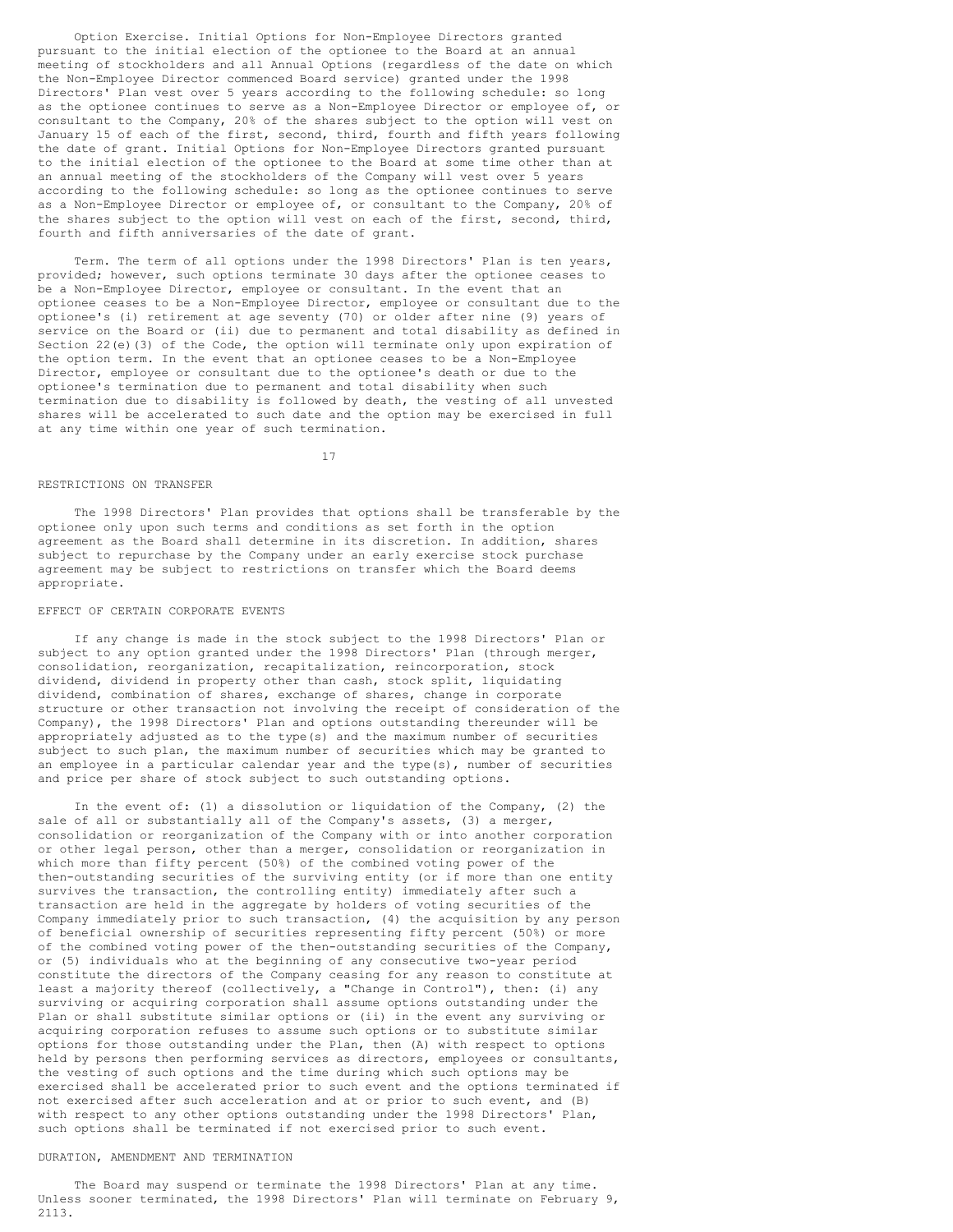Option Exercise. Initial Options for Non-Employee Directors granted pursuant to the initial election of the optionee to the Board at an annual meeting of stockholders and all Annual Options (regardless of the date on which the Non-Employee Director commenced Board service) granted under the 1998 Directors' Plan vest over 5 years according to the following schedule: so long as the optionee continues to serve as a Non-Employee Director or employee of, or consultant to the Company, 20% of the shares subject to the option will vest on January 15 of each of the first, second, third, fourth and fifth years following the date of grant. Initial Options for Non-Employee Directors granted pursuant to the initial election of the optionee to the Board at some time other than at an annual meeting of the stockholders of the Company will vest over 5 years according to the following schedule: so long as the optionee continues to serve as a Non-Employee Director or employee of, or consultant to the Company, 20% of the shares subject to the option will vest on each of the first, second, third, fourth and fifth anniversaries of the date of grant.

Term. The term of all options under the 1998 Directors' Plan is ten years, provided; however, such options terminate 30 days after the optionee ceases to be a Non-Employee Director, employee or consultant. In the event that an optionee ceases to be a Non-Employee Director, employee or consultant due to the optionee's (i) retirement at age seventy (70) or older after nine (9) years of service on the Board or (ii) due to permanent and total disability as defined in Section 22(e)(3) of the Code, the option will terminate only upon expiration of the option term. In the event that an optionee ceases to be a Non-Employee Director, employee or consultant due to the optionee's death or due to the optionee's termination due to permanent and total disability when such termination due to disability is followed by death, the vesting of all unvested shares will be accelerated to such date and the option may be exercised in full at any time within one year of such termination.

## RESTRICTIONS ON TRANSFER

The 1998 Directors' Plan provides that options shall be transferable by the optionee only upon such terms and conditions as set forth in the option agreement as the Board shall determine in its discretion. In addition, shares subject to repurchase by the Company under an early exercise stock purchase agreement may be subject to restrictions on transfer which the Board deems appropriate.

## EFFECT OF CERTAIN CORPORATE EVENTS

If any change is made in the stock subject to the 1998 Directors' Plan or subject to any option granted under the 1998 Directors' Plan (through merger, consolidation, reorganization, recapitalization, reincorporation, stock dividend, dividend in property other than cash, stock split, liquidating dividend, combination of shares, exchange of shares, change in corporate structure or other transaction not involving the receipt of consideration of the Company), the 1998 Directors' Plan and options outstanding thereunder will be appropriately adjusted as to the type(s) and the maximum number of securities subject to such plan, the maximum number of securities which may be granted to an employee in a particular calendar year and the type(s), number of securities and price per share of stock subject to such outstanding options.

In the event of: (1) a dissolution or liquidation of the Company, (2) the sale of all or substantially all of the Company's assets, (3) a merger, consolidation or reorganization of the Company with or into another corporation or other legal person, other than a merger, consolidation or reorganization in which more than fifty percent (50%) of the combined voting power of the then-outstanding securities of the surviving entity (or if more than one entity survives the transaction, the controlling entity) immediately after such a transaction are held in the aggregate by holders of voting securities of the Company immediately prior to such transaction, (4) the acquisition by any person of beneficial ownership of securities representing fifty percent (50%) or more of the combined voting power of the then-outstanding securities of the Company, or (5) individuals who at the beginning of any consecutive two-year period constitute the directors of the Company ceasing for any reason to constitute at least a majority thereof (collectively, a "Change in Control"), then: (i) any surviving or acquiring corporation shall assume options outstanding under the Plan or shall substitute similar options or (ii) in the event any surviving or acquiring corporation refuses to assume such options or to substitute similar options for those outstanding under the Plan, then (A) with respect to options held by persons then performing services as directors, employees or consultants, the vesting of such options and the time during which such options may be exercised shall be accelerated prior to such event and the options terminated if not exercised after such acceleration and at or prior to such event, and (B) with respect to any other options outstanding under the 1998 Directors' Plan, such options shall be terminated if not exercised prior to such event.

## DURATION, AMENDMENT AND TERMINATION

The Board may suspend or terminate the 1998 Directors' Plan at any time. Unless sooner terminated, the 1998 Directors' Plan will terminate on February 9, 2113.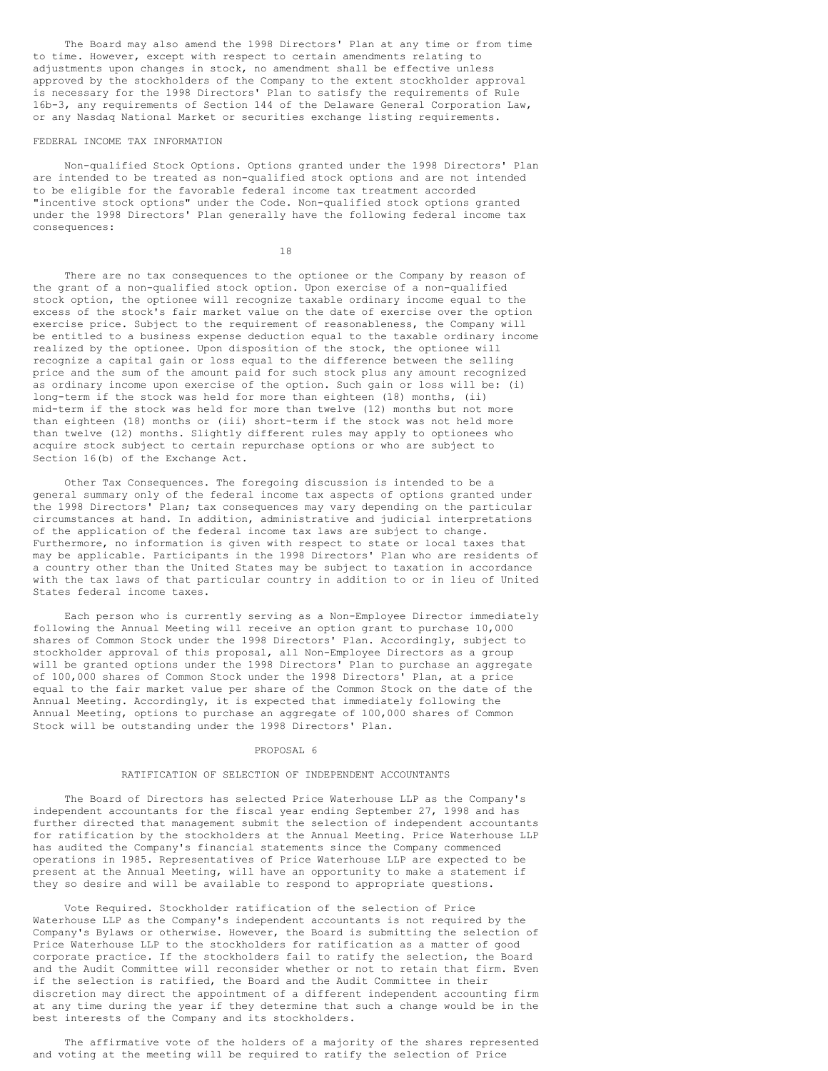The Board may also amend the 1998 Directors' Plan at any time or from time to time. However, except with respect to certain amendments relating to adjustments upon changes in stock, no amendment shall be effective unless approved by the stockholders of the Company to the extent stockholder approval is necessary for the 1998 Directors' Plan to satisfy the requirements of Rule 16b-3, any requirements of Section 144 of the Delaware General Corporation Law, or any Nasdaq National Market or securities exchange listing requirements.

FEDERAL INCOME TAX INFORMATION

Non-qualified Stock Options. Options granted under the 1998 Directors' Plan are intended to be treated as non-qualified stock options and are not intended to be eligible for the favorable federal income tax treatment accorded "incentive stock options" under the Code. Non-qualified stock options granted under the 1998 Directors' Plan generally have the following federal income tax consequences:

There are no tax consequences to the optionee or the Company by reason of the grant of a non-qualified stock option. Upon exercise of a non-qualified stock option, the optionee will recognize taxable ordinary income equal to the excess of the stock's fair market value on the date of exercise over the option exercise price. Subject to the requirement of reasonableness, the Company will be entitled to a business expense deduction equal to the taxable ordinary income realized by the optionee. Upon disposition of the stock, the optionee will recognize a capital gain or loss equal to the difference between the selling price and the sum of the amount paid for such stock plus any amount recognized as ordinary income upon exercise of the option. Such gain or loss will be: (i) long-term if the stock was held for more than eighteen (18) months, (ii) mid-term if the stock was held for more than twelve (12) months but not more than eighteen (18) months or (iii) short-term if the stock was not held more than twelve (12) months. Slightly different rules may apply to optionees who acquire stock subject to certain repurchase options or who are subject to Section 16(b) of the Exchange Act.

Other Tax Consequences. The foregoing discussion is intended to be a general summary only of the federal income tax aspects of options granted under the 1998 Directors' Plan; tax consequences may vary depending on the particular circumstances at hand. In addition, administrative and judicial interpretations of the application of the federal income tax laws are subject to change. Furthermore, no information is given with respect to state or local taxes that may be applicable. Participants in the 1998 Directors' Plan who are residents of a country other than the United States may be subject to taxation in accordance with the tax laws of that particular country in addition to or in lieu of United States federal income taxes.

Each person who is currently serving as a Non-Employee Director immediately following the Annual Meeting will receive an option grant to purchase 10,000 shares of Common Stock under the 1998 Directors' Plan. Accordingly, subject to stockholder approval of this proposal, all Non-Employee Directors as a group will be granted options under the 1998 Directors' Plan to purchase an aggregate of 100,000 shares of Common Stock under the 1998 Directors' Plan, at a price equal to the fair market value per share of the Common Stock on the date of the Annual Meeting. Accordingly, it is expected that immediately following the Annual Meeting, options to purchase an aggregate of 100,000 shares of Common Stock will be outstanding under the 1998 Directors' Plan.

## PROPOSAL 6

## RATIFICATION OF SELECTION OF INDEPENDENT ACCOUNTANTS

The Board of Directors has selected Price Waterhouse LLP as the Company's independent accountants for the fiscal year ending September 27, 1998 and has further directed that management submit the selection of independent accountants for ratification by the stockholders at the Annual Meeting. Price Waterhouse LLP has audited the Company's financial statements since the Company commenced operations in 1985. Representatives of Price Waterhouse LLP are expected to be present at the Annual Meeting, will have an opportunity to make a statement if they so desire and will be available to respond to appropriate questions.

Vote Required. Stockholder ratification of the selection of Price Waterhouse LLP as the Company's independent accountants is not required by the Company's Bylaws or otherwise. However, the Board is submitting the selection of Price Waterhouse LLP to the stockholders for ratification as a matter of good corporate practice. If the stockholders fail to ratify the selection, the Board and the Audit Committee will reconsider whether or not to retain that firm. Even if the selection is ratified, the Board and the Audit Committee in their discretion may direct the appointment of a different independent accounting firm at any time during the year if they determine that such a change would be in the best interests of the Company and its stockholders.

The affirmative vote of the holders of a majority of the shares represented and voting at the meeting will be required to ratify the selection of Price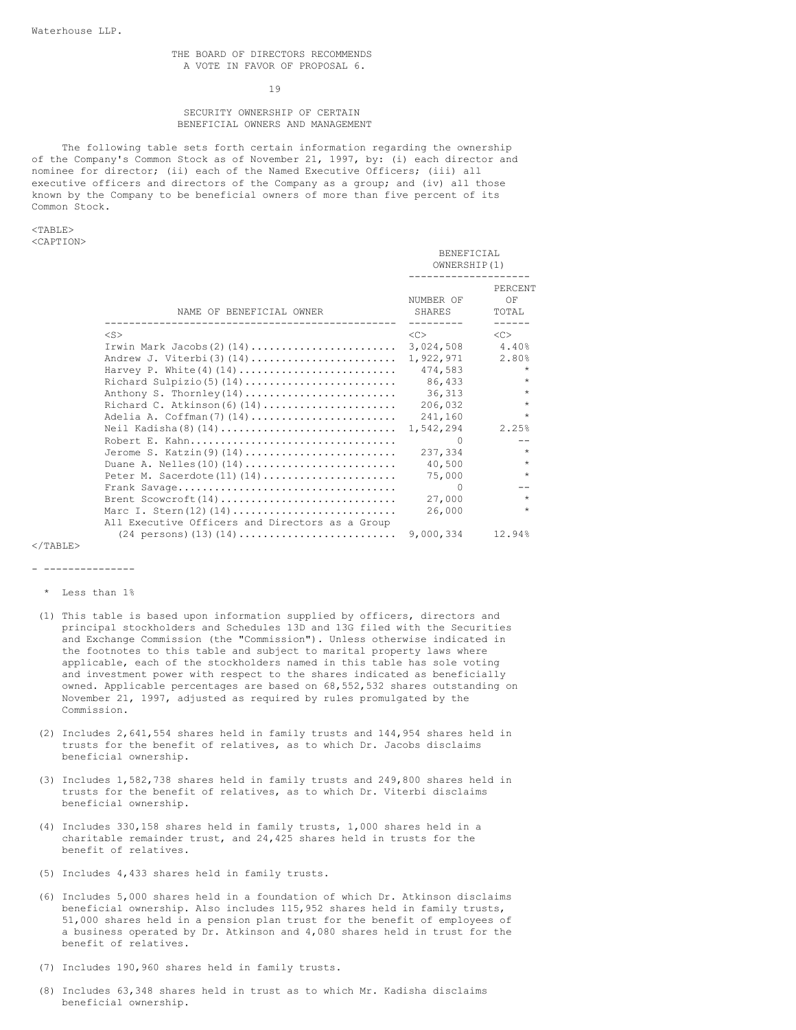Waterhouse LLP.

THE BOARD OF DIRECTORS RECOMMENDS A VOTE IN FAVOR OF PROPOSAL 6.

## SECURITY OWNERSHIP OF CERTAIN BENEFICIAL OWNERS AND MANAGEMENT

The following table sets forth certain information regarding the ownership of the Company's Common Stock as of November 21, 1997, by: (i) each director and nominee for director; (ii) each of the Named Executive Officers; (iii) all executive officers and directors of the Company as a group; and (iv) all those known by the Company to be beneficial owners of more than five percent of its Common Stock.

| NAME OF BENEFICIAL OWNER | BENEFICIAL OWNERSHIP(1) NUMBER OF SHARES | PERCENT OF TOTAL |
|---|---|---|
| Irwin Mark Jacobs(2)(14) | 3,024,508 | 4.40% |
| Andrew J. Viterbi(3)(14) | 1,922,971 | 2.80% |
| Harvey P. White(4)(14) | 474,583 | * |
| Richard Sulpizio(5)(14) | 86,433 | * |
| Anthony S. Thornley(14) | 36,313 | * |
| Richard C. Atkinson(6)(14) | 206,032 | * |
| Adelia A. Coffman(7)(14) | 241,160 | * |
| Neil Kadisha(8)(14) | 1,542,294 | 2.25% |
| Robert E. Kahn | 0 | -- |
| Jerome S. Katzin(9)(14) | 237,334 | * |
| Duane A. Nelles(10)(14) | 40,500 | * |
| Peter M. Sacerdote(11)(14) | 75,000 | * |
| Frank Savage | 0 | -- |
| Brent Scowcroft(14) | 27,000 | * |
| Marc I. Stern(12)(14) | 26,000 | * |
| All Executive Officers and Directors as a Group (24 persons)(13)(14) | 9,000,334 | 12.94% |

---------------

\* Less than 1%

(1) This table is based upon information supplied by officers, directors and principal stockholders and Schedules 13D and 13G filed with the Securities and Exchange Commission (the "Commission"). Unless otherwise indicated in the footnotes to this table and subject to marital property laws where applicable, each of the stockholders named in this table has sole voting and investment power with respect to the shares indicated as beneficially owned. Applicable percentages are based on 68,552,532 shares outstanding on November 21, 1997, adjusted as required by rules promulgated by the Commission.

(2) Includes 2,641,554 shares held in family trusts and 144,954 shares held in trusts for the benefit of relatives, as to which Dr. Jacobs disclaims beneficial ownership.

(3) Includes 1,582,738 shares held in family trusts and 249,800 shares held in trusts for the benefit of relatives, as to which Dr. Viterbi disclaims beneficial ownership.

(4) Includes 330,158 shares held in family trusts, 1,000 shares held in a charitable remainder trust, and 24,425 shares held in trusts for the benefit of relatives.

(5) Includes 4,433 shares held in family trusts.

(6) Includes 5,000 shares held in a foundation of which Dr. Atkinson disclaims beneficial ownership. Also includes 115,952 shares held in family trusts, 51,000 shares held in a pension plan trust for the benefit of employees of a business operated by Dr. Atkinson and 4,080 shares held in trust for the benefit of relatives.

(7) Includes 190,960 shares held in family trusts.

(8) Includes 63,348 shares held in trust as to which Mr. Kadisha disclaims beneficial ownership.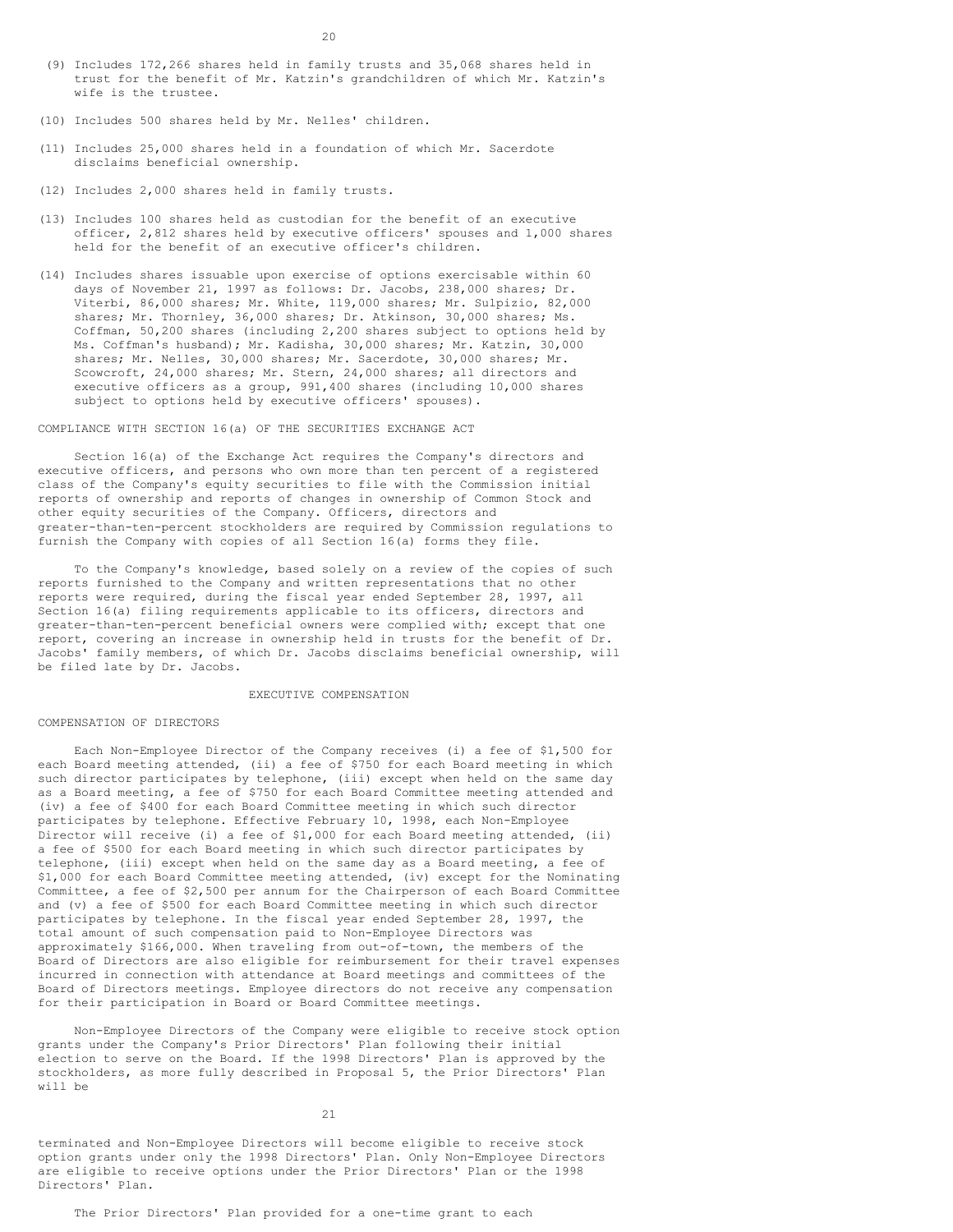(9) Includes 172,266 shares held in family trusts and 35,068 shares held in trust for the benefit of Mr. Katzin's grandchildren of which Mr. Katzin's wife is the trustee.

(10) Includes 500 shares held by Mr. Nelles' children.

(11) Includes 25,000 shares held in a foundation of which Mr. Sacerdote disclaims beneficial ownership.

(12) Includes 2,000 shares held in family trusts.

(13) Includes 100 shares held as custodian for the benefit of an executive officer, 2,812 shares held by executive officers' spouses and 1,000 shares held for the benefit of an executive officer's children.

(14) Includes shares issuable upon exercise of options exercisable within 60 days of November 21, 1997 as follows: Dr. Jacobs, 238,000 shares; Dr. Viterbi, 86,000 shares; Mr. White, 119,000 shares; Mr. Sulpizio, 82,000 shares; Mr. Thornley, 36,000 shares; Dr. Atkinson, 30,000 shares; Ms. Coffman, 50,200 shares (including 2,200 shares subject to options held by Ms. Coffman's husband); Mr. Kadisha, 30,000 shares; Mr. Katzin, 30,000 shares; Mr. Nelles, 30,000 shares; Mr. Sacerdote, 30,000 shares; Mr. Scowcroft, 24,000 shares; Mr. Stern, 24,000 shares; all directors and executive officers as a group, 991,400 shares (including 10,000 shares subject to options held by executive officers' spouses).

## COMPLIANCE WITH SECTION 16(a) OF THE SECURITIES EXCHANGE ACT

Section 16(a) of the Exchange Act requires the Company's directors and executive officers, and persons who own more than ten percent of a registered class of the Company's equity securities to file with the Commission initial reports of ownership and reports of changes in ownership of Common Stock and other equity securities of the Company. Officers, directors and greater-than-ten-percent stockholders are required by Commission regulations to furnish the Company with copies of all Section 16(a) forms they file.

To the Company's knowledge, based solely on a review of the copies of such reports furnished to the Company and written representations that no other reports were required, during the fiscal year ended September 28, 1997, all Section 16(a) filing requirements applicable to its officers, directors and greater-than-ten-percent beneficial owners were complied with; except that one report, covering an increase in ownership held in trusts for the benefit of Dr. Jacobs' family members, of which Dr. Jacobs disclaims beneficial ownership, will be filed late by Dr. Jacobs.

# EXECUTIVE COMPENSATION

## COMPENSATION OF DIRECTORS

Each Non-Employee Director of the Company receives (i) a fee of $1,500 for each Board meeting attended, (ii) a fee of $750 for each Board meeting in which such director participates by telephone, (iii) except when held on the same day as a Board meeting, a fee of $750 for each Board Committee meeting attended and (iv) a fee of $400 for each Board Committee meeting in which such director participates by telephone. Effective February 10, 1998, each Non-Employee Director will receive (i) a fee of $1,000 for each Board meeting attended, (ii) a fee of $500 for each Board meeting in which such director participates by telephone, (iii) except when held on the same day as a Board meeting, a fee of $1,000 for each Board Committee meeting attended, (iv) except for the Nominating Committee, a fee of $2,500 per annum for the Chairperson of each Board Committee and (v) a fee of $500 for each Board Committee meeting in which such director participates by telephone. In the fiscal year ended September 28, 1997, the total amount of such compensation paid to Non-Employee Directors was approximately $166,000. When traveling from out-of-town, the members of the Board of Directors are also eligible for reimbursement for their travel expenses incurred in connection with attendance at Board meetings and committees of the Board of Directors meetings. Employee directors do not receive any compensation for their participation in Board or Board Committee meetings.

Non-Employee Directors of the Company were eligible to receive stock option grants under the Company's Prior Directors' Plan following their initial election to serve on the Board. If the 1998 Directors' Plan is approved by the stockholders, as more fully described in Proposal 5, the Prior Directors' Plan will be terminated and Non-Employee Directors will become eligible to receive stock option grants under only the 1998 Directors' Plan. Only Non-Employee Directors are eligible to receive options under the Prior Directors' Plan or the 1998 Directors' Plan.

The Prior Directors' Plan provided for a one-time grant to each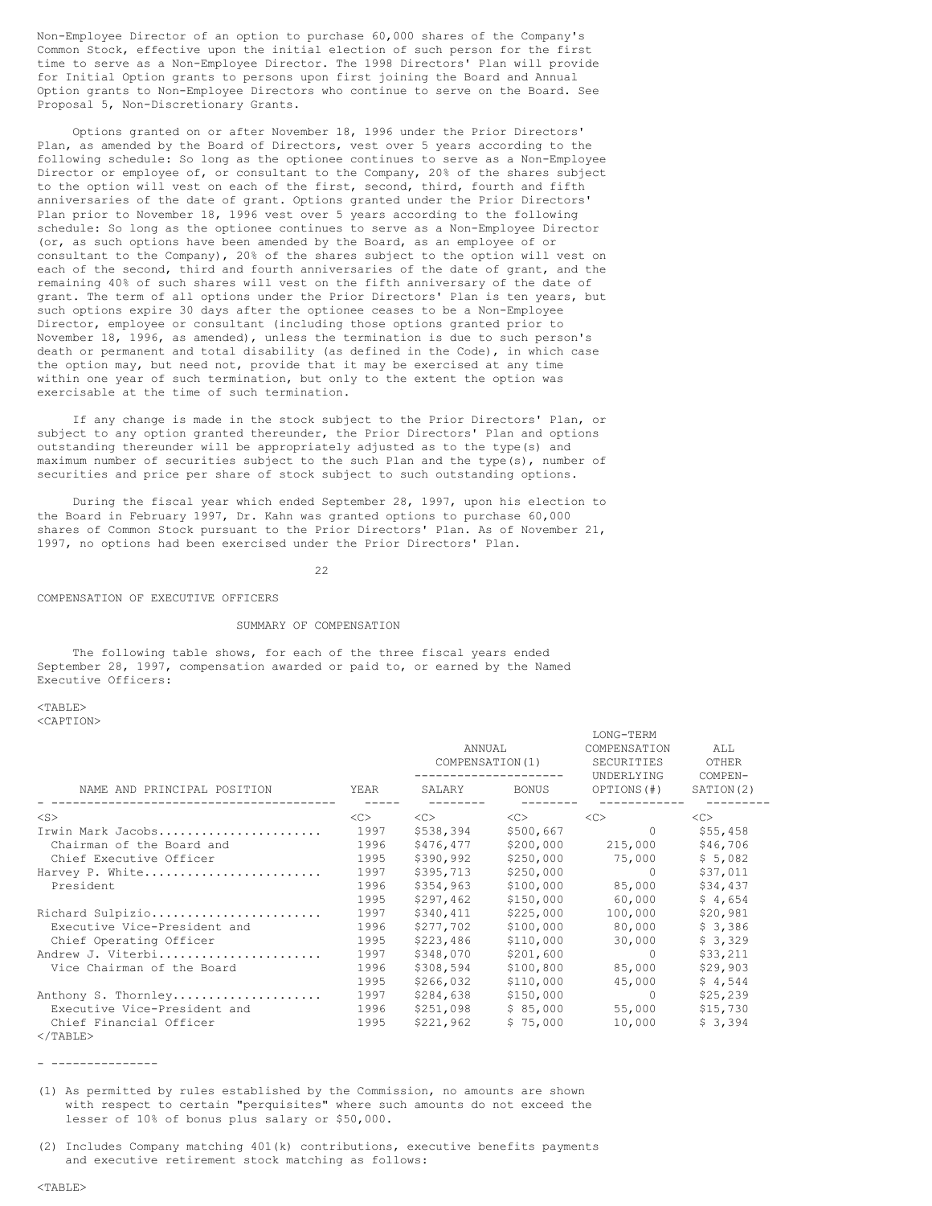Non-Employee Director of an option to purchase 60,000 shares of the Company's Common Stock, effective upon the initial election of such person for the first time to serve as a Non-Employee Director. The 1998 Directors' Plan will provide for Initial Option grants to persons upon first joining the Board and Annual Option grants to Non-Employee Directors who continue to serve on the Board. See Proposal 5, Non-Discretionary Grants.

Options granted on or after November 18, 1996 under the Prior Directors' Plan, as amended by the Board of Directors, vest over 5 years according to the following schedule: So long as the optionee continues to serve as a Non-Employee Director or employee of, or consultant to the Company, 20% of the shares subject to the option will vest on each of the first, second, third, fourth and fifth anniversaries of the date of grant. Options granted under the Prior Directors' Plan prior to November 18, 1996 vest over 5 years according to the following schedule: So long as the optionee continues to serve as a Non-Employee Director (or, as such options have been amended by the Board, as an employee of or consultant to the Company), 20% of the shares subject to the option will vest on each of the second, third and fourth anniversaries of the date of grant, and the remaining 40% of such shares will vest on the fifth anniversary of the date of grant. The term of all options under the Prior Directors' Plan is ten years, but such options expire 30 days after the optionee ceases to be a Non-Employee Director, employee or consultant (including those options granted prior to November 18, 1996, as amended), unless the termination is due to such person's death or permanent and total disability (as defined in the Code), in which case the option may, but need not, provide that it may be exercised at any time within one year of such termination, but only to the extent the option was exercisable at the time of such termination.

If any change is made in the stock subject to the Prior Directors' Plan, or subject to any option granted thereunder, the Prior Directors' Plan and options outstanding thereunder will be appropriately adjusted as to the type(s) and maximum number of securities subject to the such Plan and the type(s), number of securities and price per share of stock subject to such outstanding options.

During the fiscal year which ended September 28, 1997, upon his election to the Board in February 1997, Dr. Kahn was granted options to purchase 60,000 shares of Common Stock pursuant to the Prior Directors' Plan. As of November 21, 1997, no options had been exercised under the Prior Directors' Plan.

## COMPENSATION OF EXECUTIVE OFFICERS

### SUMMARY OF COMPENSATION

The following table shows, for each of the three fiscal years ended September 28, 1997, compensation awarded or paid to, or earned by the Named Executive Officers:

| NAME AND PRINCIPAL POSITION | YEAR | ANNUAL COMPENSATION(1) SALARY | BONUS | LONG-TERM COMPENSATION SECURITIES UNDERLYING OPTIONS(#) | ALL OTHER COMPEN-SATION(2) |
|---|---|---|---|---|---|
| Irwin Mark Jacobs | 1997 | $538,394 | $500,667 | 0 | $55,458 |
| Chairman of the Board and | 1996 | $476,477 | $200,000 | 215,000 | $46,706 |
| Chief Executive Officer | 1995 | $390,992 | $250,000 | 75,000 | $ 5,082 |
| Harvey P. White | 1997 | $395,713 | $250,000 | 0 | $37,011 |
| President | 1996 | $354,963 | $100,000 | 85,000 | $34,437 |
| | 1995 | $297,462 | $150,000 | 60,000 | $ 4,654 |
| Richard Sulpizio | 1997 | $340,411 | $225,000 | 100,000 | $20,981 |
| Executive Vice-President and | 1996 | $277,702 | $100,000 | 80,000 | $ 3,386 |
| Chief Operating Officer | 1995 | $223,486 | $110,000 | 30,000 | $ 3,329 |
| Andrew J. Viterbi | 1997 | $348,070 | $201,600 | 0 | $33,211 |
| Vice Chairman of the Board | 1996 | $308,594 | $100,800 | 85,000 | $29,903 |
| | 1995 | $266,032 | $110,000 | 45,000 | $ 4,544 |
| Anthony S. Thornley | 1997 | $284,638 | $150,000 | 0 | $25,239 |
| Executive Vice-President and | 1996 | $251,098 | $ 85,000 | 55,000 | $15,730 |
| Chief Financial Officer | 1995 | $221,962 | $ 75,000 | 10,000 | $ 3,394 |

---------------

(1) As permitted by rules established by the Commission, no amounts are shown with respect to certain "perquisites" where such amounts do not exceed the lesser of 10% of bonus plus salary or $50,000.

(2) Includes Company matching 401(k) contributions, executive benefits payments and executive retirement stock matching as follows: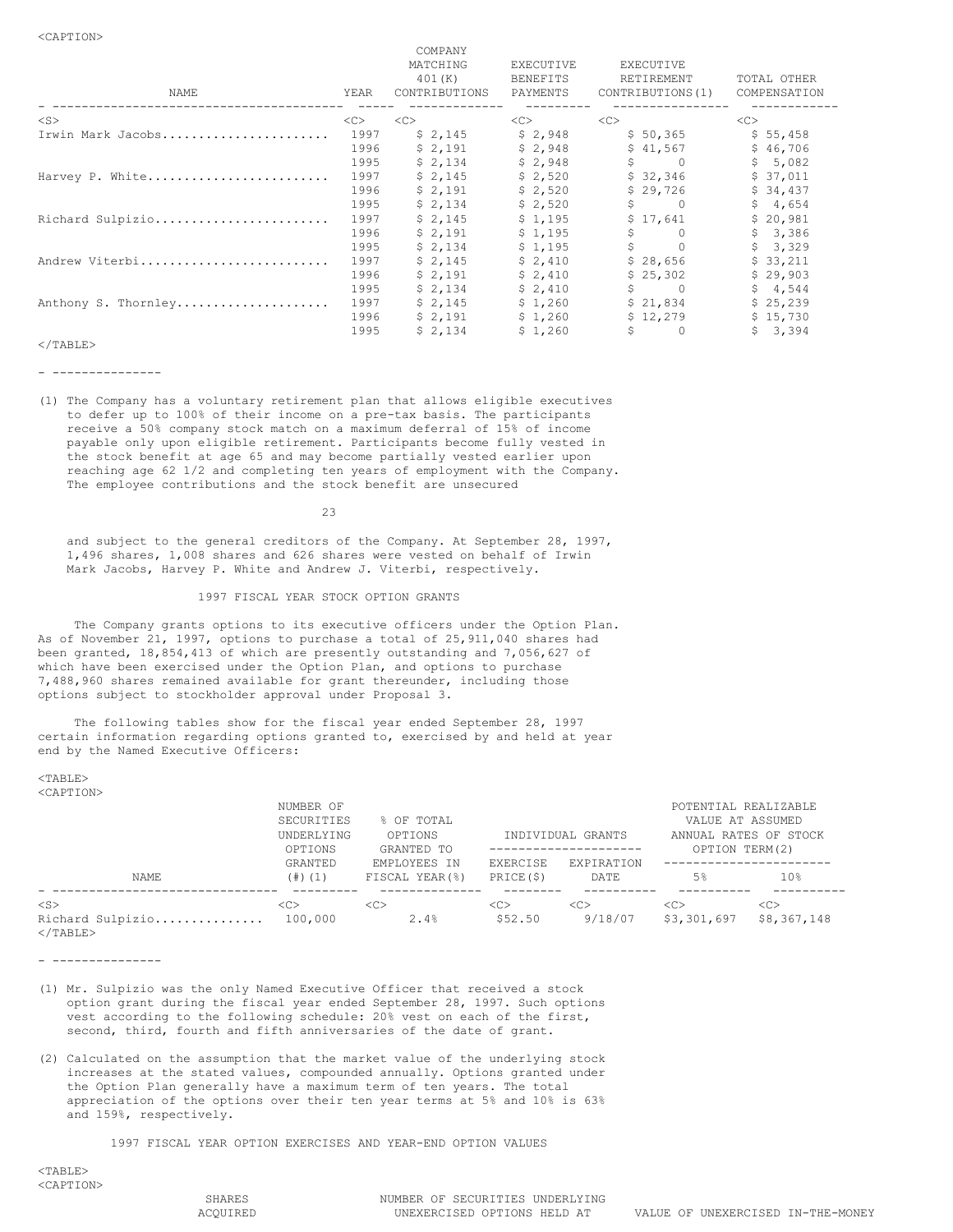| NAME | YEAR | COMPANY MATCHING 401(K) CONTRIBUTIONS | EXECUTIVE BENEFITS PAYMENTS | EXECUTIVE RETIREMENT CONTRIBUTIONS(1) | TOTAL OTHER COMPENSATION |
|---|---|---|---|---|---|
| Irwin Mark Jacobs | 1997 | $ 2,145 | $ 2,948 | $ 50,365 | $ 55,458 |
| | 1996 | $ 2,191 | $ 2,948 | $ 41,567 | $ 46,706 |
| | 1995 | $ 2,134 | $ 2,948 | $ 0 | $ 5,082 |
| Harvey P. White | 1997 | $ 2,145 | $ 2,520 | $ 32,346 | $ 37,011 |
| | 1996 | $ 2,191 | $ 2,520 | $ 29,726 | $ 34,437 |
| | 1995 | $ 2,134 | $ 2,520 | $ 0 | $ 4,654 |
| Richard Sulpizio | 1997 | $ 2,145 | $ 1,195 | $ 17,641 | $ 20,981 |
| | 1996 | $ 2,191 | $ 1,195 | $ 0 | $ 3,386 |
| | 1995 | $ 2,134 | $ 1,195 | $ 0 | $ 3,329 |
| Andrew Viterbi | 1997 | $ 2,145 | $ 2,410 | $ 28,656 | $ 33,211 |
| | 1996 | $ 2,191 | $ 2,410 | $ 25,302 | $ 29,903 |
| | 1995 | $ 2,134 | $ 2,410 | $ 0 | $ 4,544 |
| Anthony S. Thornley | 1997 | $ 2,145 | $ 1,260 | $ 21,834 | $ 25,239 |
| | 1996 | $ 2,191 | $ 1,260 | $ 12,279 | $ 15,730 |
| | 1995 | $ 2,134 | $ 1,260 | $ 0 | $ 3,394 |

---------------

(1) The Company has a voluntary retirement plan that allows eligible executives to defer up to 100% of their income on a pre-tax basis. The participants receive a 50% company stock match on a maximum deferral of 15% of income payable only upon eligible retirement. Participants become fully vested in the stock benefit at age 65 and may become partially vested earlier upon reaching age 62 1/2 and completing ten years of employment with the Company. The employee contributions and the stock benefit are unsecured and subject to the general creditors of the Company. At September 28, 1997, 1,496 shares, 1,008 shares and 626 shares were vested on behalf of Irwin Mark Jacobs, Harvey P. White and Andrew J. Viterbi, respectively.

## 1997 FISCAL YEAR STOCK OPTION GRANTS

The Company grants options to its executive officers under the Option Plan. As of November 21, 1997, options to purchase a total of 25,911,040 shares had been granted, 18,854,413 of which are presently outstanding and 7,056,627 of which have been exercised under the Option Plan, and options to purchase 7,488,960 shares remained available for grant thereunder, including those options subject to stockholder approval under Proposal 3.

The following tables show for the fiscal year ended September 28, 1997 certain information regarding options granted to, exercised by and held at year end by the Named Executive Officers:

| | INDIVIDUAL GRANTS | | | | POTENTIAL REALIZABLE VALUE AT ASSUMED ANNUAL RATES OF STOCK OPTION TERM(2) | |
|---|---|---|---|---|---|---|
| NAME | NUMBER OF SECURITIES UNDERLYING OPTIONS GRANTED (#)(1) | % OF TOTAL OPTIONS GRANTED TO EMPLOYEES IN FISCAL YEAR(%) | EXERCISE PRICE($) | EXPIRATION DATE | 5% | 10% |
| Richard Sulpizio | 100,000 | 2.4% | $52.50 | 9/18/07 | $3,301,697 | $8,367,148 |

---------------

(1) Mr. Sulpizio was the only Named Executive Officer that received a stock option grant during the fiscal year ended September 28, 1997. Such options vest according to the following schedule: 20% vest on each of the first, second, third, fourth and fifth anniversaries of the date of grant.

(2) Calculated on the assumption that the market value of the underlying stock increases at the stated values, compounded annually. Options granted under the Option Plan generally have a maximum term of ten years. The total appreciation of the options over their ten year terms at 5% and 10% is 63% and 159%, respectively.

## 1997 FISCAL YEAR OPTION EXERCISES AND YEAR-END OPTION VALUES

| SHARES ACQUIRED | NUMBER OF SECURITIES UNDERLYING UNEXERCISED OPTIONS HELD AT | VALUE OF UNEXERCISED IN-THE-MONEY |
|---|---|---|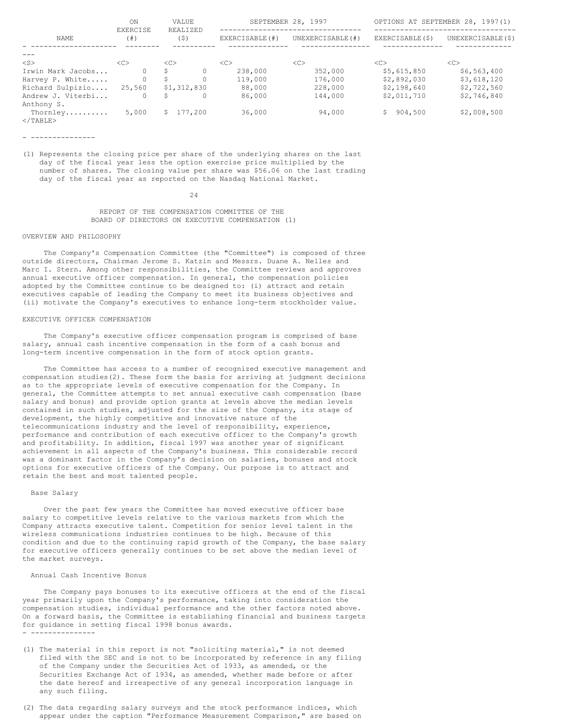| NAME | SHARES ACQUIRED ON EXERCISE (#) | VALUE REALIZED ($) | NUMBER OF SECURITIES UNDERLYING UNEXERCISED OPTIONS AT SEPTEMBER 28, 1997 | | VALUE OF UNEXERCISED IN-THE-MONEY OPTIONS AT SEPTEMBER 28, 1997(1) | |
|---|---|---|---|---|---|---|
| | | | EXERCISABLE(#) | UNEXERCISABLE(#) | EXERCISABLE($) | UNEXERCISABLE($) |
| Irwin Mark Jacobs... | 0 | $ 0 | 238,000 | 352,000 | $5,615,850 | $6,563,400 |
| Harvey P. White..... | 0 | $ 0 | 119,000 | 176,000 | $2,892,030 | $3,618,120 |
| Richard Sulpizio.... | 25,560 | $1,312,830 | 88,000 | 228,000 | $2,198,640 | $2,722,560 |
| Andrew J. Viterbi... | 0 | $ 0 | 86,000 | 144,000 | $2,011,710 | $2,746,840 |
| Anthony S. Thornley.......... | 5,000 | $ 177,200 | 36,000 | 94,000 | $ 904,500 | $2,008,500 |

- ---------------

(1) Represents the closing price per share of the underlying shares on the last day of the fiscal year less the option exercise price multiplied by the number of shares. The closing value per share was $56.06 on the last trading day of the fiscal year as reported on the Nasdaq National Market.

## REPORT OF THE COMPENSATION COMMITTEE OF THE BOARD OF DIRECTORS ON EXECUTIVE COMPENSATION (1)

### OVERVIEW AND PHILOSOPHY

The Company's Compensation Committee (the "Committee") is composed of three outside directors, Chairman Jerome S. Katzin and Messrs. Duane A. Nelles and Marc I. Stern. Among other responsibilities, the Committee reviews and approves annual executive officer compensation. In general, the compensation policies adopted by the Committee continue to be designed to: (i) attract and retain executives capable of leading the Company to meet its business objectives and (ii) motivate the Company's executives to enhance long-term stockholder value.

### EXECUTIVE OFFICER COMPENSATION

The Company's executive officer compensation program is comprised of base salary, annual cash incentive compensation in the form of a cash bonus and long-term incentive compensation in the form of stock option grants.

The Committee has access to a number of recognized executive management and compensation studies(2). These form the basis for arriving at judgment decisions as to the appropriate levels of executive compensation for the Company. In general, the Committee attempts to set annual executive cash compensation (base salary and bonus) and provide option grants at levels above the median levels contained in such studies, adjusted for the size of the Company, its stage of development, the highly competitive and innovative nature of the telecommunications industry and the level of responsibility, experience, performance and contribution of each executive officer to the Company's growth and profitability. In addition, fiscal 1997 was another year of significant achievement in all aspects of the Company's business. This considerable record was a dominant factor in the Company's decision on salaries, bonuses and stock options for executive officers of the Company. Our purpose is to attract and retain the best and most talented people.

#### Base Salary

Over the past few years the Committee has moved executive officer base salary to competitive levels relative to the various markets from which the Company attracts executive talent. Competition for senior level talent in the wireless communications industries continues to be high. Because of this condition and due to the continuing rapid growth of the Company, the base salary for executive officers generally continues to be set above the median level of the market surveys.

#### Annual Cash Incentive Bonus

The Company pays bonuses to its executive officers at the end of the fiscal year primarily upon the Company's performance, taking into consideration the compensation studies, individual performance and the other factors noted above. On a forward basis, the Committee is establishing financial and business targets for guidance in setting fiscal 1998 bonus awards.

- ---------------

(1) The material in this report is not "soliciting material," is not deemed filed with the SEC and is not to be incorporated by reference in any filing of the Company under the Securities Act of 1933, as amended, or the Securities Exchange Act of 1934, as amended, whether made before or after the date hereof and irrespective of any general incorporation language in any such filing.

(2) The data regarding salary surveys and the stock performance indices, which appear under the caption "Performance Measurement Comparison," are based on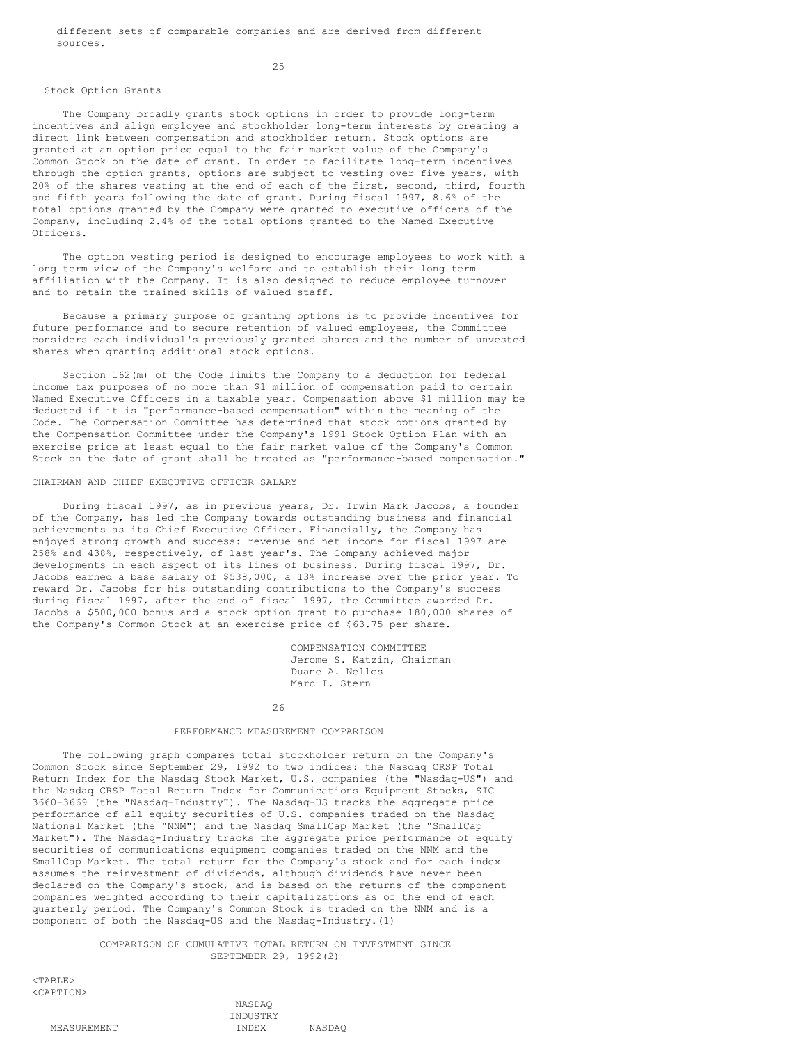different sets of comparable companies and are derived from different sources.

## Stock Option Grants

The Company broadly grants stock options in order to provide long-term incentives and align employee and stockholder long-term interests by creating a direct link between compensation and stockholder return. Stock options are granted at an option price equal to the fair market value of the Company's Common Stock on the date of grant. In order to facilitate long-term incentives through the option grants, options are subject to vesting over five years, with 20% of the shares vesting at the end of each of the first, second, third, fourth and fifth years following the date of grant. During fiscal 1997, 8.6% of the total options granted by the Company were granted to executive officers of the Company, including 2.4% of the total options granted to the Named Executive Officers.

The option vesting period is designed to encourage employees to work with a long term view of the Company's welfare and to establish their long term affiliation with the Company. It is also designed to reduce employee turnover and to retain the trained skills of valued staff.

Because a primary purpose of granting options is to provide incentives for future performance and to secure retention of valued employees, the Committee considers each individual's previously granted shares and the number of unvested shares when granting additional stock options.

Section 162(m) of the Code limits the Company to a deduction for federal income tax purposes of no more than $1 million of compensation paid to certain Named Executive Officers in a taxable year. Compensation above $1 million may be deducted if it is "performance-based compensation" within the meaning of the Code. The Compensation Committee has determined that stock options granted by the Compensation Committee under the Company's 1991 Stock Option Plan with an exercise price at least equal to the fair market value of the Company's Common Stock on the date of grant shall be treated as "performance-based compensation."

## CHAIRMAN AND CHIEF EXECUTIVE OFFICER SALARY

During fiscal 1997, as in previous years, Dr. Irwin Mark Jacobs, a founder of the Company, has led the Company towards outstanding business and financial achievements as its Chief Executive Officer. Financially, the Company has enjoyed strong growth and success: revenue and net income for fiscal 1997 are 258% and 438%, respectively, of last year's. The Company achieved major developments in each aspect of its lines of business. During fiscal 1997, Dr. Jacobs earned a base salary of $538,000, a 13% increase over the prior year. To reward Dr. Jacobs for his outstanding contributions to the Company's success during fiscal 1997, after the end of fiscal 1997, the Committee awarded Dr. Jacobs a $500,000 bonus and a stock option grant to purchase 180,000 shares of the Company's Common Stock at an exercise price of $63.75 per share.

COMPENSATION COMMITTEE
Jerome S. Katzin, Chairman
Duane A. Nelles
Marc I. Stern

## PERFORMANCE MEASUREMENT COMPARISON

The following graph compares total stockholder return on the Company's Common Stock since September 29, 1992 to two indices: the Nasdaq CRSP Total Return Index for the Nasdaq Stock Market, U.S. companies (the "Nasdaq-US") and the Nasdaq CRSP Total Return Index for Communications Equipment Stocks, SIC 3660-3669 (the "Nasdaq-Industry"). The Nasdaq-US tracks the aggregate price performance of all equity securities of U.S. companies traded on the Nasdaq National Market (the "NNM") and the Nasdaq SmallCap Market (the "SmallCap Market"). The Nasdaq-Industry tracks the aggregate price performance of equity securities of communications equipment companies traded on the NNM and the SmallCap Market. The total return for the Company's stock and for each index assumes the reinvestment of dividends, although dividends have never been declared on the Company's stock, and is based on the returns of the component companies weighted according to their capitalizations as of the end of each quarterly period. The Company's Common Stock is traded on the NNM and is a component of both the Nasdaq-US and the Nasdaq-Industry.(1)

COMPARISON OF CUMULATIVE TOTAL RETURN ON INVESTMENT SINCE SEPTEMBER 29, 1992(2)

| MEASUREMENT | NASDAQ INDUSTRY INDEX | NASDAQ |
|---|---|---|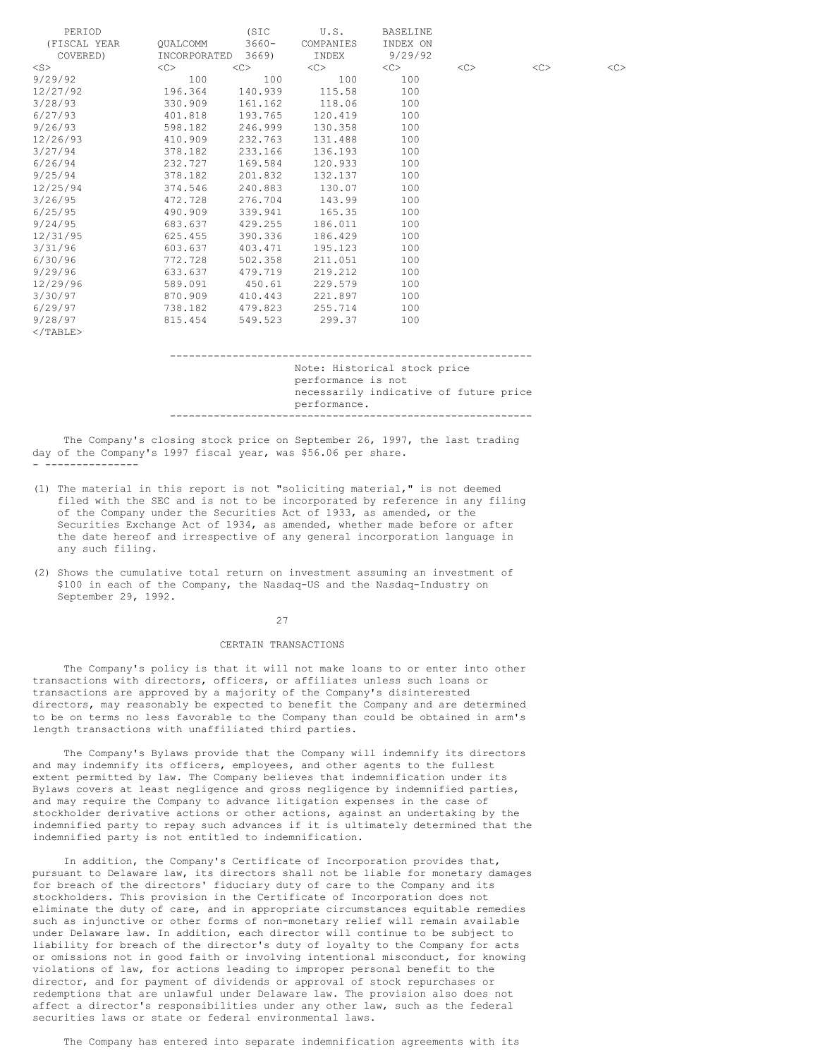| PERIOD (FISCAL YEAR COVERED) | QUALCOMM INCORPORATED | (SIC 3660-3669) | U.S. COMPANIES INDEX | BASELINE INDEX ON 9/29/92 |
|---|---|---|---|---|
| 9/29/92 | 100 | 100 | 100 | 100 |
| 12/27/92 | 196.364 | 140.939 | 115.58 | 100 |
| 3/28/93 | 330.909 | 161.162 | 118.06 | 100 |
| 6/27/93 | 401.818 | 193.765 | 120.419 | 100 |
| 9/26/93 | 598.182 | 246.999 | 130.358 | 100 |
| 12/26/93 | 410.909 | 232.763 | 131.488 | 100 |
| 3/27/94 | 378.182 | 233.166 | 136.193 | 100 |
| 6/26/94 | 232.727 | 169.584 | 120.933 | 100 |
| 9/25/94 | 378.182 | 201.832 | 132.137 | 100 |
| 12/25/94 | 374.546 | 240.883 | 130.07 | 100 |
| 3/26/95 | 472.728 | 276.704 | 143.99 | 100 |
| 6/25/95 | 490.909 | 339.941 | 165.35 | 100 |
| 9/24/95 | 683.637 | 429.255 | 186.011 | 100 |
| 12/31/95 | 625.455 | 390.336 | 186.429 | 100 |
| 3/31/96 | 603.637 | 403.471 | 195.123 | 100 |
| 6/30/96 | 772.728 | 502.358 | 211.051 | 100 |
| 9/29/96 | 633.637 | 479.719 | 219.212 | 100 |
| 12/29/96 | 589.091 | 450.61 | 229.579 | 100 |
| 3/30/97 | 870.909 | 410.443 | 221.897 | 100 |
| 6/29/97 | 738.182 | 479.823 | 255.714 | 100 |
| 9/28/97 | 815.454 | 549.523 | 299.37 | 100 |

Note: Historical stock price performance is not necessarily indicative of future price performance.

The Company's closing stock price on September 26, 1997, the last trading day of the Company's 1997 fiscal year, was $56.06 per share.

---

(1) The material in this report is not "soliciting material," is not deemed filed with the SEC and is not to be incorporated by reference in any filing of the Company under the Securities Act of 1933, as amended, or the Securities Exchange Act of 1934, as amended, whether made before or after the date hereof and irrespective of any general incorporation language in any such filing.

(2) Shows the cumulative total return on investment assuming an investment of $100 in each of the Company, the Nasdaq-US and the Nasdaq-Industry on September 29, 1992.

## CERTAIN TRANSACTIONS

The Company's policy is that it will not make loans to or enter into other transactions with directors, officers, or affiliates unless such loans or transactions are approved by a majority of the Company's disinterested directors, may reasonably be expected to benefit the Company and are determined to be on terms no less favorable to the Company than could be obtained in arm's length transactions with unaffiliated third parties.

The Company's Bylaws provide that the Company will indemnify its directors and may indemnify its officers, employees, and other agents to the fullest extent permitted by law. The Company believes that indemnification under its Bylaws covers at least negligence and gross negligence by indemnified parties, and may require the Company to advance litigation expenses in the case of stockholder derivative actions or other actions, against an undertaking by the indemnified party to repay such advances if it is ultimately determined that the indemnified party is not entitled to indemnification.

In addition, the Company's Certificate of Incorporation provides that, pursuant to Delaware law, its directors shall not be liable for monetary damages for breach of the directors' fiduciary duty of care to the Company and its stockholders. This provision in the Certificate of Incorporation does not eliminate the duty of care, and in appropriate circumstances equitable remedies such as injunctive or other forms of non-monetary relief will remain available under Delaware law. In addition, each director will continue to be subject to liability for breach of the director's duty of loyalty to the Company for acts or omissions not in good faith or involving intentional misconduct, for knowing violations of law, for actions leading to improper personal benefit to the director, and for payment of dividends or approval of stock repurchases or redemptions that are unlawful under Delaware law. The provision also does not affect a director's responsibilities under any other law, such as the federal securities laws or state or federal environmental laws.

The Company has entered into separate indemnification agreements with its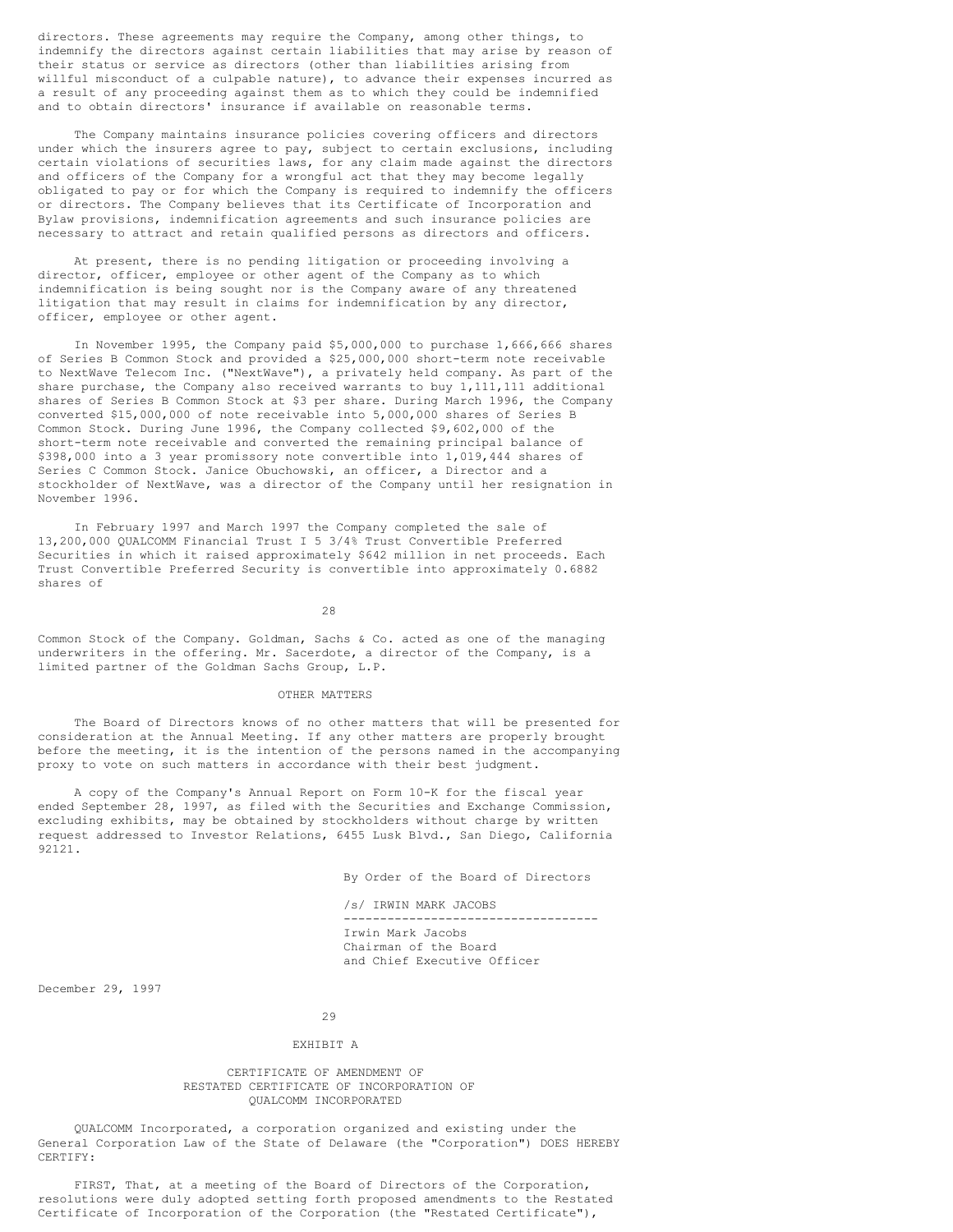directors. These agreements may require the Company, among other things, to indemnify the directors against certain liabilities that may arise by reason of their status or service as directors (other than liabilities arising from willful misconduct of a culpable nature), to advance their expenses incurred as a result of any proceeding against them as to which they could be indemnified and to obtain directors' insurance if available on reasonable terms.

The Company maintains insurance policies covering officers and directors under which the insurers agree to pay, subject to certain exclusions, including certain violations of securities laws, for any claim made against the directors and officers of the Company for a wrongful act that they may become legally obligated to pay or for which the Company is required to indemnify the officers or directors. The Company believes that its Certificate of Incorporation and Bylaw provisions, indemnification agreements and such insurance policies are necessary to attract and retain qualified persons as directors and officers.

At present, there is no pending litigation or proceeding involving a director, officer, employee or other agent of the Company as to which indemnification is being sought nor is the Company aware of any threatened litigation that may result in claims for indemnification by any director, officer, employee or other agent.

In November 1995, the Company paid $5,000,000 to purchase 1,666,666 shares of Series B Common Stock and provided a $25,000,000 short-term note receivable to NextWave Telecom Inc. ("NextWave"), a privately held company. As part of the share purchase, the Company also received warrants to buy 1,111,111 additional shares of Series B Common Stock at $3 per share. During March 1996, the Company converted $15,000,000 of note receivable into 5,000,000 shares of Series B Common Stock. During June 1996, the Company collected $9,602,000 of the short-term note receivable and converted the remaining principal balance of $398,000 into a 3 year promissory note convertible into 1,019,444 shares of Series C Common Stock. Janice Obuchowski, an officer, a Director and a stockholder of NextWave, was a director of the Company until her resignation in November 1996.

In February 1997 and March 1997 the Company completed the sale of 13,200,000 QUALCOMM Financial Trust I 5 3/4% Trust Convertible Preferred Securities in which it raised approximately $642 million in net proceeds. Each Trust Convertible Preferred Security is convertible into approximately 0.6882 shares of Common Stock of the Company. Goldman, Sachs & Co. acted as one of the managing underwriters in the offering. Mr. Sacerdote, a director of the Company, is a limited partner of the Goldman Sachs Group, L.P.

## OTHER MATTERS

The Board of Directors knows of no other matters that will be presented for consideration at the Annual Meeting. If any other matters are properly brought before the meeting, it is the intention of the persons named in the accompanying proxy to vote on such matters in accordance with their best judgment.

A copy of the Company's Annual Report on Form 10-K for the fiscal year ended September 28, 1997, as filed with the Securities and Exchange Commission, excluding exhibits, may be obtained by stockholders without charge by written request addressed to Investor Relations, 6455 Lusk Blvd., San Diego, California 92121.

By Order of the Board of Directors

/s/ IRWIN MARK JACOBS

Irwin Mark Jacobs
Chairman of the Board
and Chief Executive Officer

December 29, 1997

## EXHIBIT A

### CERTIFICATE OF AMENDMENT OF RESTATED CERTIFICATE OF INCORPORATION OF QUALCOMM INCORPORATED

QUALCOMM Incorporated, a corporation organized and existing under the General Corporation Law of the State of Delaware (the "Corporation") DOES HEREBY CERTIFY:

FIRST, That, at a meeting of the Board of Directors of the Corporation, resolutions were duly adopted setting forth proposed amendments to the Restated Certificate of Incorporation of the Corporation (the "Restated Certificate"),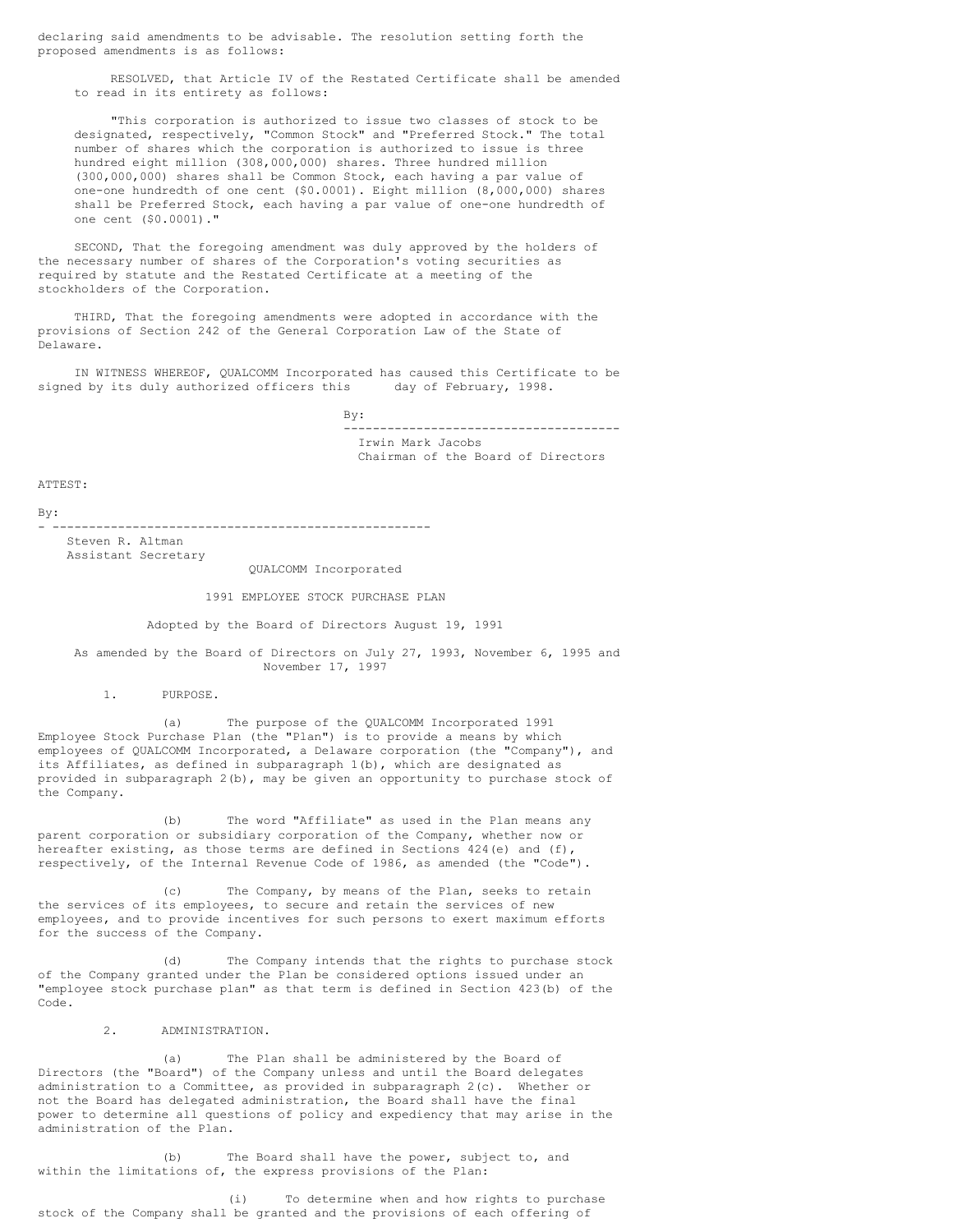declaring said amendments to be advisable. The resolution setting forth the proposed amendments is as follows:

> RESOLVED, that Article IV of the Restated Certificate shall be amended to read in its entirety as follows:
>
> "This corporation is authorized to issue two classes of stock to be designated, respectively, "Common Stock" and "Preferred Stock." The total number of shares which the corporation is authorized to issue is three hundred eight million (308,000,000) shares. Three hundred million (300,000,000) shares shall be Common Stock, each having a par value of one-one hundredth of one cent ($0.0001). Eight million (8,000,000) shares shall be Preferred Stock, each having a par value of one-one hundredth of one cent ($0.0001)."

SECOND, That the foregoing amendment was duly approved by the holders of the necessary number of shares of the Corporation's voting securities as required by statute and the Restated Certificate at a meeting of the stockholders of the Corporation.

THIRD, That the foregoing amendments were adopted in accordance with the provisions of Section 242 of the General Corporation Law of the State of Delaware.

IN WITNESS WHEREOF, QUALCOMM Incorporated has caused this Certificate to be signed by its duly authorized officers this day of February, 1998.

By:
-------------------------------------
Irwin Mark Jacobs
Chairman of the Board of Directors

ATTEST:

By:
----------------------------------------------------
Steven R. Altman
Assistant Secretary

QUALCOMM Incorporated

1991 EMPLOYEE STOCK PURCHASE PLAN

Adopted by the Board of Directors August 19, 1991

As amended by the Board of Directors on July 27, 1993, November 6, 1995 and November 17, 1997

1. PURPOSE.

(a) The purpose of the QUALCOMM Incorporated 1991 Employee Stock Purchase Plan (the "Plan") is to provide a means by which employees of QUALCOMM Incorporated, a Delaware corporation (the "Company"), and its Affiliates, as defined in subparagraph 1(b), which are designated as provided in subparagraph 2(b), may be given an opportunity to purchase stock of the Company.

(b) The word "Affiliate" as used in the Plan means any parent corporation or subsidiary corporation of the Company, whether now or hereafter existing, as those terms are defined in Sections 424(e) and (f), respectively, of the Internal Revenue Code of 1986, as amended (the "Code").

(c) The Company, by means of the Plan, seeks to retain the services of its employees, to secure and retain the services of new employees, and to provide incentives for such persons to exert maximum efforts for the success of the Company.

(d) The Company intends that the rights to purchase stock of the Company granted under the Plan be considered options issued under an "employee stock purchase plan" as that term is defined in Section 423(b) of the Code.

2. ADMINISTRATION.

(a) The Plan shall be administered by the Board of Directors (the "Board") of the Company unless and until the Board delegates administration to a Committee, as provided in subparagraph 2(c). Whether or not the Board has delegated administration, the Board shall have the final power to determine all questions of policy and expediency that may arise in the administration of the Plan.

(b) The Board shall have the power, subject to, and within the limitations of, the express provisions of the Plan:

(i) To determine when and how rights to purchase stock of the Company shall be granted and the provisions of each offering of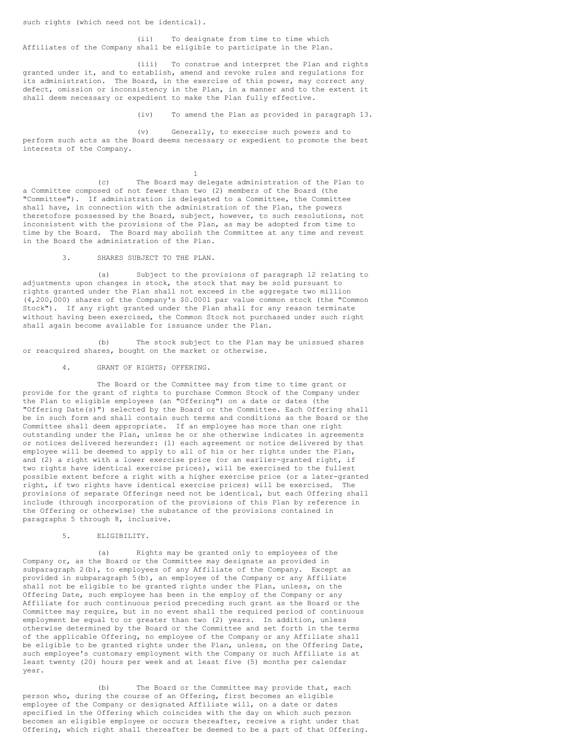such rights (which need not be identical).

(ii) To designate from time to time which Affiliates of the Company shall be eligible to participate in the Plan.

(iii) To construe and interpret the Plan and rights granted under it, and to establish, amend and revoke rules and regulations for its administration. The Board, in the exercise of this power, may correct any defect, omission or inconsistency in the Plan, in a manner and to the extent it shall deem necessary or expedient to make the Plan fully effective.

(iv) To amend the Plan as provided in paragraph 13.

(v) Generally, to exercise such powers and to perform such acts as the Board deems necessary or expedient to promote the best interests of the Company.

(c) The Board may delegate administration of the Plan to a Committee composed of not fewer than two (2) members of the Board (the "Committee"). If administration is delegated to a Committee, the Committee shall have, in connection with the administration of the Plan, the powers theretofore possessed by the Board, subject, however, to such resolutions, not inconsistent with the provisions of the Plan, as may be adopted from time to time by the Board. The Board may abolish the Committee at any time and revest in the Board the administration of the Plan.

3. SHARES SUBJECT TO THE PLAN.

(a) Subject to the provisions of paragraph 12 relating to adjustments upon changes in stock, the stock that may be sold pursuant to rights granted under the Plan shall not exceed in the aggregate two million (4,200,000) shares of the Company's $0.0001 par value common stock (the "Common Stock"). If any right granted under the Plan shall for any reason terminate without having been exercised, the Common Stock not purchased under such right shall again become available for issuance under the Plan.

(b) The stock subject to the Plan may be unissued shares or reacquired shares, bought on the market or otherwise.

4. GRANT OF RIGHTS; OFFERING.

The Board or the Committee may from time to time grant or provide for the grant of rights to purchase Common Stock of the Company under the Plan to eligible employees (an "Offering") on a date or dates (the "Offering Date(s)") selected by the Board or the Committee. Each Offering shall be in such form and shall contain such terms and conditions as the Board or the Committee shall deem appropriate. If an employee has more than one right outstanding under the Plan, unless he or she otherwise indicates in agreements or notices delivered hereunder: (1) each agreement or notice delivered by that employee will be deemed to apply to all of his or her rights under the Plan, and (2) a right with a lower exercise price (or an earlier-granted right, if two rights have identical exercise prices), will be exercised to the fullest possible extent before a right with a higher exercise price (or a later-granted right, if two rights have identical exercise prices) will be exercised. The provisions of separate Offerings need not be identical, but each Offering shall include (through incorporation of the provisions of this Plan by reference in the Offering or otherwise) the substance of the provisions contained in paragraphs 5 through 8, inclusive.

5. ELIGIBILITY.

(a) Rights may be granted only to employees of the Company or, as the Board or the Committee may designate as provided in subparagraph 2(b), to employees of any Affiliate of the Company. Except as provided in subparagraph 5(b), an employee of the Company or any Affiliate shall not be eligible to be granted rights under the Plan, unless, on the Offering Date, such employee has been in the employ of the Company or any Affiliate for such continuous period preceding such grant as the Board or the Committee may require, but in no event shall the required period of continuous employment be equal to or greater than two (2) years. In addition, unless otherwise determined by the Board or the Committee and set forth in the terms of the applicable Offering, no employee of the Company or any Affiliate shall be eligible to be granted rights under the Plan, unless, on the Offering Date, such employee's customary employment with the Company or such Affiliate is at least twenty (20) hours per week and at least five (5) months per calendar year.

(b) The Board or the Committee may provide that, each person who, during the course of an Offering, first becomes an eligible employee of the Company or designated Affiliate will, on a date or dates specified in the Offering which coincides with the day on which such person becomes an eligible employee or occurs thereafter, receive a right under that Offering, which right shall thereafter be deemed to be a part of that Offering.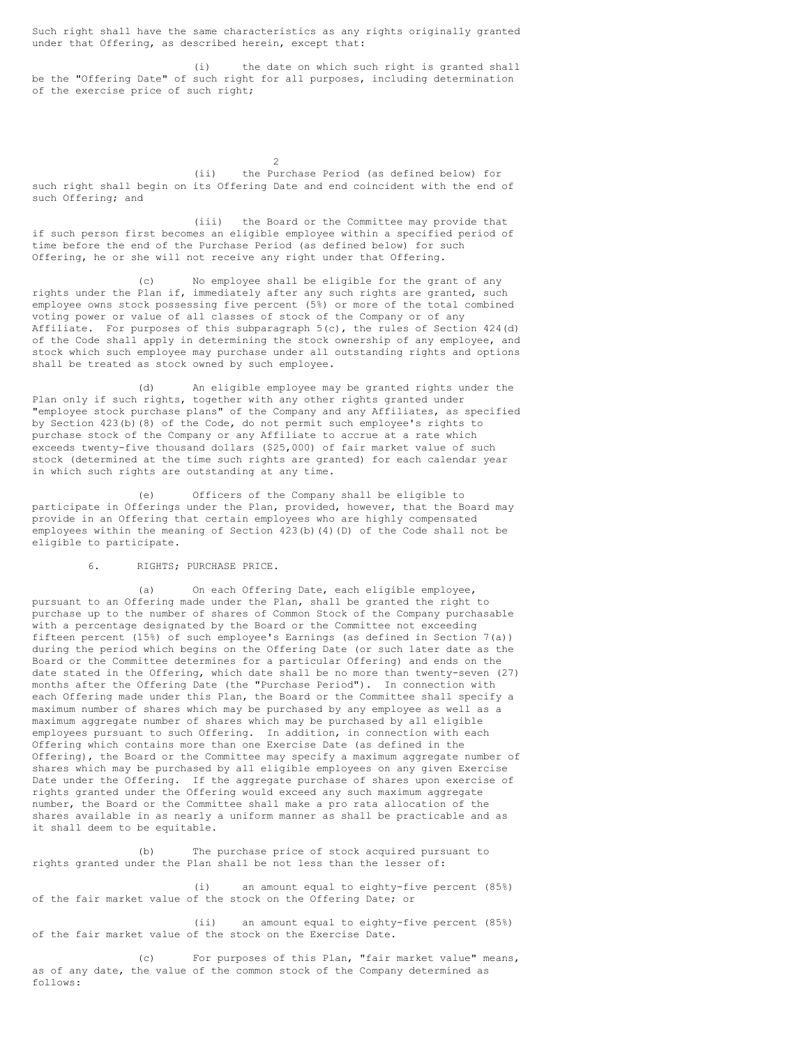Such right shall have the same characteristics as any rights originally granted under that Offering, as described herein, except that:

(i) the date on which such right is granted shall be the "Offering Date" of such right for all purposes, including determination of the exercise price of such right;

(ii) the Purchase Period (as defined below) for such right shall begin on its Offering Date and end coincident with the end of such Offering; and

(iii) the Board or the Committee may provide that if such person first becomes an eligible employee within a specified period of time before the end of the Purchase Period (as defined below) for such Offering, he or she will not receive any right under that Offering.

(c) No employee shall be eligible for the grant of any rights under the Plan if, immediately after any such rights are granted, such employee owns stock possessing five percent (5%) or more of the total combined voting power or value of all classes of stock of the Company or of any Affiliate. For purposes of this subparagraph 5(c), the rules of Section 424(d) of the Code shall apply in determining the stock ownership of any employee, and stock which such employee may purchase under all outstanding rights and options shall be treated as stock owned by such employee.

(d) An eligible employee may be granted rights under the Plan only if such rights, together with any other rights granted under "employee stock purchase plans" of the Company and any Affiliates, as specified by Section 423(b)(8) of the Code, do not permit such employee's rights to purchase stock of the Company or any Affiliate to accrue at a rate which exceeds twenty-five thousand dollars ($25,000) of fair market value of such stock (determined at the time such rights are granted) for each calendar year in which such rights are outstanding at any time.

(e) Officers of the Company shall be eligible to participate in Offerings under the Plan, provided, however, that the Board may provide in an Offering that certain employees who are highly compensated employees within the meaning of Section 423(b)(4)(D) of the Code shall not be eligible to participate.

6. RIGHTS; PURCHASE PRICE.

(a) On each Offering Date, each eligible employee, pursuant to an Offering made under the Plan, shall be granted the right to purchase up to the number of shares of Common Stock of the Company purchasable with a percentage designated by the Board or the Committee not exceeding fifteen percent (15%) of such employee's Earnings (as defined in Section 7(a)) during the period which begins on the Offering Date (or such later date as the Board or the Committee determines for a particular Offering) and ends on the date stated in the Offering, which date shall be no more than twenty-seven (27) months after the Offering Date (the "Purchase Period"). In connection with each Offering made under this Plan, the Board or the Committee shall specify a maximum number of shares which may be purchased by any employee as well as a maximum aggregate number of shares which may be purchased by all eligible employees pursuant to such Offering. In addition, in connection with each Offering which contains more than one Exercise Date (as defined in the Offering), the Board or the Committee may specify a maximum aggregate number of shares which may be purchased by all eligible employees on any given Exercise Date under the Offering. If the aggregate purchase of shares upon exercise of rights granted under the Offering would exceed any such maximum aggregate number, the Board or the Committee shall make a pro rata allocation of the shares available in as nearly a uniform manner as shall be practicable and as it shall deem to be equitable.

(b) The purchase price of stock acquired pursuant to rights granted under the Plan shall be not less than the lesser of:

(i) an amount equal to eighty-five percent (85%) of the fair market value of the stock on the Offering Date; or

(ii) an amount equal to eighty-five percent (85%) of the fair market value of the stock on the Exercise Date.

(c) For purposes of this Plan, "fair market value" means, as of any date, the value of the common stock of the Company determined as follows: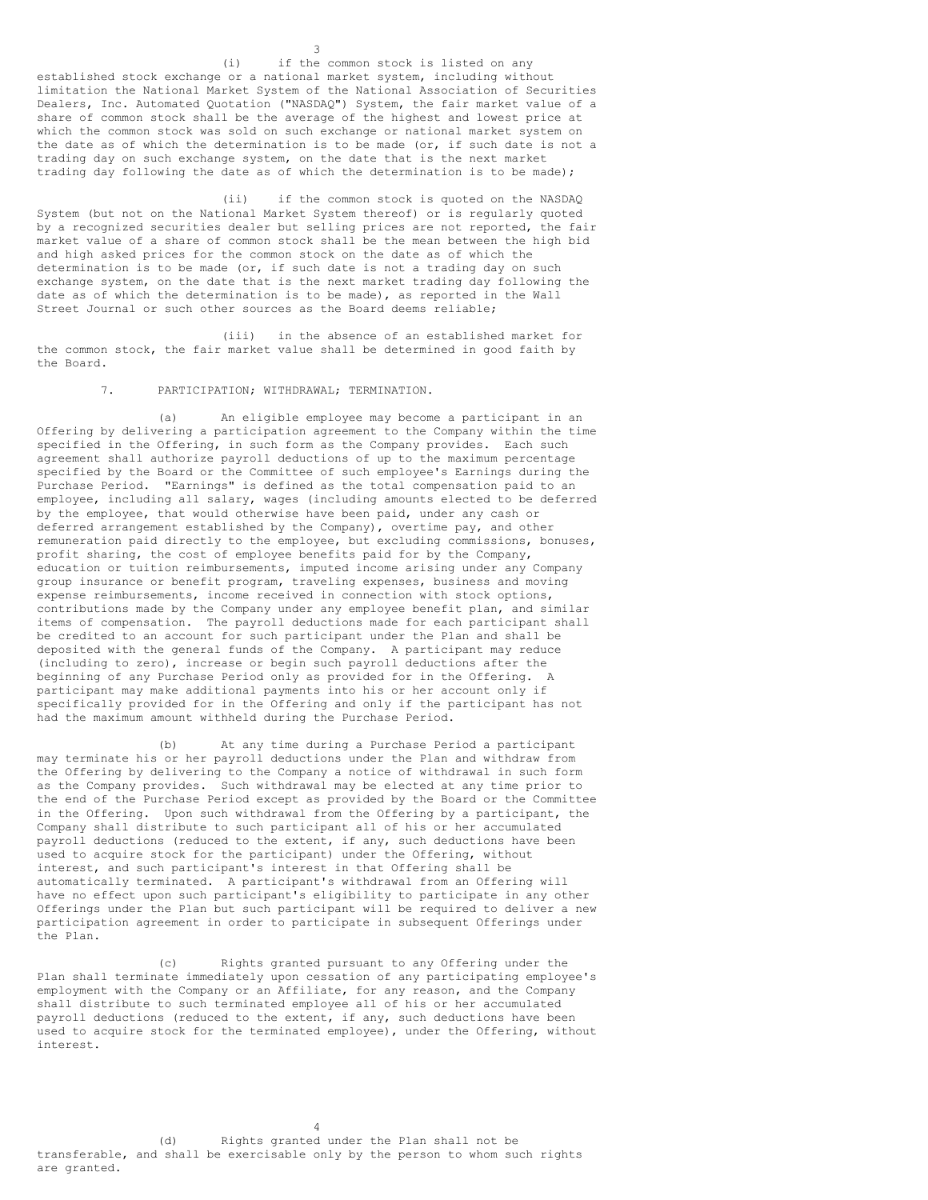(i) if the common stock is listed on any established stock exchange or a national market system, including without limitation the National Market System of the National Association of Securities Dealers, Inc. Automated Quotation ("NASDAQ") System, the fair market value of a share of common stock shall be the average of the highest and lowest price at which the common stock was sold on such exchange or national market system on the date as of which the determination is to be made (or, if such date is not a trading day on such exchange system, on the date that is the next market trading day following the date as of which the determination is to be made);

(ii) if the common stock is quoted on the NASDAQ System (but not on the National Market System thereof) or is regularly quoted by a recognized securities dealer but selling prices are not reported, the fair market value of a share of common stock shall be the mean between the high bid and high asked prices for the common stock on the date as of which the determination is to be made (or, if such date is not a trading day on such exchange system, on the date that is the next market trading day following the date as of which the determination is to be made), as reported in the Wall Street Journal or such other sources as the Board deems reliable;

(iii) in the absence of an established market for the common stock, the fair market value shall be determined in good faith by the Board.

7. PARTICIPATION; WITHDRAWAL; TERMINATION.

(a) An eligible employee may become a participant in an Offering by delivering a participation agreement to the Company within the time specified in the Offering, in such form as the Company provides. Each such agreement shall authorize payroll deductions of up to the maximum percentage specified by the Board or the Committee of such employee's Earnings during the Purchase Period. "Earnings" is defined as the total compensation paid to an employee, including all salary, wages (including amounts elected to be deferred by the employee, that would otherwise have been paid, under any cash or deferred arrangement established by the Company), overtime pay, and other remuneration paid directly to the employee, but excluding commissions, bonuses, profit sharing, the cost of employee benefits paid for by the Company, education or tuition reimbursements, imputed income arising under any Company group insurance or benefit program, traveling expenses, business and moving expense reimbursements, income received in connection with stock options, contributions made by the Company under any employee benefit plan, and similar items of compensation. The payroll deductions made for each participant shall be credited to an account for such participant under the Plan and shall be deposited with the general funds of the Company. A participant may reduce (including to zero), increase or begin such payroll deductions after the beginning of any Purchase Period only as provided for in the Offering. A participant may make additional payments into his or her account only if specifically provided for in the Offering and only if the participant has not had the maximum amount withheld during the Purchase Period.

(b) At any time during a Purchase Period a participant may terminate his or her payroll deductions under the Plan and withdraw from the Offering by delivering to the Company a notice of withdrawal in such form as the Company provides. Such withdrawal may be elected at any time prior to the end of the Purchase Period except as provided by the Board or the Committee in the Offering. Upon such withdrawal from the Offering by a participant, the Company shall distribute to such participant all of his or her accumulated payroll deductions (reduced to the extent, if any, such deductions have been used to acquire stock for the participant) under the Offering, without interest, and such participant's interest in that Offering shall be automatically terminated. A participant's withdrawal from an Offering will have no effect upon such participant's eligibility to participate in any other Offerings under the Plan but such participant will be required to deliver a new participation agreement in order to participate in subsequent Offerings under the Plan.

(c) Rights granted pursuant to any Offering under the Plan shall terminate immediately upon cessation of any participating employee's employment with the Company or an Affiliate, for any reason, and the Company shall distribute to such terminated employee all of his or her accumulated payroll deductions (reduced to the extent, if any, such deductions have been used to acquire stock for the terminated employee), under the Offering, without interest.

(d) Rights granted under the Plan shall not be transferable, and shall be exercisable only by the person to whom such rights are granted.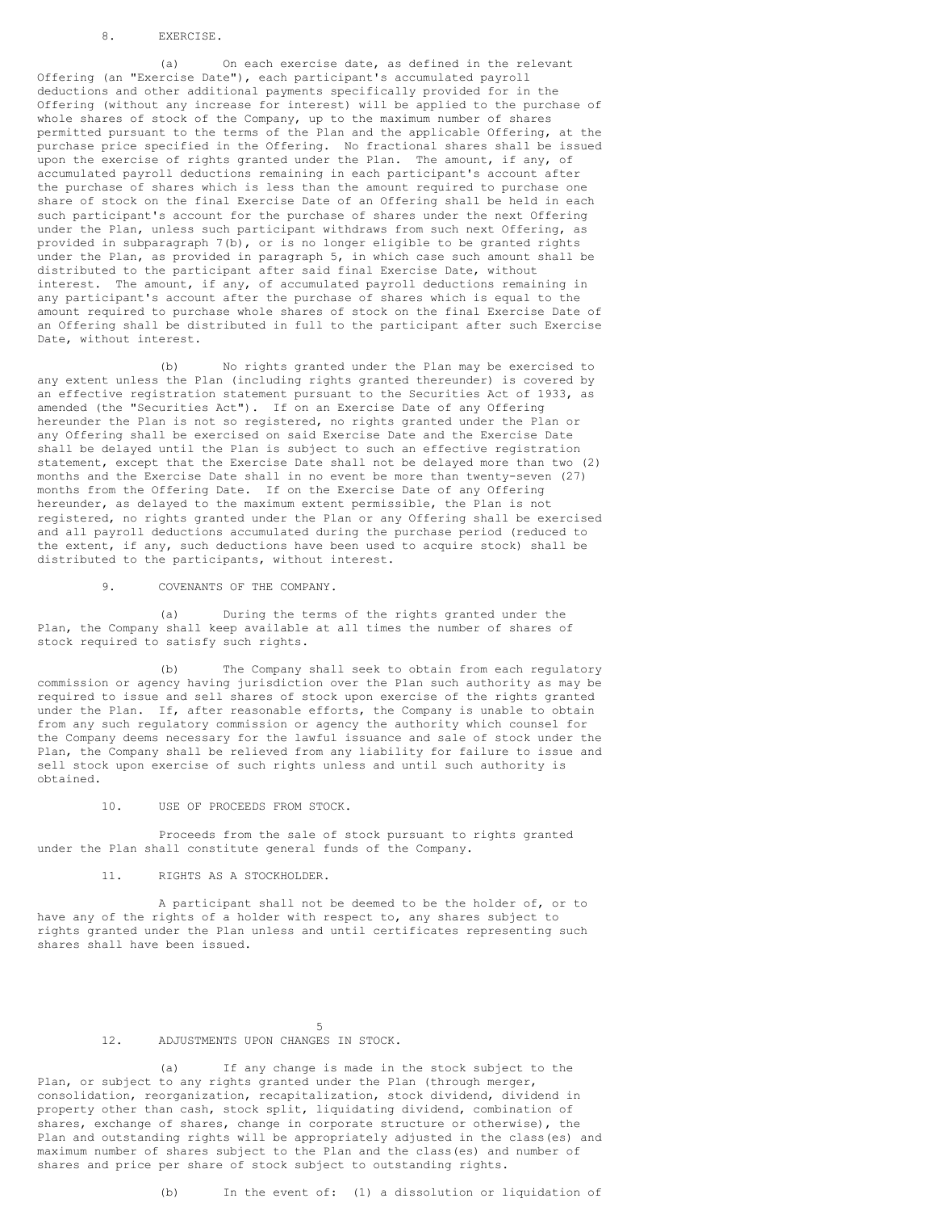8. EXERCISE.

(a) On each exercise date, as defined in the relevant Offering (an "Exercise Date"), each participant's accumulated payroll deductions and other additional payments specifically provided for in the Offering (without any increase for interest) will be applied to the purchase of whole shares of stock of the Company, up to the maximum number of shares permitted pursuant to the terms of the Plan and the applicable Offering, at the purchase price specified in the Offering. No fractional shares shall be issued upon the exercise of rights granted under the Plan. The amount, if any, of accumulated payroll deductions remaining in each participant's account after the purchase of shares which is less than the amount required to purchase one share of stock on the final Exercise Date of an Offering shall be held in each such participant's account for the purchase of shares under the next Offering under the Plan, unless such participant withdraws from such next Offering, as provided in subparagraph 7(b), or is no longer eligible to be granted rights under the Plan, as provided in paragraph 5, in which case such amount shall be distributed to the participant after said final Exercise Date, without interest. The amount, if any, of accumulated payroll deductions remaining in any participant's account after the purchase of shares which is equal to the amount required to purchase whole shares of stock on the final Exercise Date of an Offering shall be distributed in full to the participant after such Exercise Date, without interest.

(b) No rights granted under the Plan may be exercised to any extent unless the Plan (including rights granted thereunder) is covered by an effective registration statement pursuant to the Securities Act of 1933, as amended (the "Securities Act"). If on an Exercise Date of any Offering hereunder the Plan is not so registered, no rights granted under the Plan or any Offering shall be exercised on said Exercise Date and the Exercise Date shall be delayed until the Plan is subject to such an effective registration statement, except that the Exercise Date shall not be delayed more than two (2) months and the Exercise Date shall in no event be more than twenty-seven (27) months from the Offering Date. If on the Exercise Date of any Offering hereunder, as delayed to the maximum extent permissible, the Plan is not registered, no rights granted under the Plan or any Offering shall be exercised and all payroll deductions accumulated during the purchase period (reduced to the extent, if any, such deductions have been used to acquire stock) shall be distributed to the participants, without interest.

9. COVENANTS OF THE COMPANY.

(a) During the terms of the rights granted under the Plan, the Company shall keep available at all times the number of shares of stock required to satisfy such rights.

(b) The Company shall seek to obtain from each regulatory commission or agency having jurisdiction over the Plan such authority as may be required to issue and sell shares of stock upon exercise of the rights granted under the Plan. If, after reasonable efforts, the Company is unable to obtain from any such regulatory commission or agency the authority which counsel for the Company deems necessary for the lawful issuance and sale of stock under the Plan, the Company shall be relieved from any liability for failure to issue and sell stock upon exercise of such rights unless and until such authority is obtained.

10. USE OF PROCEEDS FROM STOCK.

Proceeds from the sale of stock pursuant to rights granted under the Plan shall constitute general funds of the Company.

11. RIGHTS AS A STOCKHOLDER.

A participant shall not be deemed to be the holder of, or to have any of the rights of a holder with respect to, any shares subject to rights granted under the Plan unless and until certificates representing such shares shall have been issued.

12. ADJUSTMENTS UPON CHANGES IN STOCK.

(a) If any change is made in the stock subject to the Plan, or subject to any rights granted under the Plan (through merger, consolidation, reorganization, recapitalization, stock dividend, dividend in property other than cash, stock split, liquidating dividend, combination of shares, exchange of shares, change in corporate structure or otherwise), the Plan and outstanding rights will be appropriately adjusted in the class(es) and maximum number of shares subject to the Plan and the class(es) and number of shares and price per share of stock subject to outstanding rights.

(b) In the event of: (1) a dissolution or liquidation of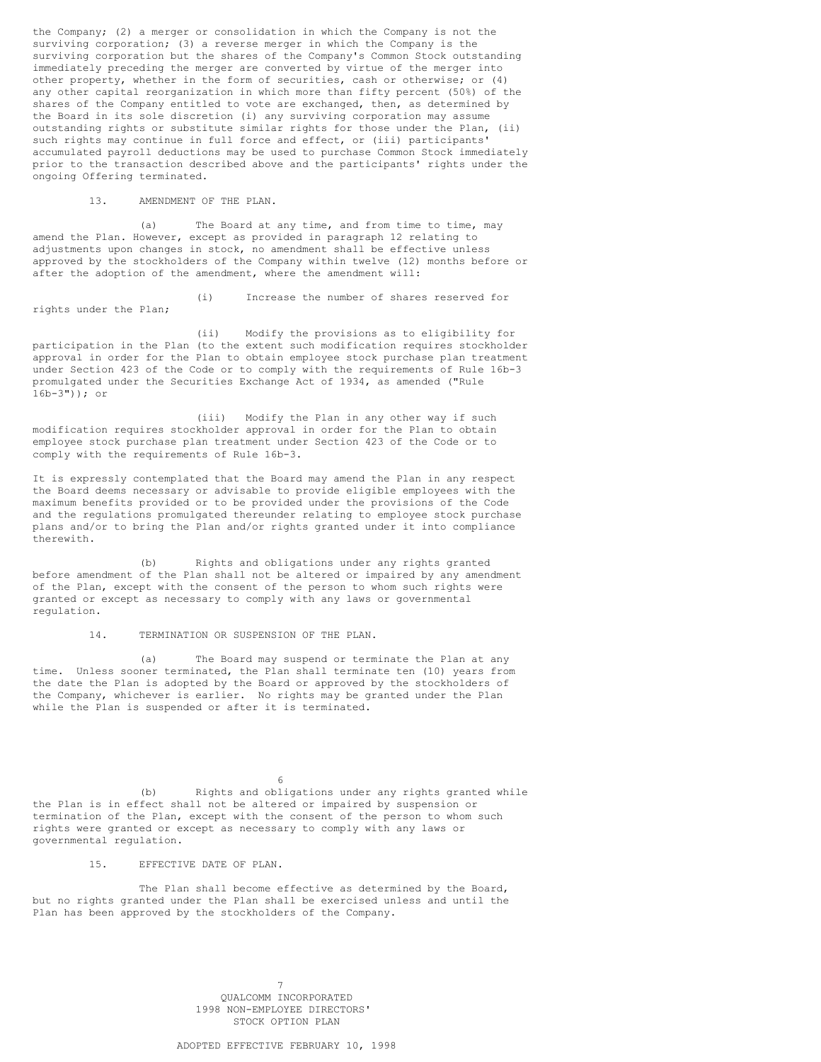the Company; (2) a merger or consolidation in which the Company is not the surviving corporation; (3) a reverse merger in which the Company is the surviving corporation but the shares of the Company's Common Stock outstanding immediately preceding the merger are converted by virtue of the merger into other property, whether in the form of securities, cash or otherwise; or (4) any other capital reorganization in which more than fifty percent (50%) of the shares of the Company entitled to vote are exchanged, then, as determined by the Board in its sole discretion (i) any surviving corporation may assume outstanding rights or substitute similar rights for those under the Plan, (ii) such rights may continue in full force and effect, or (iii) participants' accumulated payroll deductions may be used to purchase Common Stock immediately prior to the transaction described above and the participants' rights under the ongoing Offering terminated.

13. AMENDMENT OF THE PLAN.

(a) The Board at any time, and from time to time, may amend the Plan. However, except as provided in paragraph 12 relating to adjustments upon changes in stock, no amendment shall be effective unless approved by the stockholders of the Company within twelve (12) months before or after the adoption of the amendment, where the amendment will:

(i) Increase the number of shares reserved for rights under the Plan;

(ii) Modify the provisions as to eligibility for participation in the Plan (to the extent such modification requires stockholder approval in order for the Plan to obtain employee stock purchase plan treatment under Section 423 of the Code or to comply with the requirements of Rule 16b-3 promulgated under the Securities Exchange Act of 1934, as amended ("Rule 16b-3")); or

(iii) Modify the Plan in any other way if such modification requires stockholder approval in order for the Plan to obtain employee stock purchase plan treatment under Section 423 of the Code or to comply with the requirements of Rule 16b-3.

It is expressly contemplated that the Board may amend the Plan in any respect the Board deems necessary or advisable to provide eligible employees with the maximum benefits provided or to be provided under the provisions of the Code and the regulations promulgated thereunder relating to employee stock purchase plans and/or to bring the Plan and/or rights granted under it into compliance therewith.

(b) Rights and obligations under any rights granted before amendment of the Plan shall not be altered or impaired by any amendment of the Plan, except with the consent of the person to whom such rights were granted or except as necessary to comply with any laws or governmental regulation.

14. TERMINATION OR SUSPENSION OF THE PLAN.

(a) The Board may suspend or terminate the Plan at any time. Unless sooner terminated, the Plan shall terminate ten (10) years from the date the Plan is adopted by the Board or approved by the stockholders of the Company, whichever is earlier. No rights may be granted under the Plan while the Plan is suspended or after it is terminated.

(b) Rights and obligations under any rights granted while the Plan is in effect shall not be altered or impaired by suspension or termination of the Plan, except with the consent of the person to whom such rights were granted or except as necessary to comply with any laws or governmental regulation.

15. EFFECTIVE DATE OF PLAN.

The Plan shall become effective as determined by the Board, but no rights granted under the Plan shall be exercised unless and until the Plan has been approved by the stockholders of the Company.

# QUALCOMM INCORPORATED
# 1998 NON-EMPLOYEE DIRECTORS' STOCK OPTION PLAN

ADOPTED EFFECTIVE FEBRUARY 10, 1998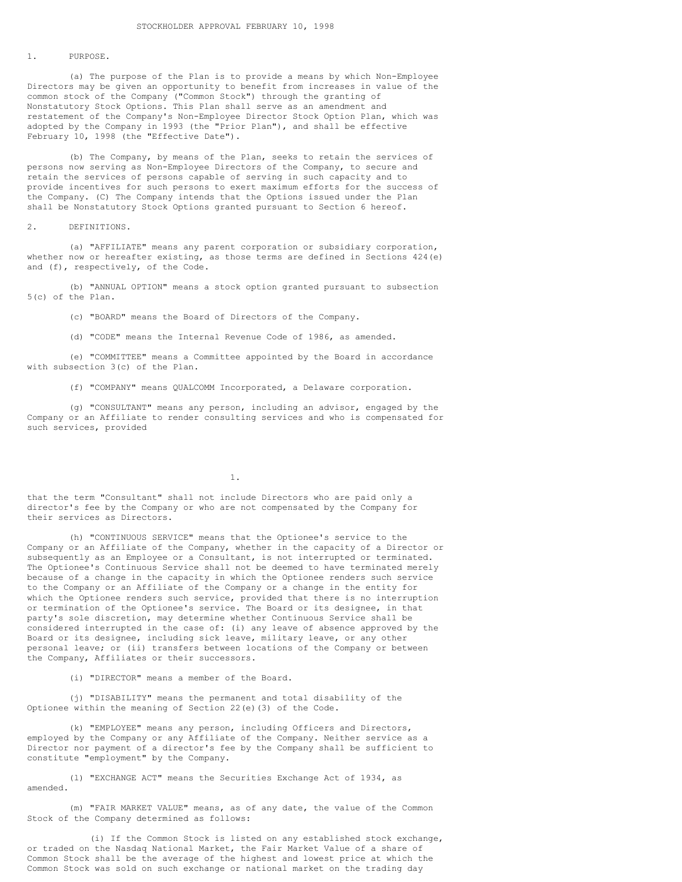STOCKHOLDER APPROVAL FEBRUARY 10, 1998

1. PURPOSE.

(a) The purpose of the Plan is to provide a means by which Non-Employee Directors may be given an opportunity to benefit from increases in value of the common stock of the Company ("Common Stock") through the granting of Nonstatutory Stock Options. This Plan shall serve as an amendment and restatement of the Company's Non-Employee Director Stock Option Plan, which was adopted by the Company in 1993 (the "Prior Plan"), and shall be effective February 10, 1998 (the "Effective Date").

(b) The Company, by means of the Plan, seeks to retain the services of persons now serving as Non-Employee Directors of the Company, to secure and retain the services of persons capable of serving in such capacity and to provide incentives for such persons to exert maximum efforts for the success of the Company. (C) The Company intends that the Options issued under the Plan shall be Nonstatutory Stock Options granted pursuant to Section 6 hereof.

2. DEFINITIONS.

(a) "AFFILIATE" means any parent corporation or subsidiary corporation, whether now or hereafter existing, as those terms are defined in Sections 424(e) and (f), respectively, of the Code.

(b) "ANNUAL OPTION" means a stock option granted pursuant to subsection 5(c) of the Plan.

(c) "BOARD" means the Board of Directors of the Company.

(d) "CODE" means the Internal Revenue Code of 1986, as amended.

(e) "COMMITTEE" means a Committee appointed by the Board in accordance with subsection 3(c) of the Plan.

(f) "COMPANY" means QUALCOMM Incorporated, a Delaware corporation.

(g) "CONSULTANT" means any person, including an advisor, engaged by the Company or an Affiliate to render consulting services and who is compensated for such services, provided that the term "Consultant" shall not include Directors who are paid only a director's fee by the Company or who are not compensated by the Company for their services as Directors.

(h) "CONTINUOUS SERVICE" means that the Optionee's service to the Company or an Affiliate of the Company, whether in the capacity of a Director or subsequently as an Employee or a Consultant, is not interrupted or terminated. The Optionee's Continuous Service shall not be deemed to have terminated merely because of a change in the capacity in which the Optionee renders such service to the Company or an Affiliate of the Company or a change in the entity for which the Optionee renders such service, provided that there is no interruption or termination of the Optionee's service. The Board or its designee, in that party's sole discretion, may determine whether Continuous Service shall be considered interrupted in the case of: (i) any leave of absence approved by the Board or its designee, including sick leave, military leave, or any other personal leave; or (ii) transfers between locations of the Company or between the Company, Affiliates or their successors.

(i) "DIRECTOR" means a member of the Board.

(j) "DISABILITY" means the permanent and total disability of the Optionee within the meaning of Section 22(e)(3) of the Code.

(k) "EMPLOYEE" means any person, including Officers and Directors, employed by the Company or any Affiliate of the Company. Neither service as a Director nor payment of a director's fee by the Company shall be sufficient to constitute "employment" by the Company.

(l) "EXCHANGE ACT" means the Securities Exchange Act of 1934, as amended.

(m) "FAIR MARKET VALUE" means, as of any date, the value of the Common Stock of the Company determined as follows:

(i) If the Common Stock is listed on any established stock exchange, or traded on the Nasdaq National Market, the Fair Market Value of a share of Common Stock shall be the average of the highest and lowest price at which the Common Stock was sold on such exchange or national market on the trading day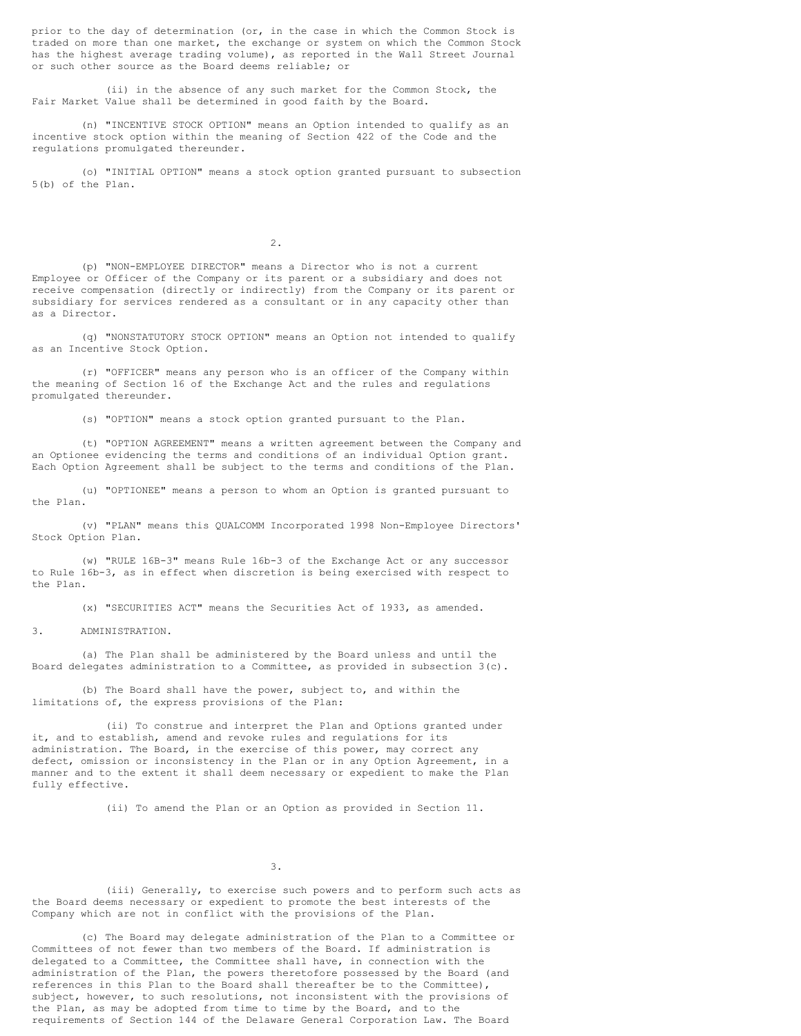prior to the day of determination (or, in the case in which the Common Stock is traded on more than one market, the exchange or system on which the Common Stock has the highest average trading volume), as reported in the Wall Street Journal or such other source as the Board deems reliable; or

(ii) in the absence of any such market for the Common Stock, the Fair Market Value shall be determined in good faith by the Board.

(n) "INCENTIVE STOCK OPTION" means an Option intended to qualify as an incentive stock option within the meaning of Section 422 of the Code and the regulations promulgated thereunder.

(o) "INITIAL OPTION" means a stock option granted pursuant to subsection 5(b) of the Plan.

(p) "NON-EMPLOYEE DIRECTOR" means a Director who is not a current Employee or Officer of the Company or its parent or a subsidiary and does not receive compensation (directly or indirectly) from the Company or its parent or subsidiary for services rendered as a consultant or in any capacity other than as a Director.

(q) "NONSTATUTORY STOCK OPTION" means an Option not intended to qualify as an Incentive Stock Option.

(r) "OFFICER" means any person who is an officer of the Company within the meaning of Section 16 of the Exchange Act and the rules and regulations promulgated thereunder.

(s) "OPTION" means a stock option granted pursuant to the Plan.

(t) "OPTION AGREEMENT" means a written agreement between the Company and an Optionee evidencing the terms and conditions of an individual Option grant. Each Option Agreement shall be subject to the terms and conditions of the Plan.

(u) "OPTIONEE" means a person to whom an Option is granted pursuant to the Plan.

(v) "PLAN" means this QUALCOMM Incorporated 1998 Non-Employee Directors' Stock Option Plan.

(w) "RULE 16B-3" means Rule 16b-3 of the Exchange Act or any successor to Rule 16b-3, as in effect when discretion is being exercised with respect to the Plan.

(x) "SECURITIES ACT" means the Securities Act of 1933, as amended.

3. ADMINISTRATION.

(a) The Plan shall be administered by the Board unless and until the Board delegates administration to a Committee, as provided in subsection 3(c).

(b) The Board shall have the power, subject to, and within the limitations of, the express provisions of the Plan:

(ii) To construe and interpret the Plan and Options granted under it, and to establish, amend and revoke rules and regulations for its administration. The Board, in the exercise of this power, may correct any defect, omission or inconsistency in the Plan or in any Option Agreement, in a manner and to the extent it shall deem necessary or expedient to make the Plan fully effective.

(ii) To amend the Plan or an Option as provided in Section 11.

(iii) Generally, to exercise such powers and to perform such acts as the Board deems necessary or expedient to promote the best interests of the Company which are not in conflict with the provisions of the Plan.

(c) The Board may delegate administration of the Plan to a Committee or Committees of not fewer than two members of the Board. If administration is delegated to a Committee, the Committee shall have, in connection with the administration of the Plan, the powers theretofore possessed by the Board (and references in this Plan to the Board shall thereafter be to the Committee), subject, however, to such resolutions, not inconsistent with the provisions of the Plan, as may be adopted from time to time by the Board, and to the requirements of Section 144 of the Delaware General Corporation Law. The Board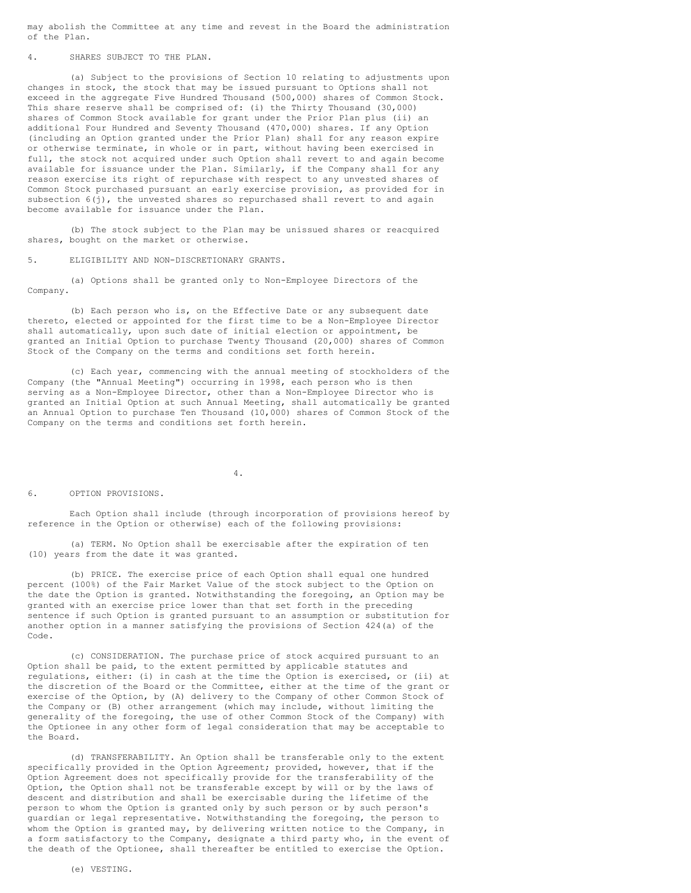may abolish the Committee at any time and revest in the Board the administration of the Plan.

## 4. SHARES SUBJECT TO THE PLAN.

(a) Subject to the provisions of Section 10 relating to adjustments upon changes in stock, the stock that may be issued pursuant to Options shall not exceed in the aggregate Five Hundred Thousand (500,000) shares of Common Stock. This share reserve shall be comprised of: (i) the Thirty Thousand (30,000) shares of Common Stock available for grant under the Prior Plan plus (ii) an additional Four Hundred and Seventy Thousand (470,000) shares. If any Option (including an Option granted under the Prior Plan) shall for any reason expire or otherwise terminate, in whole or in part, without having been exercised in full, the stock not acquired under such Option shall revert to and again become available for issuance under the Plan. Similarly, if the Company shall for any reason exercise its right of repurchase with respect to any unvested shares of Common Stock purchased pursuant an early exercise provision, as provided for in subsection 6(j), the unvested shares so repurchased shall revert to and again become available for issuance under the Plan.

(b) The stock subject to the Plan may be unissued shares or reacquired shares, bought on the market or otherwise.

## 5. ELIGIBILITY AND NON-DISCRETIONARY GRANTS.

(a) Options shall be granted only to Non-Employee Directors of the Company.

(b) Each person who is, on the Effective Date or any subsequent date thereto, elected or appointed for the first time to be a Non-Employee Director shall automatically, upon such date of initial election or appointment, be granted an Initial Option to purchase Twenty Thousand (20,000) shares of Common Stock of the Company on the terms and conditions set forth herein.

(c) Each year, commencing with the annual meeting of stockholders of the Company (the "Annual Meeting") occurring in 1998, each person who is then serving as a Non-Employee Director, other than a Non-Employee Director who is granted an Initial Option at such Annual Meeting, shall automatically be granted an Annual Option to purchase Ten Thousand (10,000) shares of Common Stock of the Company on the terms and conditions set forth herein.

## 6. OPTION PROVISIONS.

Each Option shall include (through incorporation of provisions hereof by reference in the Option or otherwise) each of the following provisions:

(a) TERM. No Option shall be exercisable after the expiration of ten (10) years from the date it was granted.

(b) PRICE. The exercise price of each Option shall equal one hundred percent (100%) of the Fair Market Value of the stock subject to the Option on the date the Option is granted. Notwithstanding the foregoing, an Option may be granted with an exercise price lower than that set forth in the preceding sentence if such Option is granted pursuant to an assumption or substitution for another option in a manner satisfying the provisions of Section 424(a) of the Code.

(c) CONSIDERATION. The purchase price of stock acquired pursuant to an Option shall be paid, to the extent permitted by applicable statutes and regulations, either: (i) in cash at the time the Option is exercised, or (ii) at the discretion of the Board or the Committee, either at the time of the grant or exercise of the Option, by (A) delivery to the Company of other Common Stock of the Company or (B) other arrangement (which may include, without limiting the generality of the foregoing, the use of other Common Stock of the Company) with the Optionee in any other form of legal consideration that may be acceptable to the Board.

(d) TRANSFERABILITY. An Option shall be transferable only to the extent specifically provided in the Option Agreement; provided, however, that if the Option Agreement does not specifically provide for the transferability of the Option, the Option shall not be transferable except by will or by the laws of descent and distribution and shall be exercisable during the lifetime of the person to whom the Option is granted only by such person or by such person's guardian or legal representative. Notwithstanding the foregoing, the person to whom the Option is granted may, by delivering written notice to the Company, in a form satisfactory to the Company, designate a third party who, in the event of the death of the Optionee, shall thereafter be entitled to exercise the Option.

(e) VESTING.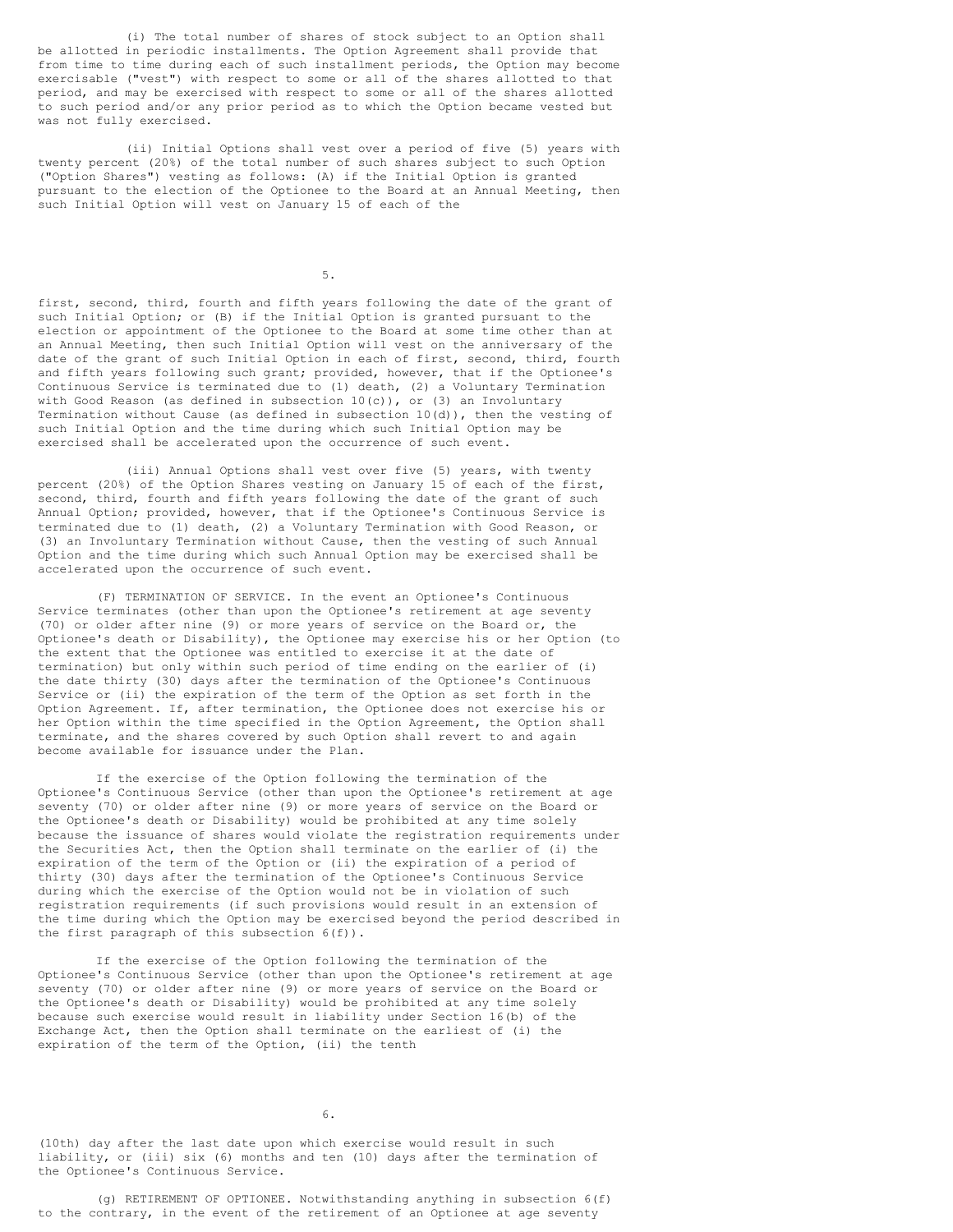(i) The total number of shares of stock subject to an Option shall be allotted in periodic installments. The Option Agreement shall provide that from time to time during each of such installment periods, the Option may become exercisable ("vest") with respect to some or all of the shares allotted to that period, and may be exercised with respect to some or all of the shares allotted to such period and/or any prior period as to which the Option became vested but was not fully exercised.

(ii) Initial Options shall vest over a period of five (5) years with twenty percent (20%) of the total number of such shares subject to such Option ("Option Shares") vesting as follows: (A) if the Initial Option is granted pursuant to the election of the Optionee to the Board at an Annual Meeting, then such Initial Option will vest on January 15 of each of the first, second, third, fourth and fifth years following the date of the grant of such Initial Option; or (B) if the Initial Option is granted pursuant to the election or appointment of the Optionee to the Board at some time other than at an Annual Meeting, then such Initial Option will vest on the anniversary of the date of the grant of such Initial Option in each of first, second, third, fourth and fifth years following such grant; provided, however, that if the Optionee's Continuous Service is terminated due to (1) death, (2) a Voluntary Termination with Good Reason (as defined in subsection 10(c)), or (3) an Involuntary Termination without Cause (as defined in subsection 10(d)), then the vesting of such Initial Option and the time during which such Initial Option may be exercised shall be accelerated upon the occurrence of such event.

(iii) Annual Options shall vest over five (5) years, with twenty percent (20%) of the Option Shares vesting on January 15 of each of the first, second, third, fourth and fifth years following the date of the grant of such Annual Option; provided, however, that if the Optionee's Continuous Service is terminated due to (1) death, (2) a Voluntary Termination with Good Reason, or (3) an Involuntary Termination without Cause, then the vesting of such Annual Option and the time during which such Annual Option may be exercised shall be accelerated upon the occurrence of such event.

(F) TERMINATION OF SERVICE. In the event an Optionee's Continuous Service terminates (other than upon the Optionee's retirement at age seventy (70) or older after nine (9) or more years of service on the Board or, the Optionee's death or Disability), the Optionee may exercise his or her Option (to the extent that the Optionee was entitled to exercise it at the date of termination) but only within such period of time ending on the earlier of (i) the date thirty (30) days after the termination of the Optionee's Continuous Service or (ii) the expiration of the term of the Option as set forth in the Option Agreement. If, after termination, the Optionee does not exercise his or her Option within the time specified in the Option Agreement, the Option shall terminate, and the shares covered by such Option shall revert to and again become available for issuance under the Plan.

If the exercise of the Option following the termination of the Optionee's Continuous Service (other than upon the Optionee's retirement at age seventy (70) or older after nine (9) or more years of service on the Board or the Optionee's death or Disability) would be prohibited at any time solely because the issuance of shares would violate the registration requirements under the Securities Act, then the Option shall terminate on the earlier of (i) the expiration of the term of the Option or (ii) the expiration of a period of thirty (30) days after the termination of the Optionee's Continuous Service during which the exercise of the Option would not be in violation of such registration requirements (if such provisions would result in an extension of the time during which the Option may be exercised beyond the period described in the first paragraph of this subsection 6(f)).

If the exercise of the Option following the termination of the Optionee's Continuous Service (other than upon the Optionee's retirement at age seventy (70) or older after nine (9) or more years of service on the Board or the Optionee's death or Disability) would be prohibited at any time solely because such exercise would result in liability under Section 16(b) of the Exchange Act, then the Option shall terminate on the earliest of (i) the expiration of the term of the Option, (ii) the tenth (10th) day after the last date upon which exercise would result in such liability, or (iii) six (6) months and ten (10) days after the termination of the Optionee's Continuous Service.

(g) RETIREMENT OF OPTIONEE. Notwithstanding anything in subsection 6(f) to the contrary, in the event of the retirement of an Optionee at age seventy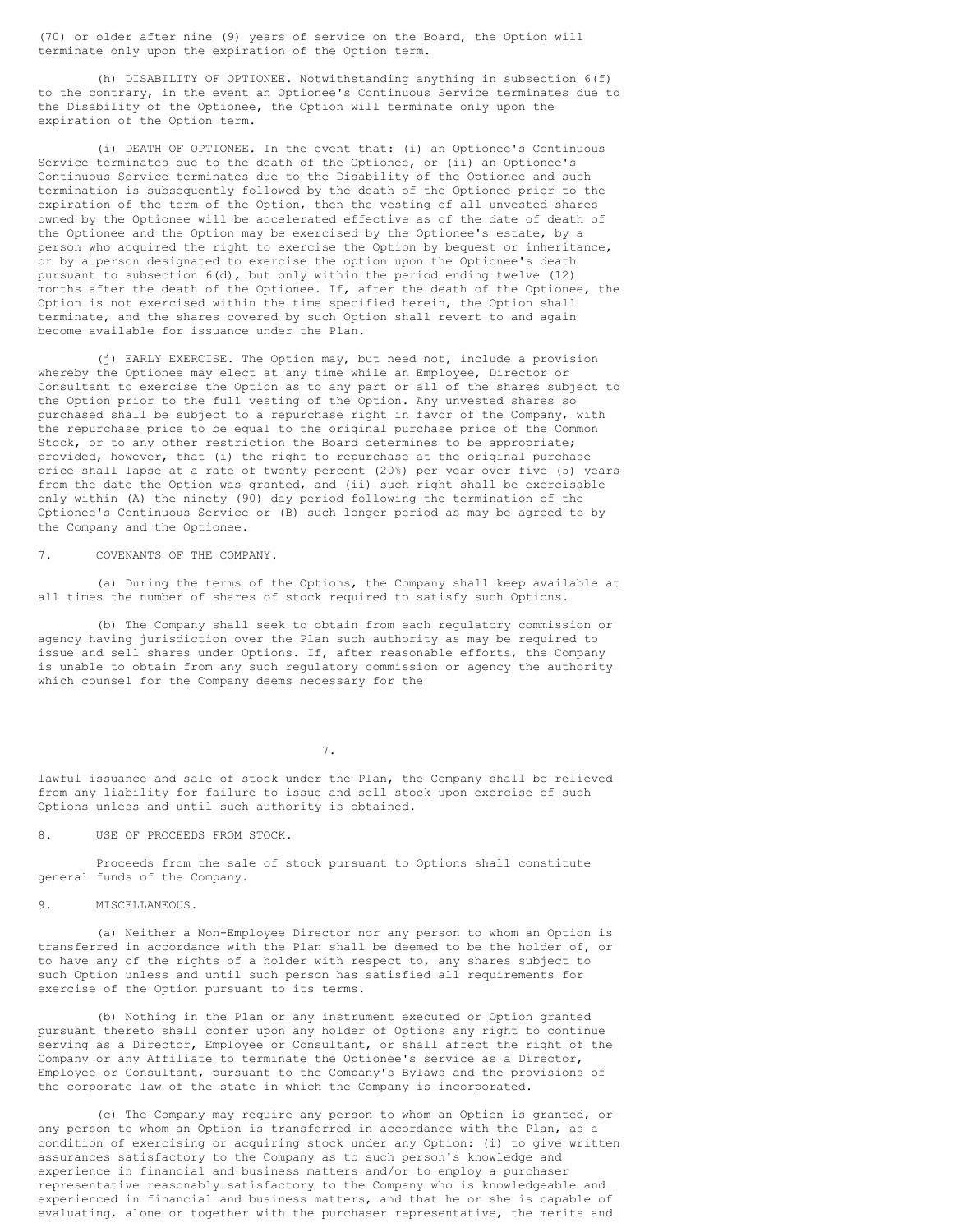(70) or older after nine (9) years of service on the Board, the Option will terminate only upon the expiration of the Option term.

(h) DISABILITY OF OPTIONEE. Notwithstanding anything in subsection 6(f) to the contrary, in the event an Optionee's Continuous Service terminates due to the Disability of the Optionee, the Option will terminate only upon the expiration of the Option term.

(i) DEATH OF OPTIONEE. In the event that: (i) an Optionee's Continuous Service terminates due to the death of the Optionee, or (ii) an Optionee's Continuous Service terminates due to the Disability of the Optionee and such termination is subsequently followed by the death of the Optionee prior to the expiration of the term of the Option, then the vesting of all unvested shares owned by the Optionee will be accelerated effective as of the date of death of the Optionee and the Option may be exercised by the Optionee's estate, by a person who acquired the right to exercise the Option by bequest or inheritance, or by a person designated to exercise the option upon the Optionee's death pursuant to subsection 6(d), but only within the period ending twelve (12) months after the death of the Optionee. If, after the death of the Optionee, the Option is not exercised within the time specified herein, the Option shall terminate, and the shares covered by such Option shall revert to and again become available for issuance under the Plan.

(j) EARLY EXERCISE. The Option may, but need not, include a provision whereby the Optionee may elect at any time while an Employee, Director or Consultant to exercise the Option as to any part or all of the shares subject to the Option prior to the full vesting of the Option. Any unvested shares so purchased shall be subject to a repurchase right in favor of the Company, with the repurchase price to be equal to the original purchase price of the Common Stock, or to any other restriction the Board determines to be appropriate; provided, however, that (i) the right to repurchase at the original purchase price shall lapse at a rate of twenty percent (20%) per year over five (5) years from the date the Option was granted, and (ii) such right shall be exercisable only within (A) the ninety (90) day period following the termination of the Optionee's Continuous Service or (B) such longer period as may be agreed to by the Company and the Optionee.

7. COVENANTS OF THE COMPANY.

(a) During the terms of the Options, the Company shall keep available at all times the number of shares of stock required to satisfy such Options.

(b) The Company shall seek to obtain from each regulatory commission or agency having jurisdiction over the Plan such authority as may be required to issue and sell shares under Options. If, after reasonable efforts, the Company is unable to obtain from any such regulatory commission or agency the authority which counsel for the Company deems necessary for the lawful issuance and sale of stock under the Plan, the Company shall be relieved from any liability for failure to issue and sell stock upon exercise of such Options unless and until such authority is obtained.

8. USE OF PROCEEDS FROM STOCK.

Proceeds from the sale of stock pursuant to Options shall constitute general funds of the Company.

9. MISCELLANEOUS.

(a) Neither a Non-Employee Director nor any person to whom an Option is transferred in accordance with the Plan shall be deemed to be the holder of, or to have any of the rights of a holder with respect to, any shares subject to such Option unless and until such person has satisfied all requirements for exercise of the Option pursuant to its terms.

(b) Nothing in the Plan or any instrument executed or Option granted pursuant thereto shall confer upon any holder of Options any right to continue serving as a Director, Employee or Consultant, or shall affect the right of the Company or any Affiliate to terminate the Optionee's service as a Director, Employee or Consultant, pursuant to the Company's Bylaws and the provisions of the corporate law of the state in which the Company is incorporated.

(c) The Company may require any person to whom an Option is granted, or any person to whom an Option is transferred in accordance with the Plan, as a condition of exercising or acquiring stock under any Option: (i) to give written assurances satisfactory to the Company as to such person's knowledge and experience in financial and business matters and/or to employ a purchaser representative reasonably satisfactory to the Company who is knowledgeable and experienced in financial and business matters, and that he or she is capable of evaluating, alone or together with the purchaser representative, the merits and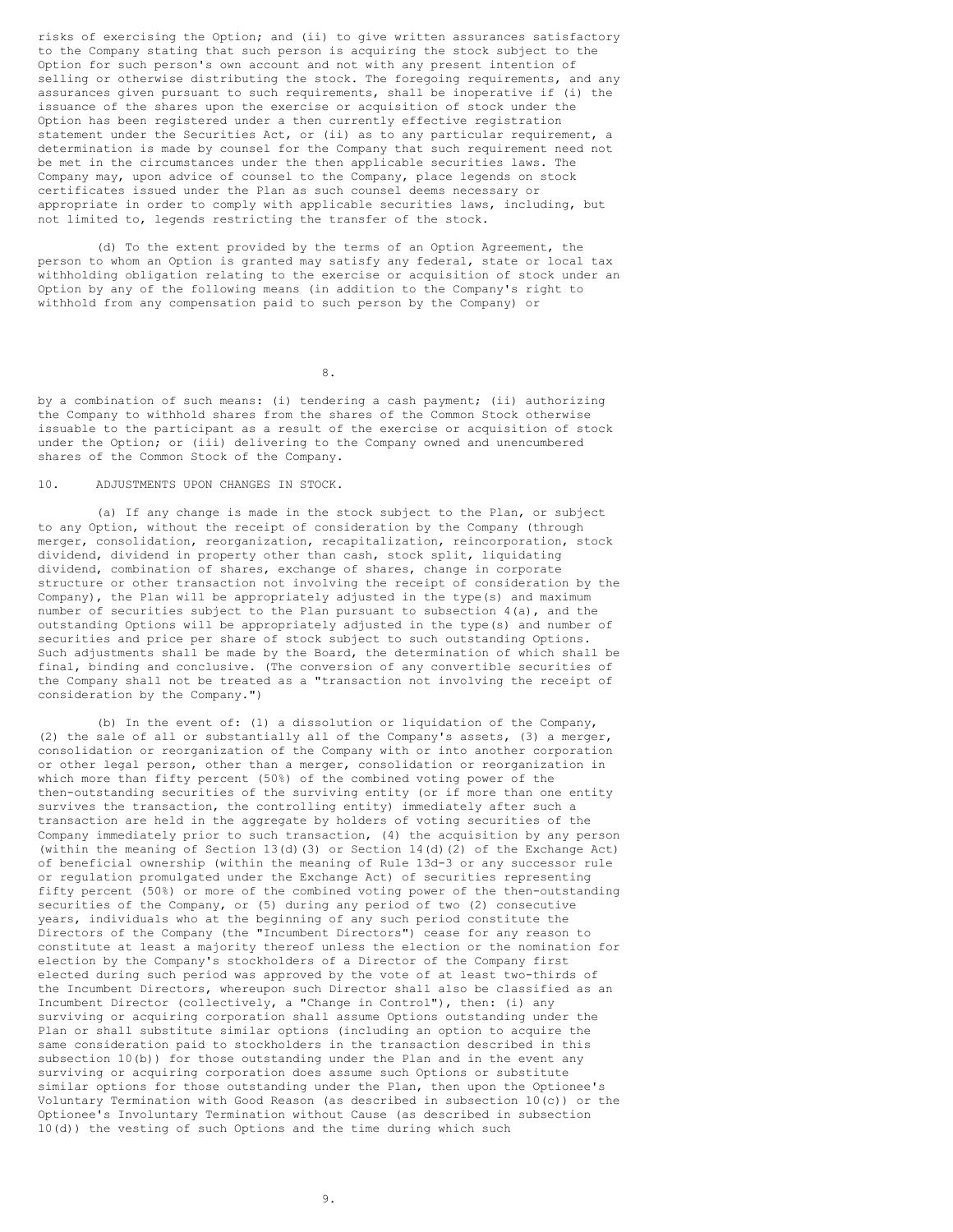risks of exercising the Option; and (ii) to give written assurances satisfactory to the Company stating that such person is acquiring the stock subject to the Option for such person's own account and not with any present intention of selling or otherwise distributing the stock. The foregoing requirements, and any assurances given pursuant to such requirements, shall be inoperative if (i) the issuance of the shares upon the exercise or acquisition of stock under the Option has been registered under a then currently effective registration statement under the Securities Act, or (ii) as to any particular requirement, a determination is made by counsel for the Company that such requirement need not be met in the circumstances under the then applicable securities laws. The Company may, upon advice of counsel to the Company, place legends on stock certificates issued under the Plan as such counsel deems necessary or appropriate in order to comply with applicable securities laws, including, but not limited to, legends restricting the transfer of the stock.

(d) To the extent provided by the terms of an Option Agreement, the person to whom an Option is granted may satisfy any federal, state or local tax withholding obligation relating to the exercise or acquisition of stock under an Option by any of the following means (in addition to the Company's right to withhold from any compensation paid to such person by the Company) or by a combination of such means: (i) tendering a cash payment; (ii) authorizing the Company to withhold shares from the shares of the Common Stock otherwise issuable to the participant as a result of the exercise or acquisition of stock under the Option; or (iii) delivering to the Company owned and unencumbered shares of the Common Stock of the Company.

10. ADJUSTMENTS UPON CHANGES IN STOCK.

(a) If any change is made in the stock subject to the Plan, or subject to any Option, without the receipt of consideration by the Company (through merger, consolidation, reorganization, recapitalization, reincorporation, stock dividend, dividend in property other than cash, stock split, liquidating dividend, combination of shares, exchange of shares, change in corporate structure or other transaction not involving the receipt of consideration by the Company), the Plan will be appropriately adjusted in the type(s) and maximum number of securities subject to the Plan pursuant to subsection 4(a), and the outstanding Options will be appropriately adjusted in the type(s) and number of securities and price per share of stock subject to such outstanding Options. Such adjustments shall be made by the Board, the determination of which shall be final, binding and conclusive. (The conversion of any convertible securities of the Company shall not be treated as a "transaction not involving the receipt of consideration by the Company.")

(b) In the event of: (1) a dissolution or liquidation of the Company, (2) the sale of all or substantially all of the Company's assets, (3) a merger, consolidation or reorganization of the Company with or into another corporation or other legal person, other than a merger, consolidation or reorganization in which more than fifty percent (50%) of the combined voting power of the then-outstanding securities of the surviving entity (or if more than one entity survives the transaction, the controlling entity) immediately after such a transaction are held in the aggregate by holders of voting securities of the Company immediately prior to such transaction, (4) the acquisition by any person (within the meaning of Section 13(d)(3) or Section 14(d)(2) of the Exchange Act) of beneficial ownership (within the meaning of Rule 13d-3 or any successor rule or regulation promulgated under the Exchange Act) of securities representing fifty percent (50%) or more of the combined voting power of the then-outstanding securities of the Company, or (5) during any period of two (2) consecutive years, individuals who at the beginning of any such period constitute the Directors of the Company (the "Incumbent Directors") cease for any reason to constitute at least a majority thereof unless the election or the nomination for election by the Company's stockholders of a Director of the Company first elected during such period was approved by the vote of at least two-thirds of the Incumbent Directors, whereupon such Director shall also be classified as an Incumbent Director (collectively, a "Change in Control"), then: (i) any surviving or acquiring corporation shall assume Options outstanding under the Plan or shall substitute similar options (including an option to acquire the same consideration paid to stockholders in the transaction described in this subsection 10(b)) for those outstanding under the Plan and in the event any surviving or acquiring corporation does assume such Options or substitute similar options for those outstanding under the Plan, then upon the Optionee's Voluntary Termination with Good Reason (as described in subsection 10(c)) or the Optionee's Involuntary Termination without Cause (as described in subsection 10(d)) the vesting of such Options and the time during which such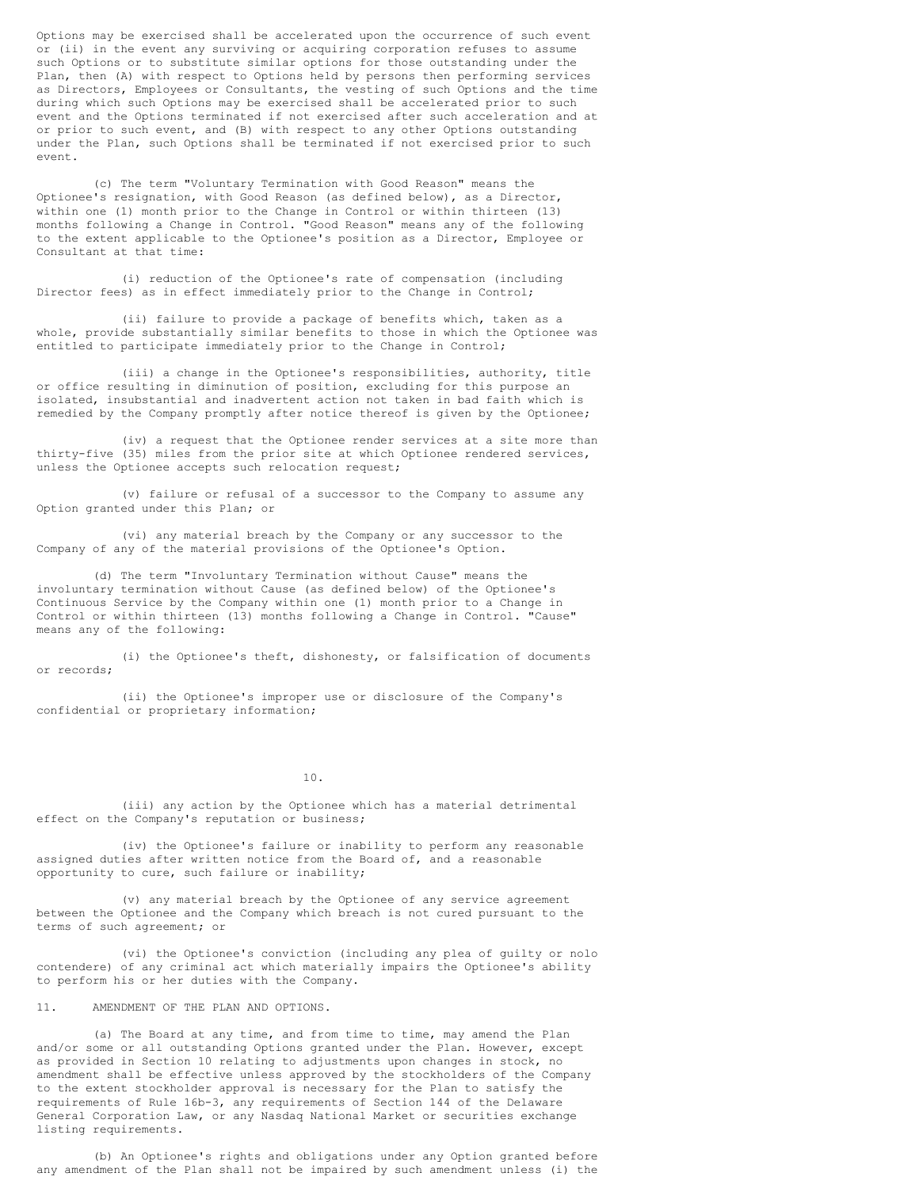Options may be exercised shall be accelerated upon the occurrence of such event or (ii) in the event any surviving or acquiring corporation refuses to assume such Options or to substitute similar options for those outstanding under the Plan, then (A) with respect to Options held by persons then performing services as Directors, Employees or Consultants, the vesting of such Options and the time during which such Options may be exercised shall be accelerated prior to such event and the Options terminated if not exercised after such acceleration and at or prior to such event, and (B) with respect to any other Options outstanding under the Plan, such Options shall be terminated if not exercised prior to such event.

(c) The term "Voluntary Termination with Good Reason" means the Optionee's resignation, with Good Reason (as defined below), as a Director, within one (1) month prior to the Change in Control or within thirteen (13) months following a Change in Control. "Good Reason" means any of the following to the extent applicable to the Optionee's position as a Director, Employee or Consultant at that time:

(i) reduction of the Optionee's rate of compensation (including Director fees) as in effect immediately prior to the Change in Control;

(ii) failure to provide a package of benefits which, taken as a whole, provide substantially similar benefits to those in which the Optionee was entitled to participate immediately prior to the Change in Control;

(iii) a change in the Optionee's responsibilities, authority, title or office resulting in diminution of position, excluding for this purpose an isolated, insubstantial and inadvertent action not taken in bad faith which is remedied by the Company promptly after notice thereof is given by the Optionee;

(iv) a request that the Optionee render services at a site more than thirty-five (35) miles from the prior site at which Optionee rendered services, unless the Optionee accepts such relocation request;

(v) failure or refusal of a successor to the Company to assume any Option granted under this Plan; or

(vi) any material breach by the Company or any successor to the Company of any of the material provisions of the Optionee's Option.

(d) The term "Involuntary Termination without Cause" means the involuntary termination without Cause (as defined below) of the Optionee's Continuous Service by the Company within one (1) month prior to a Change in Control or within thirteen (13) months following a Change in Control. "Cause" means any of the following:

(i) the Optionee's theft, dishonesty, or falsification of documents or records;

(ii) the Optionee's improper use or disclosure of the Company's confidential or proprietary information;

(iii) any action by the Optionee which has a material detrimental effect on the Company's reputation or business;

(iv) the Optionee's failure or inability to perform any reasonable assigned duties after written notice from the Board of, and a reasonable opportunity to cure, such failure or inability;

(v) any material breach by the Optionee of any service agreement between the Optionee and the Company which breach is not cured pursuant to the terms of such agreement; or

(vi) the Optionee's conviction (including any plea of guilty or nolo contendere) of any criminal act which materially impairs the Optionee's ability to perform his or her duties with the Company.

## 11. AMENDMENT OF THE PLAN AND OPTIONS.

(a) The Board at any time, and from time to time, may amend the Plan and/or some or all outstanding Options granted under the Plan. However, except as provided in Section 10 relating to adjustments upon changes in stock, no amendment shall be effective unless approved by the stockholders of the Company to the extent stockholder approval is necessary for the Plan to satisfy the requirements of Rule 16b-3, any requirements of Section 144 of the Delaware General Corporation Law, or any Nasdaq National Market or securities exchange listing requirements.

(b) An Optionee's rights and obligations under any Option granted before any amendment of the Plan shall not be impaired by such amendment unless (i) the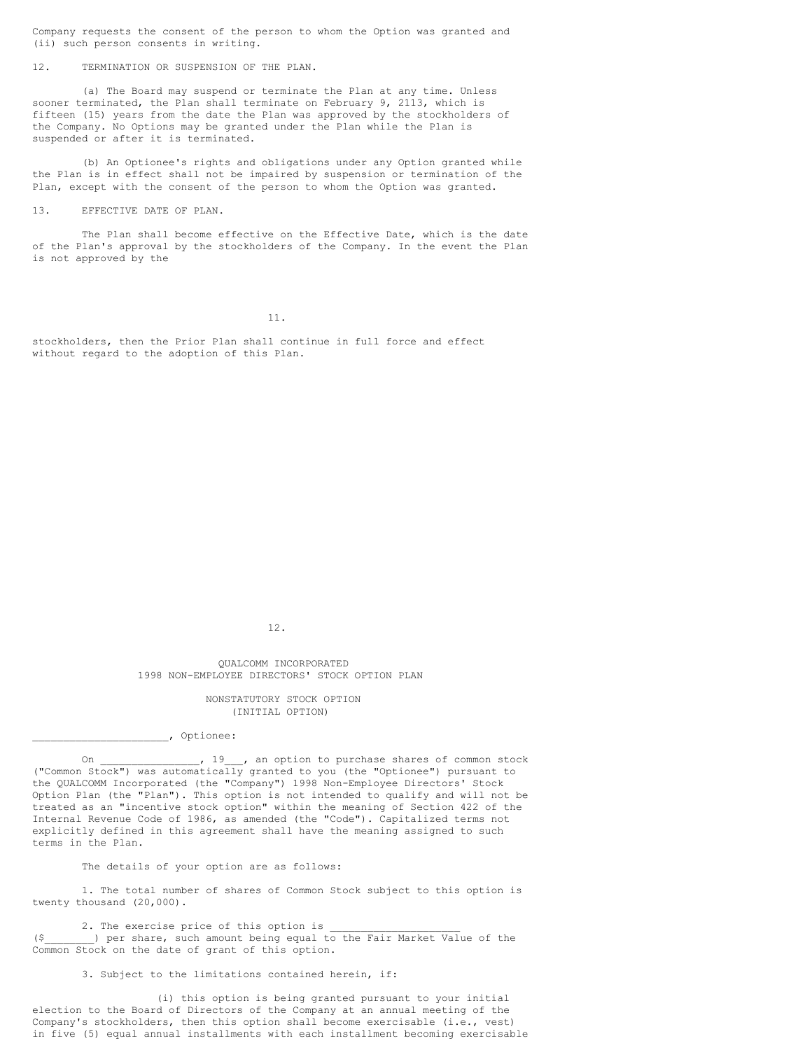Company requests the consent of the person to whom the Option was granted and (ii) such person consents in writing.

12. TERMINATION OR SUSPENSION OF THE PLAN.

(a) The Board may suspend or terminate the Plan at any time. Unless sooner terminated, the Plan shall terminate on February 9, 2113, which is fifteen (15) years from the date the Plan was approved by the stockholders of the Company. No Options may be granted under the Plan while the Plan is suspended or after it is terminated.

(b) An Optionee's rights and obligations under any Option granted while the Plan is in effect shall not be impaired by suspension or termination of the Plan, except with the consent of the person to whom the Option was granted.

13. EFFECTIVE DATE OF PLAN.

The Plan shall become effective on the Effective Date, which is the date of the Plan's approval by the stockholders of the Company. In the event the Plan is not approved by the stockholders, then the Prior Plan shall continue in full force and effect without regard to the adoption of this Plan.

QUALCOMM INCORPORATED
1998 NON-EMPLOYEE DIRECTORS' STOCK OPTION PLAN

NONSTATUTORY STOCK OPTION
(INITIAL OPTION)

_____________________, Optionee:

On ________________, 19___, an option to purchase shares of common stock ("Common Stock") was automatically granted to you (the "Optionee") pursuant to the QUALCOMM Incorporated (the "Company") 1998 Non-Employee Directors' Stock Option Plan (the "Plan"). This option is not intended to qualify and will not be treated as an "incentive stock option" within the meaning of Section 422 of the Internal Revenue Code of 1986, as amended (the "Code"). Capitalized terms not explicitly defined in this agreement shall have the meaning assigned to such terms in the Plan.

The details of your option are as follows:

1. The total number of shares of Common Stock subject to this option is twenty thousand (20,000).

2. The exercise price of this option is _____________________ ($________) per share, such amount being equal to the Fair Market Value of the Common Stock on the date of grant of this option.

3. Subject to the limitations contained herein, if:

(i) this option is being granted pursuant to your initial election to the Board of Directors of the Company at an annual meeting of the Company's stockholders, then this option shall become exercisable (i.e., vest) in five (5) equal annual installments with each installment becoming exercisable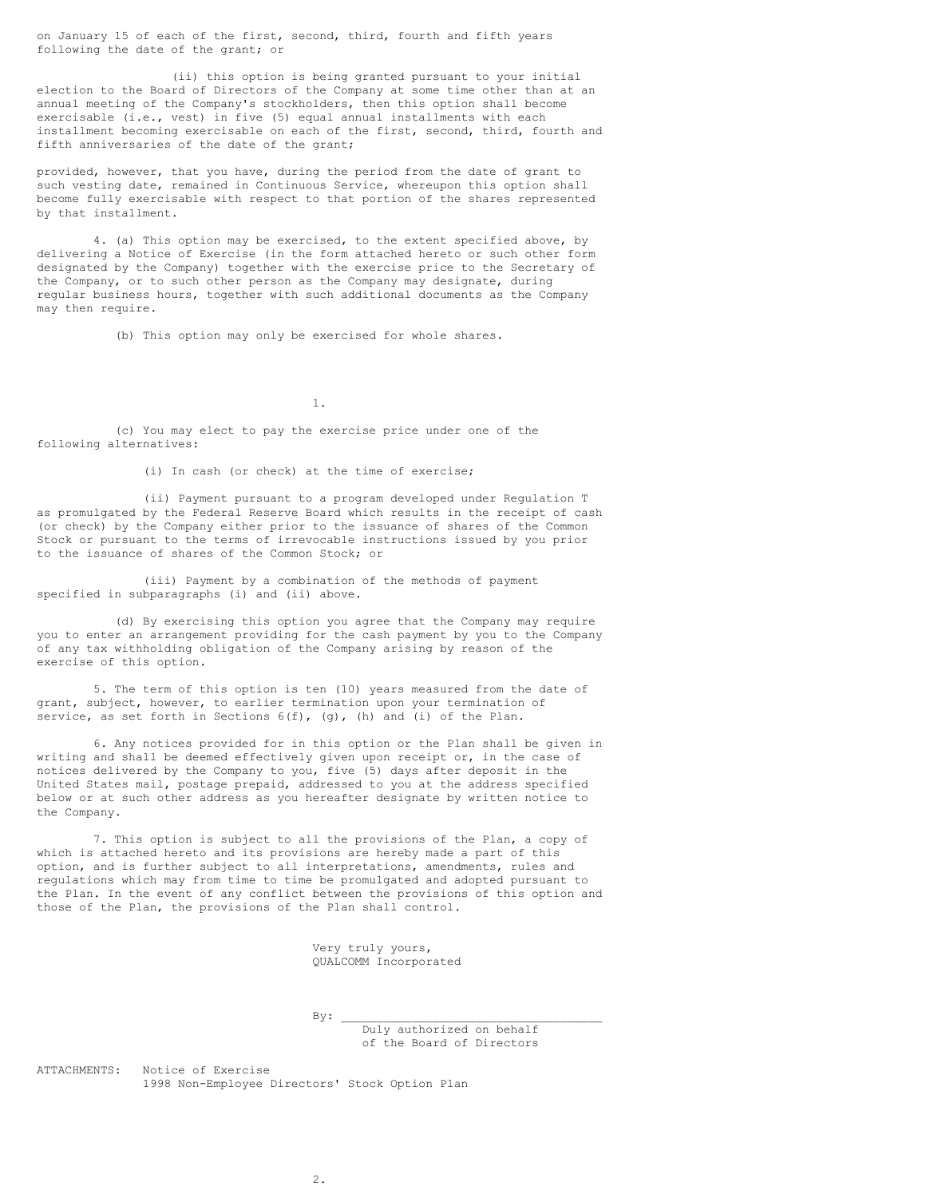on January 15 of each of the first, second, third, fourth and fifth years following the date of the grant; or

(ii) this option is being granted pursuant to your initial election to the Board of Directors of the Company at some time other than at an annual meeting of the Company's stockholders, then this option shall become exercisable (i.e., vest) in five (5) equal annual installments with each installment becoming exercisable on each of the first, second, third, fourth and fifth anniversaries of the date of the grant;

provided, however, that you have, during the period from the date of grant to such vesting date, remained in Continuous Service, whereupon this option shall become fully exercisable with respect to that portion of the shares represented by that installment.

4. (a) This option may be exercised, to the extent specified above, by delivering a Notice of Exercise (in the form attached hereto or such other form designated by the Company) together with the exercise price to the Secretary of the Company, or to such other person as the Company may designate, during regular business hours, together with such additional documents as the Company may then require.

(b) This option may only be exercised for whole shares.

(c) You may elect to pay the exercise price under one of the following alternatives:

(i) In cash (or check) at the time of exercise;

(ii) Payment pursuant to a program developed under Regulation T as promulgated by the Federal Reserve Board which results in the receipt of cash (or check) by the Company either prior to the issuance of shares of the Common Stock or pursuant to the terms of irrevocable instructions issued by you prior to the issuance of shares of the Common Stock; or

(iii) Payment by a combination of the methods of payment specified in subparagraphs (i) and (ii) above.

(d) By exercising this option you agree that the Company may require you to enter an arrangement providing for the cash payment by you to the Company of any tax withholding obligation of the Company arising by reason of the exercise of this option.

5. The term of this option is ten (10) years measured from the date of grant, subject, however, to earlier termination upon your termination of service, as set forth in Sections 6(f), (g), (h) and (i) of the Plan.

6. Any notices provided for in this option or the Plan shall be given in writing and shall be deemed effectively given upon receipt or, in the case of notices delivered by the Company to you, five (5) days after deposit in the United States mail, postage prepaid, addressed to you at the address specified below or at such other address as you hereafter designate by written notice to the Company.

7. This option is subject to all the provisions of the Plan, a copy of which is attached hereto and its provisions are hereby made a part of this option, and is further subject to all interpretations, amendments, rules and regulations which may from time to time be promulgated and adopted pursuant to the Plan. In the event of any conflict between the provisions of this option and those of the Plan, the provisions of the Plan shall control.

Very truly yours,
QUALCOMM Incorporated

By: ____________________________________
Duly authorized on behalf
of the Board of Directors

ATTACHMENTS: Notice of Exercise
1998 Non-Employee Directors' Stock Option Plan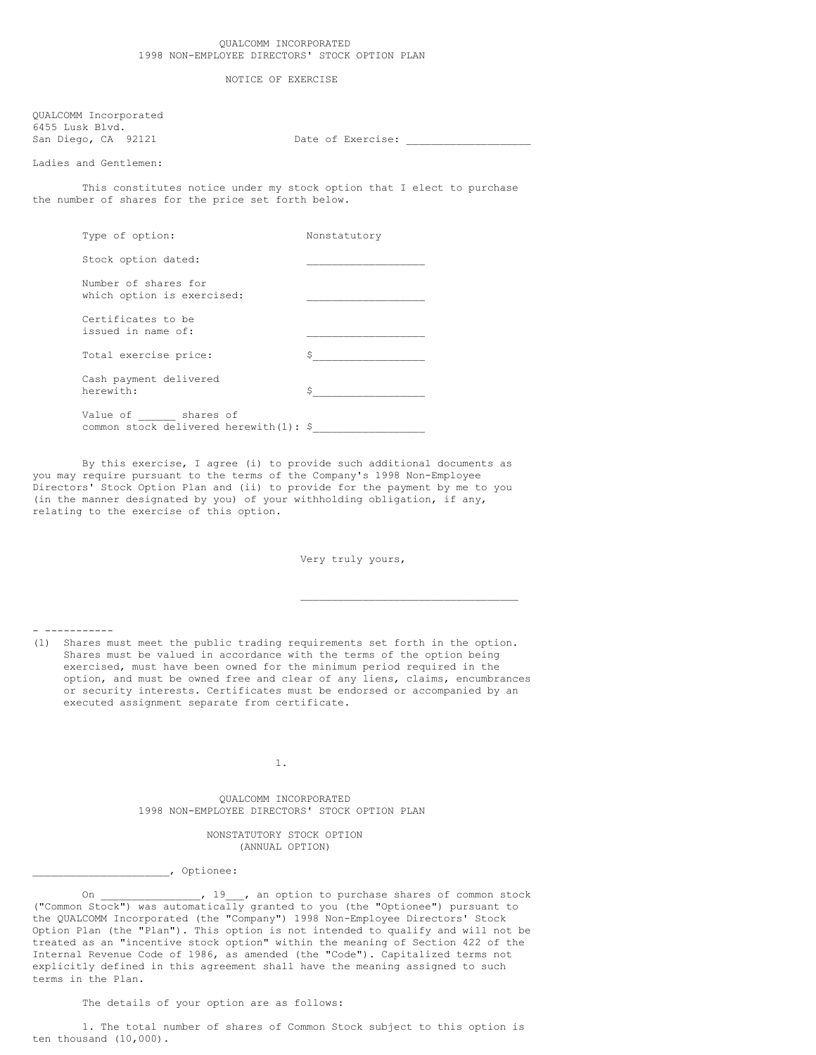# QUALCOMM INCORPORATED
## 1998 NON-EMPLOYEE DIRECTORS' STOCK OPTION PLAN

### NOTICE OF EXERCISE

QUALCOMM Incorporated
6455 Lusk Blvd.
San Diego, CA 92121

Date of Exercise: ___________________

Ladies and Gentlemen:

This constitutes notice under my stock option that I elect to purchase the number of shares for the price set forth below.

| | |
|---|---|
| Type of option: | Nonstatutory |
| Stock option dated: | __________________ |
| Number of shares for which option is exercised: | __________________ |
| Certificates to be issued in name of: | __________________ |
| Total exercise price: | $_________________ |
| Cash payment delivered herewith: | $_________________ |
| Value of ______ shares of common stock delivered herewith(1): | $_________________ |

By this exercise, I agree (i) to provide such additional documents as you may require pursuant to the terms of the Company's 1998 Non-Employee Directors' Stock Option Plan and (ii) to provide for the payment by me to you (in the manner designated by you) of your withholding obligation, if any, relating to the exercise of this option.

Very truly yours,

_________________________________

- -----------

(1) Shares must meet the public trading requirements set forth in the option. Shares must be valued in accordance with the terms of the option being exercised, must have been owned for the minimum period required in the option, and must be owned free and clear of any liens, claims, encumbrances or security interests. Certificates must be endorsed or accompanied by an executed assignment separate from certificate.

# QUALCOMM INCORPORATED
## 1998 NON-EMPLOYEE DIRECTORS' STOCK OPTION PLAN

### NONSTATUTORY STOCK OPTION
### (ANNUAL OPTION)

_____________________, Optionee:

On ________________, 19___, an option to purchase shares of common stock ("Common Stock") was automatically granted to you (the "Optionee") pursuant to the QUALCOMM Incorporated (the "Company") 1998 Non-Employee Directors' Stock Option Plan (the "Plan"). This option is not intended to qualify and will not be treated as an "incentive stock option" within the meaning of Section 422 of the Internal Revenue Code of 1986, as amended (the "Code"). Capitalized terms not explicitly defined in this agreement shall have the meaning assigned to such terms in the Plan.

The details of your option are as follows:

1. The total number of shares of Common Stock subject to this option is ten thousand (10,000).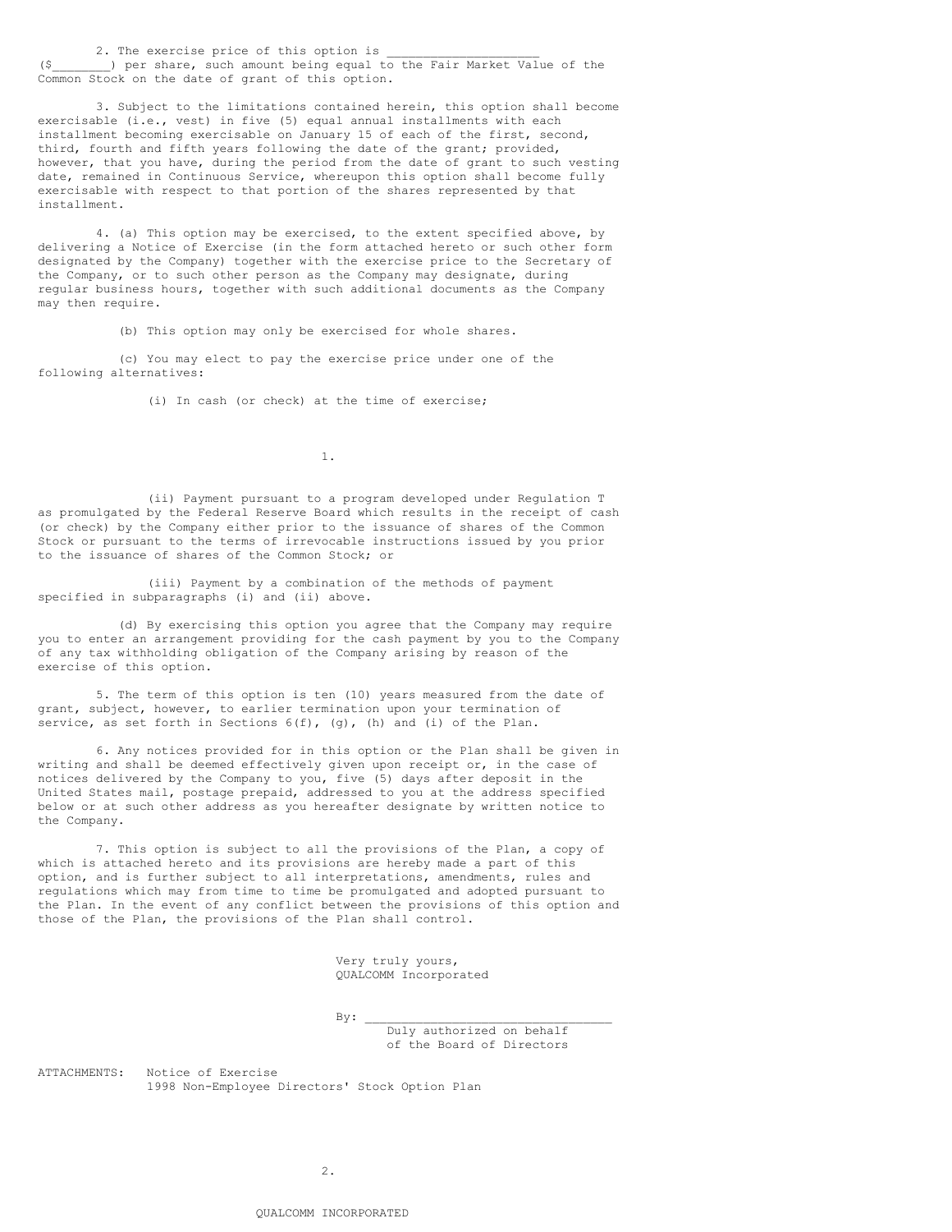2. The exercise price of this option is ____________________ ($________) per share, such amount being equal to the Fair Market Value of the Common Stock on the date of grant of this option.

3. Subject to the limitations contained herein, this option shall become exercisable (i.e., vest) in five (5) equal annual installments with each installment becoming exercisable on January 15 of each of the first, second, third, fourth and fifth years following the date of the grant; provided, however, that you have, during the period from the date of grant to such vesting date, remained in Continuous Service, whereupon this option shall become fully exercisable with respect to that portion of the shares represented by that installment.

4. (a) This option may be exercised, to the extent specified above, by delivering a Notice of Exercise (in the form attached hereto or such other form designated by the Company) together with the exercise price to the Secretary of the Company, or to such other person as the Company may designate, during regular business hours, together with such additional documents as the Company may then require.

(b) This option may only be exercised for whole shares.

(c) You may elect to pay the exercise price under one of the following alternatives:

(i) In cash (or check) at the time of exercise;

(ii) Payment pursuant to a program developed under Regulation T as promulgated by the Federal Reserve Board which results in the receipt of cash (or check) by the Company either prior to the issuance of shares of the Common Stock or pursuant to the terms of irrevocable instructions issued by you prior to the issuance of shares of the Common Stock; or

(iii) Payment by a combination of the methods of payment specified in subparagraphs (i) and (ii) above.

(d) By exercising this option you agree that the Company may require you to enter an arrangement providing for the cash payment by you to the Company of any tax withholding obligation of the Company arising by reason of the exercise of this option.

5. The term of this option is ten (10) years measured from the date of grant, subject, however, to earlier termination upon your termination of service, as set forth in Sections 6(f), (g), (h) and (i) of the Plan.

6. Any notices provided for in this option or the Plan shall be given in writing and shall be deemed effectively given upon receipt or, in the case of notices delivered by the Company to you, five (5) days after deposit in the United States mail, postage prepaid, addressed to you at the address specified below or at such other address as you hereafter designate by written notice to the Company.

7. This option is subject to all the provisions of the Plan, a copy of which is attached hereto and its provisions are hereby made a part of this option, and is further subject to all interpretations, amendments, rules and regulations which may from time to time be promulgated and adopted pursuant to the Plan. In the event of any conflict between the provisions of this option and those of the Plan, the provisions of the Plan shall control.

Very truly yours,
QUALCOMM Incorporated

By: _________________________________
Duly authorized on behalf of the Board of Directors

ATTACHMENTS: Notice of Exercise
1998 Non-Employee Directors' Stock Option Plan

QUALCOMM INCORPORATED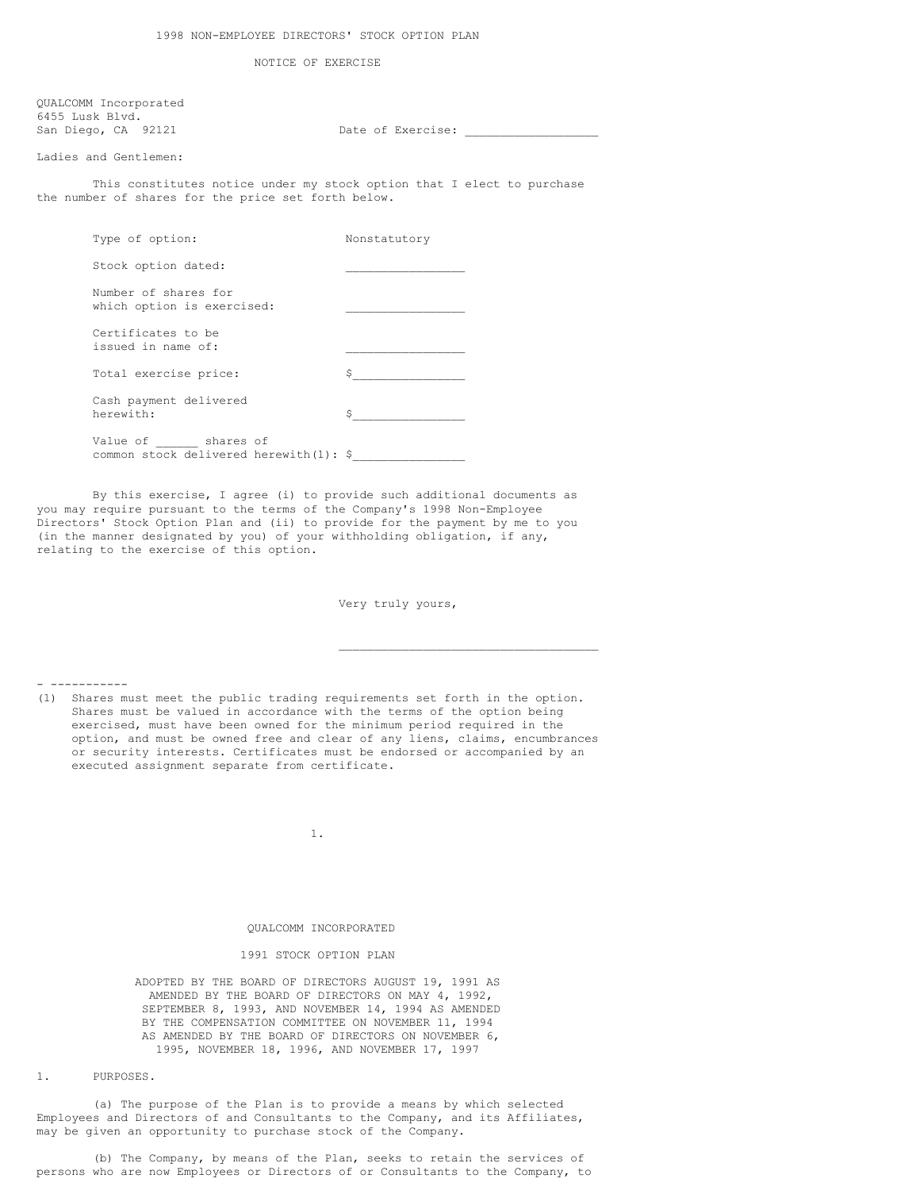1998 NON-EMPLOYEE DIRECTORS' STOCK OPTION PLAN

NOTICE OF EXERCISE

QUALCOMM Incorporated
6455 Lusk Blvd.
San Diego, CA 92121

Date of Exercise: ___________________

Ladies and Gentlemen:

This constitutes notice under my stock option that I elect to purchase the number of shares for the price set forth below.

| | |
|---|---|
| Type of option: | Nonstatutory |
| Stock option dated: | _________________ |
| Number of shares for which option is exercised: | _________________ |
| Certificates to be issued in name of: | _________________ |
| Total exercise price: | $_________________ |
| Cash payment delivered herewith: | $_________________ |
| Value of ______ shares of common stock delivered herewith(1): | $_________________ |

By this exercise, I agree (i) to provide such additional documents as you may require pursuant to the terms of the Company's 1998 Non-Employee Directors' Stock Option Plan and (ii) to provide for the payment by me to you (in the manner designated by you) of your withholding obligation, if any, relating to the exercise of this option.

Very truly yours,

_____________________________________

- -----------

(1) Shares must meet the public trading requirements set forth in the option. Shares must be valued in accordance with the terms of the option being exercised, must have been owned for the minimum period required in the option, and must be owned free and clear of any liens, claims, encumbrances or security interests. Certificates must be endorsed or accompanied by an executed assignment separate from certificate.

# QUALCOMM INCORPORATED

## 1991 STOCK OPTION PLAN

ADOPTED BY THE BOARD OF DIRECTORS AUGUST 19, 1991 AS AMENDED BY THE BOARD OF DIRECTORS ON MAY 4, 1992, SEPTEMBER 8, 1993, AND NOVEMBER 14, 1994 AS AMENDED BY THE COMPENSATION COMMITTEE ON NOVEMBER 11, 1994 AS AMENDED BY THE BOARD OF DIRECTORS ON NOVEMBER 6, 1995, NOVEMBER 18, 1996, AND NOVEMBER 17, 1997

1. PURPOSES.

(a) The purpose of the Plan is to provide a means by which selected Employees and Directors of and Consultants to the Company, and its Affiliates, may be given an opportunity to purchase stock of the Company.

(b) The Company, by means of the Plan, seeks to retain the services of persons who are now Employees or Directors of or Consultants to the Company, to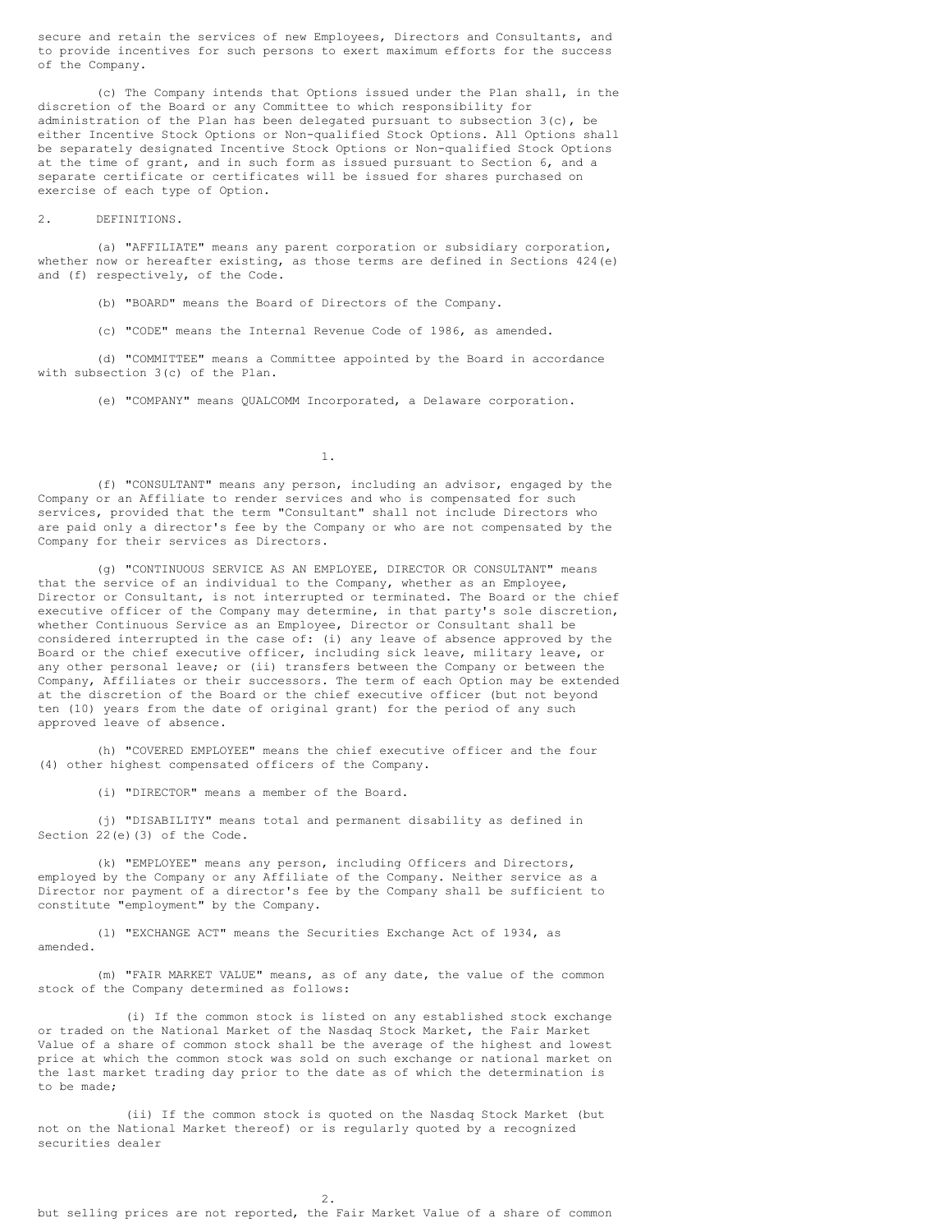secure and retain the services of new Employees, Directors and Consultants, and to provide incentives for such persons to exert maximum efforts for the success of the Company.

(c) The Company intends that Options issued under the Plan shall, in the discretion of the Board or any Committee to which responsibility for administration of the Plan has been delegated pursuant to subsection 3(c), be either Incentive Stock Options or Non-qualified Stock Options. All Options shall be separately designated Incentive Stock Options or Non-qualified Stock Options at the time of grant, and in such form as issued pursuant to Section 6, and a separate certificate or certificates will be issued for shares purchased on exercise of each type of Option.

## 2. DEFINITIONS.

(a) "AFFILIATE" means any parent corporation or subsidiary corporation, whether now or hereafter existing, as those terms are defined in Sections 424(e) and (f) respectively, of the Code.

(b) "BOARD" means the Board of Directors of the Company.

(c) "CODE" means the Internal Revenue Code of 1986, as amended.

(d) "COMMITTEE" means a Committee appointed by the Board in accordance with subsection 3(c) of the Plan.

(e) "COMPANY" means QUALCOMM Incorporated, a Delaware corporation.

(f) "CONSULTANT" means any person, including an advisor, engaged by the Company or an Affiliate to render services and who is compensated for such services, provided that the term "Consultant" shall not include Directors who are paid only a director's fee by the Company or who are not compensated by the Company for their services as Directors.

(g) "CONTINUOUS SERVICE AS AN EMPLOYEE, DIRECTOR OR CONSULTANT" means that the service of an individual to the Company, whether as an Employee, Director or Consultant, is not interrupted or terminated. The Board or the chief executive officer of the Company may determine, in that party's sole discretion, whether Continuous Service as an Employee, Director or Consultant shall be considered interrupted in the case of: (i) any leave of absence approved by the Board or the chief executive officer, including sick leave, military leave, or any other personal leave; or (ii) transfers between the Company or between the Company, Affiliates or their successors. The term of each Option may be extended at the discretion of the Board or the chief executive officer (but not beyond ten (10) years from the date of original grant) for the period of any such approved leave of absence.

(h) "COVERED EMPLOYEE" means the chief executive officer and the four (4) other highest compensated officers of the Company.

(i) "DIRECTOR" means a member of the Board.

(j) "DISABILITY" means total and permanent disability as defined in Section 22(e)(3) of the Code.

(k) "EMPLOYEE" means any person, including Officers and Directors, employed by the Company or any Affiliate of the Company. Neither service as a Director nor payment of a director's fee by the Company shall be sufficient to constitute "employment" by the Company.

(l) "EXCHANGE ACT" means the Securities Exchange Act of 1934, as amended.

(m) "FAIR MARKET VALUE" means, as of any date, the value of the common stock of the Company determined as follows:

(i) If the common stock is listed on any established stock exchange or traded on the National Market of the Nasdaq Stock Market, the Fair Market Value of a share of common stock shall be the average of the highest and lowest price at which the common stock was sold on such exchange or national market on the last market trading day prior to the date as of which the determination is to be made;

(ii) If the common stock is quoted on the Nasdaq Stock Market (but not on the National Market thereof) or is regularly quoted by a recognized securities dealer but selling prices are not reported, the Fair Market Value of a share of common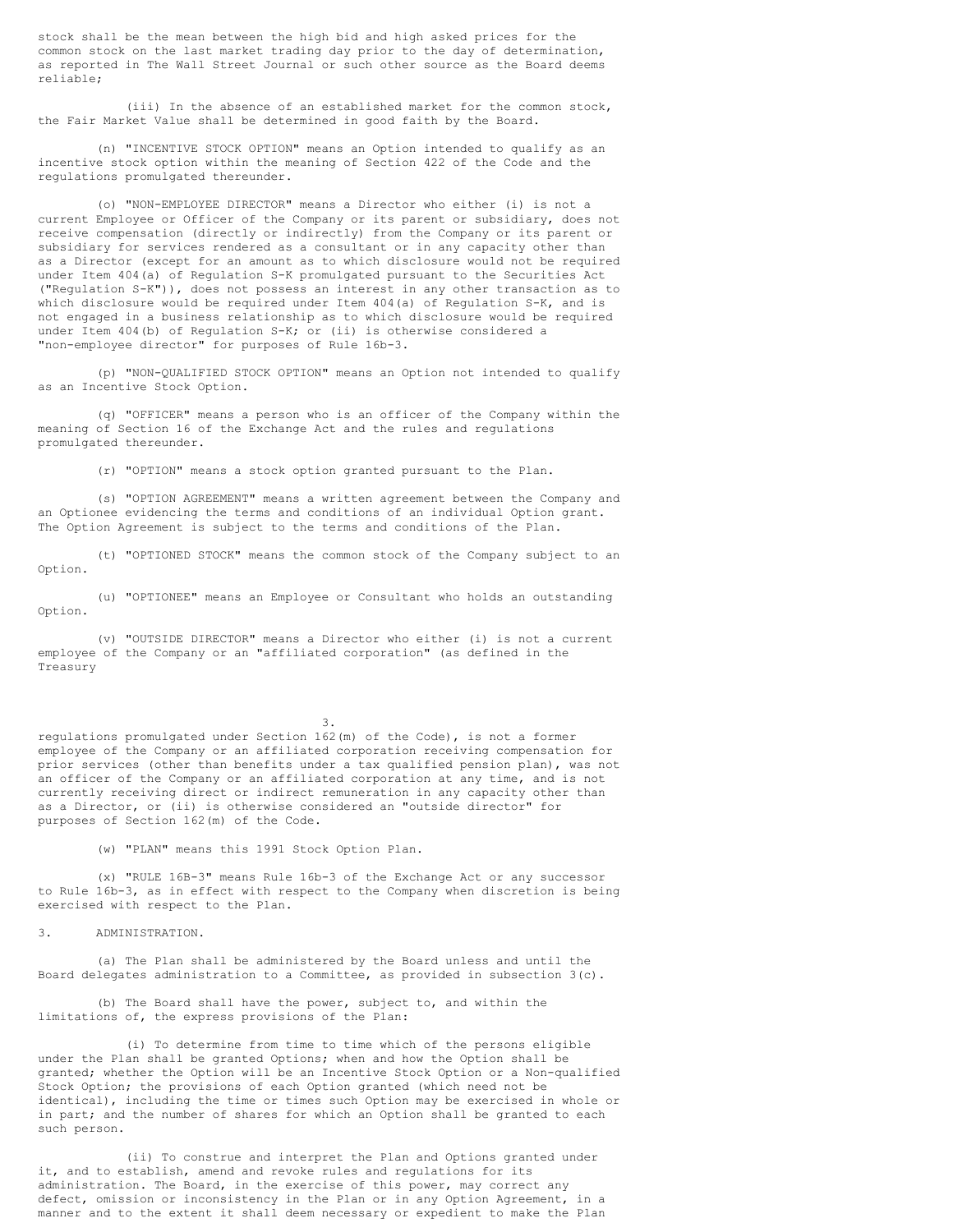stock shall be the mean between the high bid and high asked prices for the common stock on the last market trading day prior to the day of determination, as reported in The Wall Street Journal or such other source as the Board deems reliable;

(iii) In the absence of an established market for the common stock, the Fair Market Value shall be determined in good faith by the Board.

(n) "INCENTIVE STOCK OPTION" means an Option intended to qualify as an incentive stock option within the meaning of Section 422 of the Code and the regulations promulgated thereunder.

(o) "NON-EMPLOYEE DIRECTOR" means a Director who either (i) is not a current Employee or Officer of the Company or its parent or subsidiary, does not receive compensation (directly or indirectly) from the Company or its parent or subsidiary for services rendered as a consultant or in any capacity other than as a Director (except for an amount as to which disclosure would not be required under Item 404(a) of Regulation S-K promulgated pursuant to the Securities Act ("Regulation S-K")), does not possess an interest in any other transaction as to which disclosure would be required under Item 404(a) of Regulation S-K, and is not engaged in a business relationship as to which disclosure would be required under Item 404(b) of Regulation S-K; or (ii) is otherwise considered a "non-employee director" for purposes of Rule 16b-3.

(p) "NON-QUALIFIED STOCK OPTION" means an Option not intended to qualify as an Incentive Stock Option.

(q) "OFFICER" means a person who is an officer of the Company within the meaning of Section 16 of the Exchange Act and the rules and regulations promulgated thereunder.

(r) "OPTION" means a stock option granted pursuant to the Plan.

(s) "OPTION AGREEMENT" means a written agreement between the Company and an Optionee evidencing the terms and conditions of an individual Option grant. The Option Agreement is subject to the terms and conditions of the Plan.

(t) "OPTIONED STOCK" means the common stock of the Company subject to an Option.

(u) "OPTIONEE" means an Employee or Consultant who holds an outstanding Option.

(v) "OUTSIDE DIRECTOR" means a Director who either (i) is not a current employee of the Company or an "affiliated corporation" (as defined in the Treasury regulations promulgated under Section 162(m) of the Code), is not a former employee of the Company or an affiliated corporation receiving compensation for prior services (other than benefits under a tax qualified pension plan), was not an officer of the Company or an affiliated corporation at any time, and is not currently receiving direct or indirect remuneration in any capacity other than as a Director, or (ii) is otherwise considered an "outside director" for purposes of Section 162(m) of the Code.

(w) "PLAN" means this 1991 Stock Option Plan.

(x) "RULE 16B-3" means Rule 16b-3 of the Exchange Act or any successor to Rule 16b-3, as in effect with respect to the Company when discretion is being exercised with respect to the Plan.

3. ADMINISTRATION.

(a) The Plan shall be administered by the Board unless and until the Board delegates administration to a Committee, as provided in subsection 3(c).

(b) The Board shall have the power, subject to, and within the limitations of, the express provisions of the Plan:

(i) To determine from time to time which of the persons eligible under the Plan shall be granted Options; when and how the Option shall be granted; whether the Option will be an Incentive Stock Option or a Non-qualified Stock Option; the provisions of each Option granted (which need not be identical), including the time or times such Option may be exercised in whole or in part; and the number of shares for which an Option shall be granted to each such person.

(ii) To construe and interpret the Plan and Options granted under it, and to establish, amend and revoke rules and regulations for its administration. The Board, in the exercise of this power, may correct any defect, omission or inconsistency in the Plan or in any Option Agreement, in a manner and to the extent it shall deem necessary or expedient to make the Plan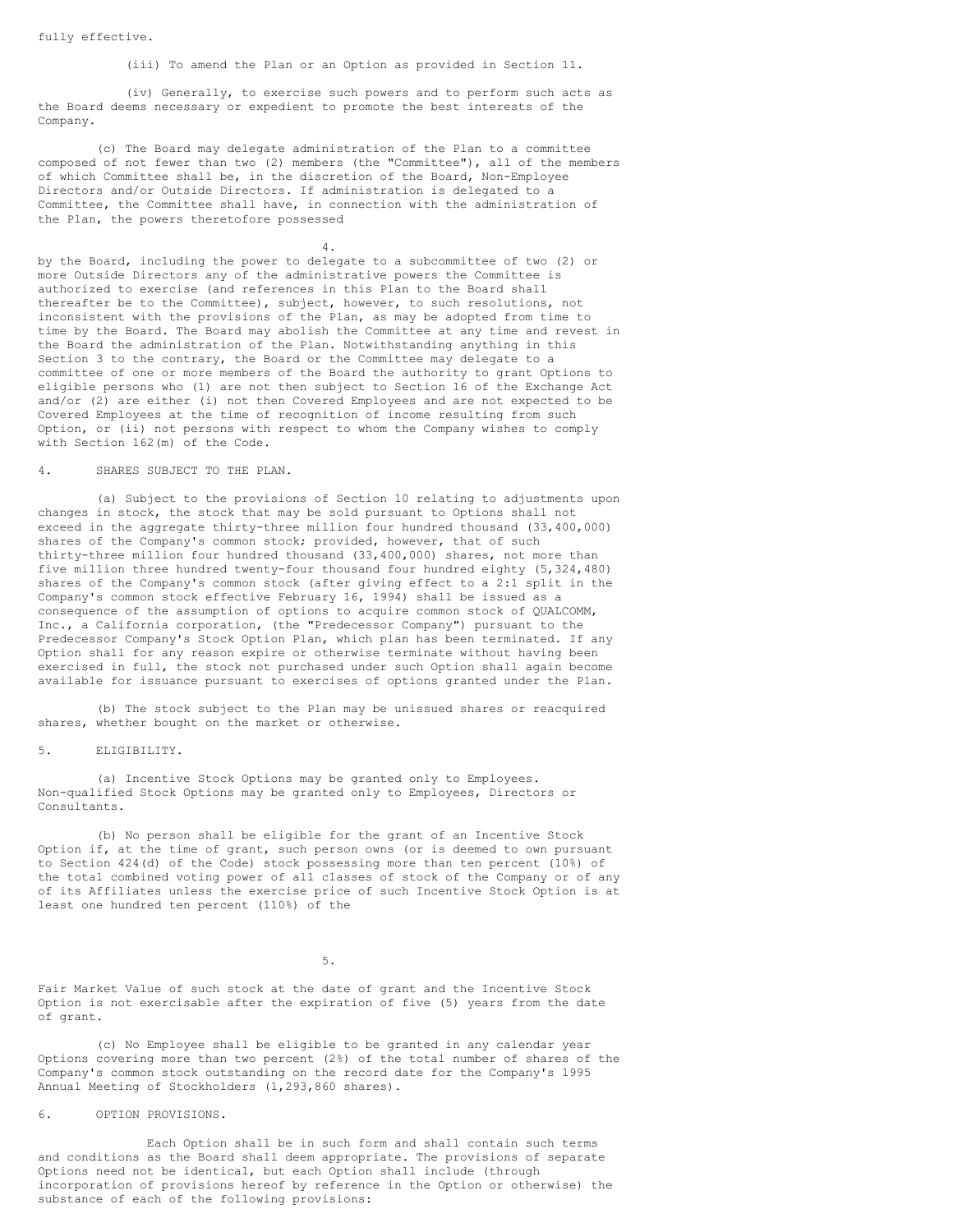fully effective.

(iii) To amend the Plan or an Option as provided in Section 11.

(iv) Generally, to exercise such powers and to perform such acts as the Board deems necessary or expedient to promote the best interests of the Company.

(c) The Board may delegate administration of the Plan to a committee composed of not fewer than two (2) members (the "Committee"), all of the members of which Committee shall be, in the discretion of the Board, Non-Employee Directors and/or Outside Directors. If administration is delegated to a Committee, the Committee shall have, in connection with the administration of the Plan, the powers theretofore possessed by the Board, including the power to delegate to a subcommittee of two (2) or more Outside Directors any of the administrative powers the Committee is authorized to exercise (and references in this Plan to the Board shall thereafter be to the Committee), subject, however, to such resolutions, not inconsistent with the provisions of the Plan, as may be adopted from time to time by the Board. The Board may abolish the Committee at any time and revest in the Board the administration of the Plan. Notwithstanding anything in this Section 3 to the contrary, the Board or the Committee may delegate to a committee of one or more members of the Board the authority to grant Options to eligible persons who (1) are not then subject to Section 16 of the Exchange Act and/or (2) are either (i) not then Covered Employees and are not expected to be Covered Employees at the time of recognition of income resulting from such Option, or (ii) not persons with respect to whom the Company wishes to comply with Section 162(m) of the Code.

4. SHARES SUBJECT TO THE PLAN.

(a) Subject to the provisions of Section 10 relating to adjustments upon changes in stock, the stock that may be sold pursuant to Options shall not exceed in the aggregate thirty-three million four hundred thousand (33,400,000) shares of the Company's common stock; provided, however, that of such thirty-three million four hundred thousand (33,400,000) shares, not more than five million three hundred twenty-four thousand four hundred eighty (5,324,480) shares of the Company's common stock (after giving effect to a 2:1 split in the Company's common stock effective February 16, 1994) shall be issued as a consequence of the assumption of options to acquire common stock of QUALCOMM, Inc., a California corporation, (the "Predecessor Company") pursuant to the Predecessor Company's Stock Option Plan, which plan has been terminated. If any Option shall for any reason expire or otherwise terminate without having been exercised in full, the stock not purchased under such Option shall again become available for issuance pursuant to exercises of options granted under the Plan.

(b) The stock subject to the Plan may be unissued shares or reacquired shares, whether bought on the market or otherwise.

5. ELIGIBILITY.

(a) Incentive Stock Options may be granted only to Employees. Non-qualified Stock Options may be granted only to Employees, Directors or Consultants.

(b) No person shall be eligible for the grant of an Incentive Stock Option if, at the time of grant, such person owns (or is deemed to own pursuant to Section 424(d) of the Code) stock possessing more than ten percent (10%) of the total combined voting power of all classes of stock of the Company or of any of its Affiliates unless the exercise price of such Incentive Stock Option is at least one hundred ten percent (110%) of the Fair Market Value of such stock at the date of grant and the Incentive Stock Option is not exercisable after the expiration of five (5) years from the date of grant.

(c) No Employee shall be eligible to be granted in any calendar year Options covering more than two percent (2%) of the total number of shares of the Company's common stock outstanding on the record date for the Company's 1995 Annual Meeting of Stockholders (1,293,860 shares).

6. OPTION PROVISIONS.

Each Option shall be in such form and shall contain such terms and conditions as the Board shall deem appropriate. The provisions of separate Options need not be identical, but each Option shall include (through incorporation of provisions hereof by reference in the Option or otherwise) the substance of each of the following provisions: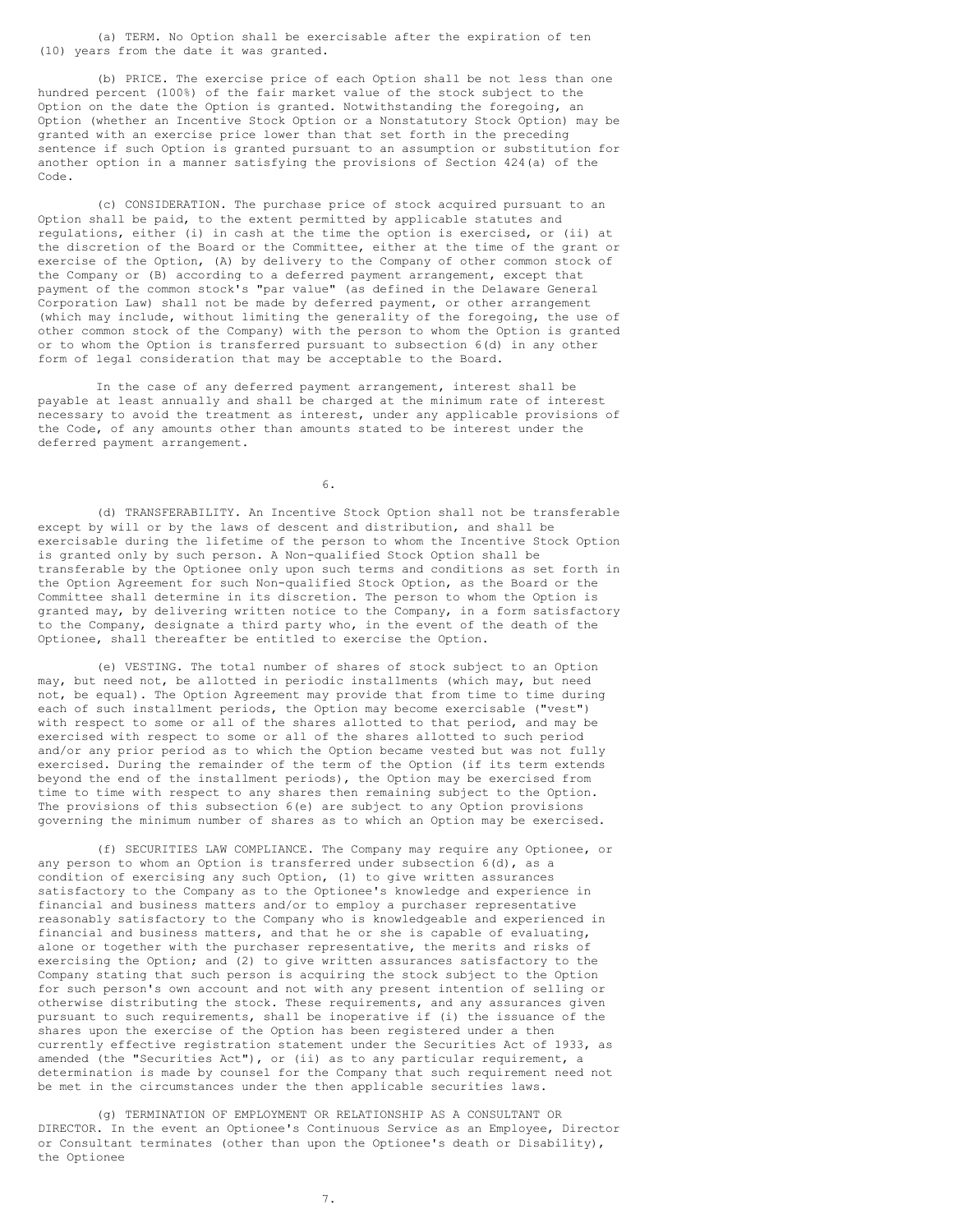(a) TERM. No Option shall be exercisable after the expiration of ten (10) years from the date it was granted.

(b) PRICE. The exercise price of each Option shall be not less than one hundred percent (100%) of the fair market value of the stock subject to the Option on the date the Option is granted. Notwithstanding the foregoing, an Option (whether an Incentive Stock Option or a Nonstatutory Stock Option) may be granted with an exercise price lower than that set forth in the preceding sentence if such Option is granted pursuant to an assumption or substitution for another option in a manner satisfying the provisions of Section 424(a) of the Code.

(c) CONSIDERATION. The purchase price of stock acquired pursuant to an Option shall be paid, to the extent permitted by applicable statutes and regulations, either (i) in cash at the time the option is exercised, or (ii) at the discretion of the Board or the Committee, either at the time of the grant or exercise of the Option, (A) by delivery to the Company of other common stock of the Company or (B) according to a deferred payment arrangement, except that payment of the common stock's "par value" (as defined in the Delaware General Corporation Law) shall not be made by deferred payment, or other arrangement (which may include, without limiting the generality of the foregoing, the use of other common stock of the Company) with the person to whom the Option is granted or to whom the Option is transferred pursuant to subsection 6(d) in any other form of legal consideration that may be acceptable to the Board.

In the case of any deferred payment arrangement, interest shall be payable at least annually and shall be charged at the minimum rate of interest necessary to avoid the treatment as interest, under any applicable provisions of the Code, of any amounts other than amounts stated to be interest under the deferred payment arrangement.

(d) TRANSFERABILITY. An Incentive Stock Option shall not be transferable except by will or by the laws of descent and distribution, and shall be exercisable during the lifetime of the person to whom the Incentive Stock Option is granted only by such person. A Non-qualified Stock Option shall be transferable by the Optionee only upon such terms and conditions as set forth in the Option Agreement for such Non-qualified Stock Option, as the Board or the Committee shall determine in its discretion. The person to whom the Option is granted may, by delivering written notice to the Company, in a form satisfactory to the Company, designate a third party who, in the event of the death of the Optionee, shall thereafter be entitled to exercise the Option.

(e) VESTING. The total number of shares of stock subject to an Option may, but need not, be allotted in periodic installments (which may, but need not, be equal). The Option Agreement may provide that from time to time during each of such installment periods, the Option may become exercisable ("vest") with respect to some or all of the shares allotted to that period, and may be exercised with respect to some or all of the shares allotted to such period and/or any prior period as to which the Option became vested but was not fully exercised. During the remainder of the term of the Option (if its term extends beyond the end of the installment periods), the Option may be exercised from time to time with respect to any shares then remaining subject to the Option. The provisions of this subsection 6(e) are subject to any Option provisions governing the minimum number of shares as to which an Option may be exercised.

(f) SECURITIES LAW COMPLIANCE. The Company may require any Optionee, or any person to whom an Option is transferred under subsection 6(d), as a condition of exercising any such Option, (1) to give written assurances satisfactory to the Company as to the Optionee's knowledge and experience in financial and business matters and/or to employ a purchaser representative reasonably satisfactory to the Company who is knowledgeable and experienced in financial and business matters, and that he or she is capable of evaluating, alone or together with the purchaser representative, the merits and risks of exercising the Option; and (2) to give written assurances satisfactory to the Company stating that such person is acquiring the stock subject to the Option for such person's own account and not with any present intention of selling or otherwise distributing the stock. These requirements, and any assurances given pursuant to such requirements, shall be inoperative if (i) the issuance of the shares upon the exercise of the Option has been registered under a then currently effective registration statement under the Securities Act of 1933, as amended (the "Securities Act"), or (ii) as to any particular requirement, a determination is made by counsel for the Company that such requirement need not be met in the circumstances under the then applicable securities laws.

(g) TERMINATION OF EMPLOYMENT OR RELATIONSHIP AS A CONSULTANT OR DIRECTOR. In the event an Optionee's Continuous Service as an Employee, Director or Consultant terminates (other than upon the Optionee's death or Disability), the Optionee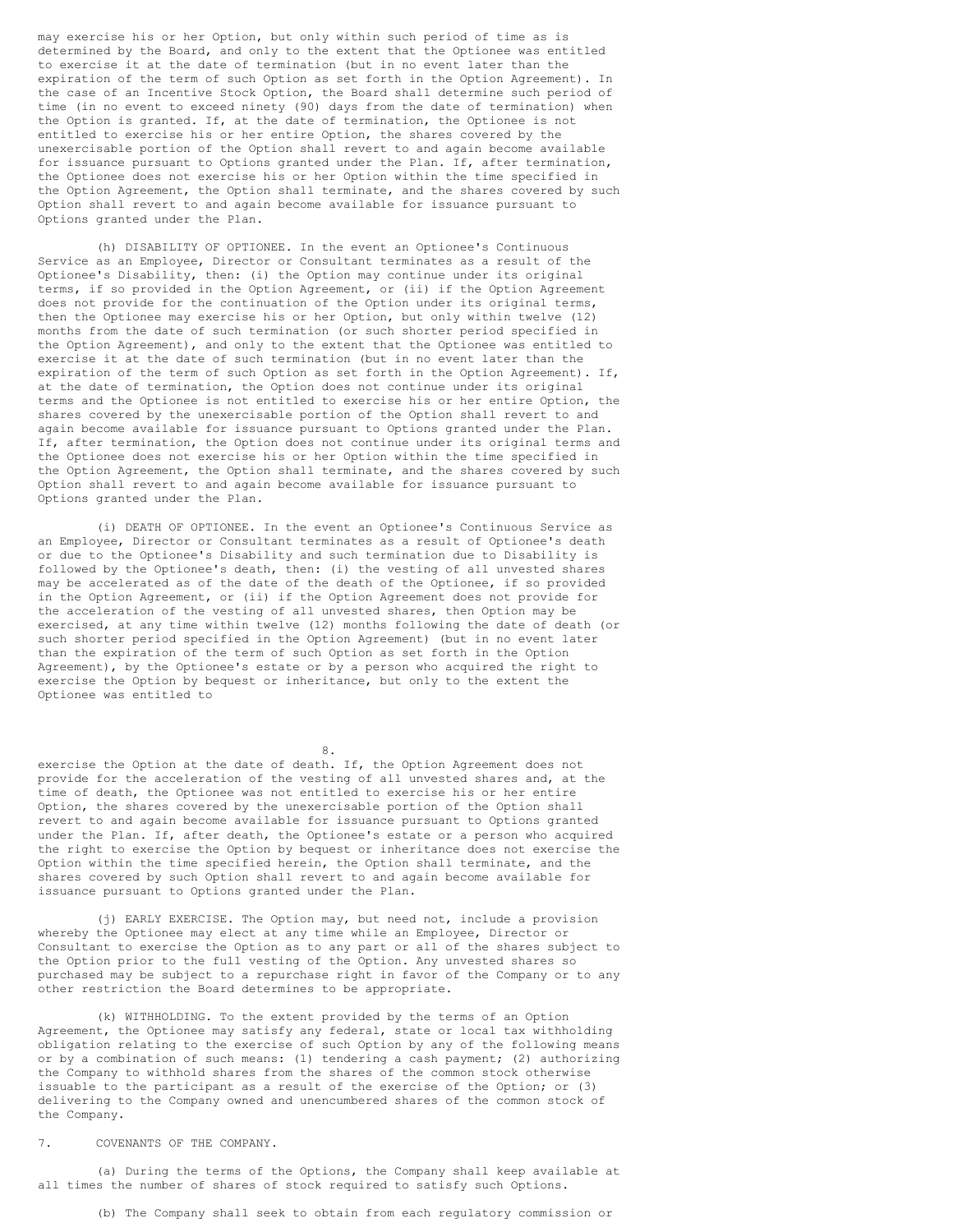may exercise his or her Option, but only within such period of time as is determined by the Board, and only to the extent that the Optionee was entitled to exercise it at the date of termination (but in no event later than the expiration of the term of such Option as set forth in the Option Agreement). In the case of an Incentive Stock Option, the Board shall determine such period of time (in no event to exceed ninety (90) days from the date of termination) when the Option is granted. If, at the date of termination, the Optionee is not entitled to exercise his or her entire Option, the shares covered by the unexercisable portion of the Option shall revert to and again become available for issuance pursuant to Options granted under the Plan. If, after termination, the Optionee does not exercise his or her Option within the time specified in the Option Agreement, the Option shall terminate, and the shares covered by such Option shall revert to and again become available for issuance pursuant to Options granted under the Plan.

(h) DISABILITY OF OPTIONEE. In the event an Optionee's Continuous Service as an Employee, Director or Consultant terminates as a result of the Optionee's Disability, then: (i) the Option may continue under its original terms, if so provided in the Option Agreement, or (ii) if the Option Agreement does not provide for the continuation of the Option under its original terms, then the Optionee may exercise his or her Option, but only within twelve (12) months from the date of such termination (or such shorter period specified in the Option Agreement), and only to the extent that the Optionee was entitled to exercise it at the date of such termination (but in no event later than the expiration of the term of such Option as set forth in the Option Agreement). If, at the date of termination, the Option does not continue under its original terms and the Optionee is not entitled to exercise his or her entire Option, the shares covered by the unexercisable portion of the Option shall revert to and again become available for issuance pursuant to Options granted under the Plan. If, after termination, the Option does not continue under its original terms and the Optionee does not exercise his or her Option within the time specified in the Option Agreement, the Option shall terminate, and the shares covered by such Option shall revert to and again become available for issuance pursuant to Options granted under the Plan.

(i) DEATH OF OPTIONEE. In the event an Optionee's Continuous Service as an Employee, Director or Consultant terminates as a result of Optionee's death or due to the Optionee's Disability and such termination due to Disability is followed by the Optionee's death, then: (i) the vesting of all unvested shares may be accelerated as of the date of the death of the Optionee, if so provided in the Option Agreement, or (ii) if the Option Agreement does not provide for the acceleration of the vesting of all unvested shares, then Option may be exercised, at any time within twelve (12) months following the date of death (or such shorter period specified in the Option Agreement) (but in no event later than the expiration of the term of such Option as set forth in the Option Agreement), by the Optionee's estate or by a person who acquired the right to exercise the Option by bequest or inheritance, but only to the extent the Optionee was entitled to exercise the Option at the date of death. If, the Option Agreement does not provide for the acceleration of the vesting of all unvested shares and, at the time of death, the Optionee was not entitled to exercise his or her entire Option, the shares covered by the unexercisable portion of the Option shall revert to and again become available for issuance pursuant to Options granted under the Plan. If, after death, the Optionee's estate or a person who acquired the right to exercise the Option by bequest or inheritance does not exercise the Option within the time specified herein, the Option shall terminate, and the shares covered by such Option shall revert to and again become available for issuance pursuant to Options granted under the Plan.

(j) EARLY EXERCISE. The Option may, but need not, include a provision whereby the Optionee may elect at any time while an Employee, Director or Consultant to exercise the Option as to any part or all of the shares subject to the Option prior to the full vesting of the Option. Any unvested shares so purchased may be subject to a repurchase right in favor of the Company or to any other restriction the Board determines to be appropriate.

(k) WITHHOLDING. To the extent provided by the terms of an Option Agreement, the Optionee may satisfy any federal, state or local tax withholding obligation relating to the exercise of such Option by any of the following means or by a combination of such means: (1) tendering a cash payment; (2) authorizing the Company to withhold shares from the shares of the common stock otherwise issuable to the participant as a result of the exercise of the Option; or (3) delivering to the Company owned and unencumbered shares of the common stock of the Company.

7. COVENANTS OF THE COMPANY.

(a) During the terms of the Options, the Company shall keep available at all times the number of shares of stock required to satisfy such Options.

(b) The Company shall seek to obtain from each regulatory commission or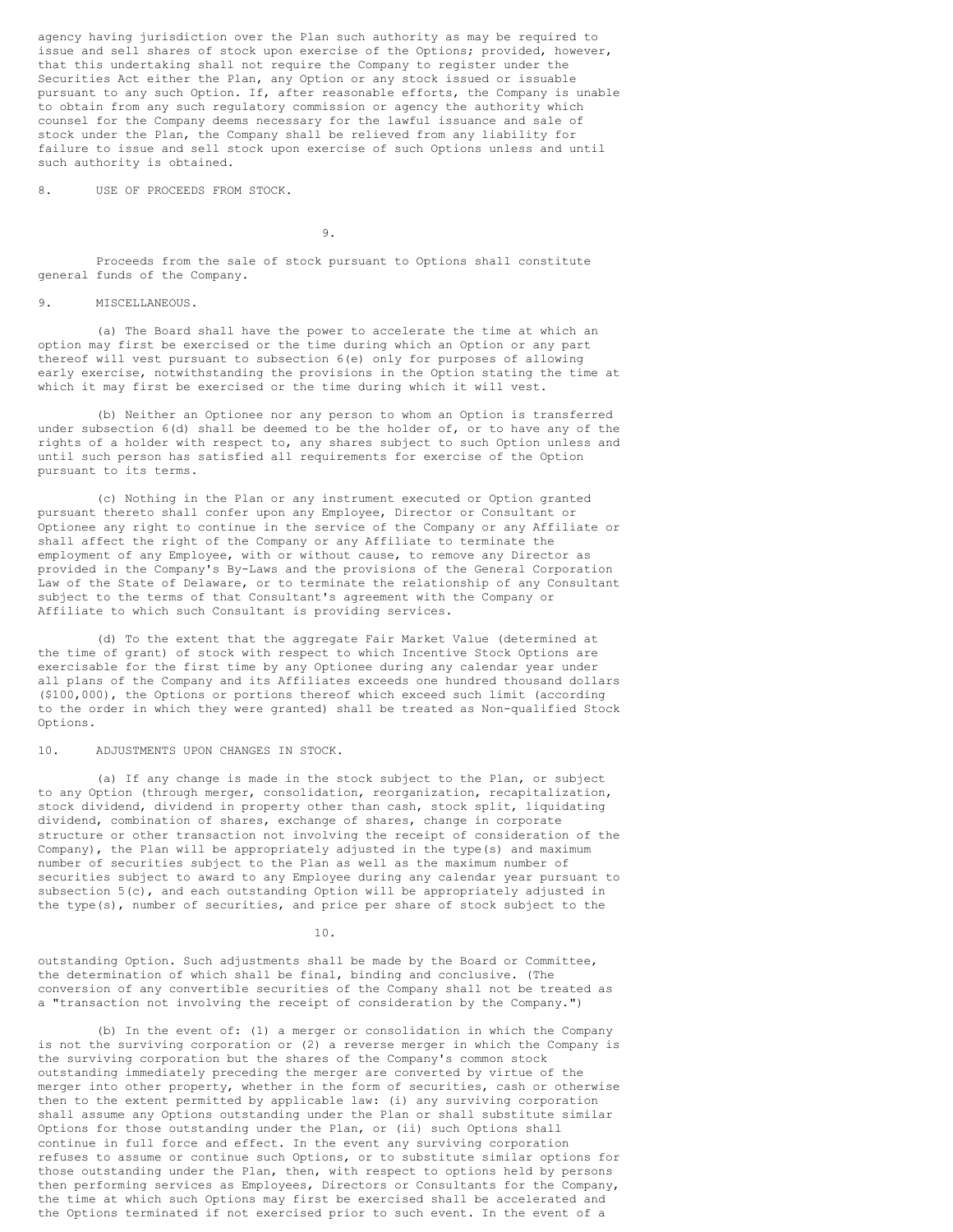agency having jurisdiction over the Plan such authority as may be required to issue and sell shares of stock upon exercise of the Options; provided, however, that this undertaking shall not require the Company to register under the Securities Act either the Plan, any Option or any stock issued or issuable pursuant to any such Option. If, after reasonable efforts, the Company is unable to obtain from any such regulatory commission or agency the authority which counsel for the Company deems necessary for the lawful issuance and sale of stock under the Plan, the Company shall be relieved from any liability for failure to issue and sell stock upon exercise of such Options unless and until such authority is obtained.

8. USE OF PROCEEDS FROM STOCK.

Proceeds from the sale of stock pursuant to Options shall constitute general funds of the Company.

9. MISCELLANEOUS.

(a) The Board shall have the power to accelerate the time at which an option may first be exercised or the time during which an Option or any part thereof will vest pursuant to subsection 6(e) only for purposes of allowing early exercise, notwithstanding the provisions in the Option stating the time at which it may first be exercised or the time during which it will vest.

(b) Neither an Optionee nor any person to whom an Option is transferred under subsection 6(d) shall be deemed to be the holder of, or to have any of the rights of a holder with respect to, any shares subject to such Option unless and until such person has satisfied all requirements for exercise of the Option pursuant to its terms.

(c) Nothing in the Plan or any instrument executed or Option granted pursuant thereto shall confer upon any Employee, Director or Consultant or Optionee any right to continue in the service of the Company or any Affiliate or shall affect the right of the Company or any Affiliate to terminate the employment of any Employee, with or without cause, to remove any Director as provided in the Company's By-Laws and the provisions of the General Corporation Law of the State of Delaware, or to terminate the relationship of any Consultant subject to the terms of that Consultant's agreement with the Company or Affiliate to which such Consultant is providing services.

(d) To the extent that the aggregate Fair Market Value (determined at the time of grant) of stock with respect to which Incentive Stock Options are exercisable for the first time by any Optionee during any calendar year under all plans of the Company and its Affiliates exceeds one hundred thousand dollars ($100,000), the Options or portions thereof which exceed such limit (according to the order in which they were granted) shall be treated as Non-qualified Stock Options.

10. ADJUSTMENTS UPON CHANGES IN STOCK.

(a) If any change is made in the stock subject to the Plan, or subject to any Option (through merger, consolidation, reorganization, recapitalization, stock dividend, dividend in property other than cash, stock split, liquidating dividend, combination of shares, exchange of shares, change in corporate structure or other transaction not involving the receipt of consideration of the Company), the Plan will be appropriately adjusted in the type(s) and maximum number of securities subject to the Plan as well as the maximum number of securities subject to award to any Employee during any calendar year pursuant to subsection 5(c), and each outstanding Option will be appropriately adjusted in the type(s), number of securities, and price per share of stock subject to the outstanding Option. Such adjustments shall be made by the Board or Committee, the determination of which shall be final, binding and conclusive. (The conversion of any convertible securities of the Company shall not be treated as a "transaction not involving the receipt of consideration by the Company.")

(b) In the event of: (1) a merger or consolidation in which the Company is not the surviving corporation or (2) a reverse merger in which the Company is the surviving corporation but the shares of the Company's common stock outstanding immediately preceding the merger are converted by virtue of the merger into other property, whether in the form of securities, cash or otherwise then to the extent permitted by applicable law: (i) any surviving corporation shall assume any Options outstanding under the Plan or shall substitute similar Options for those outstanding under the Plan, or (ii) such Options shall continue in full force and effect. In the event any surviving corporation refuses to assume or continue such Options, or to substitute similar options for those outstanding under the Plan, then, with respect to options held by persons then performing services as Employees, Directors or Consultants for the Company, the time at which such Options may first be exercised shall be accelerated and the Options terminated if not exercised prior to such event. In the event of a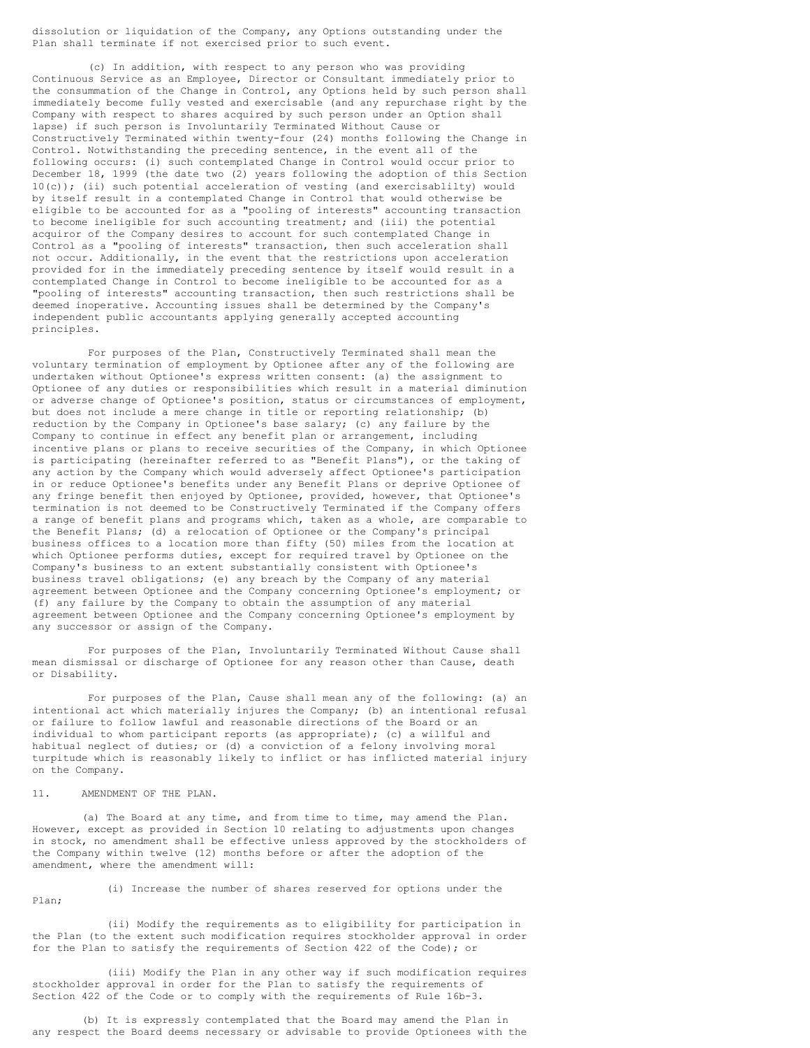dissolution or liquidation of the Company, any Options outstanding under the Plan shall terminate if not exercised prior to such event.

(c) In addition, with respect to any person who was providing Continuous Service as an Employee, Director or Consultant immediately prior to the consummation of the Change in Control, any Options held by such person shall immediately become fully vested and exercisable (and any repurchase right by the Company with respect to shares acquired by such person under an Option shall lapse) if such person is Involuntarily Terminated Without Cause or Constructively Terminated within twenty-four (24) months following the Change in Control. Notwithstanding the preceding sentence, in the event all of the following occurs: (i) such contemplated Change in Control would occur prior to December 18, 1999 (the date two (2) years following the adoption of this Section 10(c)); (ii) such potential acceleration of vesting (and exercisablilty) would by itself result in a contemplated Change in Control that would otherwise be eligible to be accounted for as a "pooling of interests" accounting transaction to become ineligible for such accounting treatment; and (iii) the potential acquiror of the Company desires to account for such contemplated Change in Control as a "pooling of interests" transaction, then such acceleration shall not occur. Additionally, in the event that the restrictions upon acceleration provided for in the immediately preceding sentence by itself would result in a contemplated Change in Control to become ineligible to be accounted for as a "pooling of interests" accounting transaction, then such restrictions shall be deemed inoperative. Accounting issues shall be determined by the Company's independent public accountants applying generally accepted accounting principles.

For purposes of the Plan, Constructively Terminated shall mean the voluntary termination of employment by Optionee after any of the following are undertaken without Optionee's express written consent: (a) the assignment to Optionee of any duties or responsibilities which result in a material diminution or adverse change of Optionee's position, status or circumstances of employment, but does not include a mere change in title or reporting relationship; (b) reduction by the Company in Optionee's base salary; (c) any failure by the Company to continue in effect any benefit plan or arrangement, including incentive plans or plans to receive securities of the Company, in which Optionee is participating (hereinafter referred to as "Benefit Plans"), or the taking of any action by the Company which would adversely affect Optionee's participation in or reduce Optionee's benefits under any Benefit Plans or deprive Optionee of any fringe benefit then enjoyed by Optionee, provided, however, that Optionee's termination is not deemed to be Constructively Terminated if the Company offers a range of benefit plans and programs which, taken as a whole, are comparable to the Benefit Plans; (d) a relocation of Optionee or the Company's principal business offices to a location more than fifty (50) miles from the location at which Optionee performs duties, except for required travel by Optionee on the Company's business to an extent substantially consistent with Optionee's business travel obligations; (e) any breach by the Company of any material agreement between Optionee and the Company concerning Optionee's employment; or (f) any failure by the Company to obtain the assumption of any material agreement between Optionee and the Company concerning Optionee's employment by any successor or assign of the Company.

For purposes of the Plan, Involuntarily Terminated Without Cause shall mean dismissal or discharge of Optionee for any reason other than Cause, death or Disability.

For purposes of the Plan, Cause shall mean any of the following: (a) an intentional act which materially injures the Company; (b) an intentional refusal or failure to follow lawful and reasonable directions of the Board or an individual to whom participant reports (as appropriate); (c) a willful and habitual neglect of duties; or (d) a conviction of a felony involving moral turpitude which is reasonably likely to inflict or has inflicted material injury on the Company.

11. AMENDMENT OF THE PLAN.

(a) The Board at any time, and from time to time, may amend the Plan. However, except as provided in Section 10 relating to adjustments upon changes in stock, no amendment shall be effective unless approved by the stockholders of the Company within twelve (12) months before or after the adoption of the amendment, where the amendment will:

(i) Increase the number of shares reserved for options under the Plan;

(ii) Modify the requirements as to eligibility for participation in the Plan (to the extent such modification requires stockholder approval in order for the Plan to satisfy the requirements of Section 422 of the Code); or

(iii) Modify the Plan in any other way if such modification requires stockholder approval in order for the Plan to satisfy the requirements of Section 422 of the Code or to comply with the requirements of Rule 16b-3.

(b) It is expressly contemplated that the Board may amend the Plan in any respect the Board deems necessary or advisable to provide Optionees with the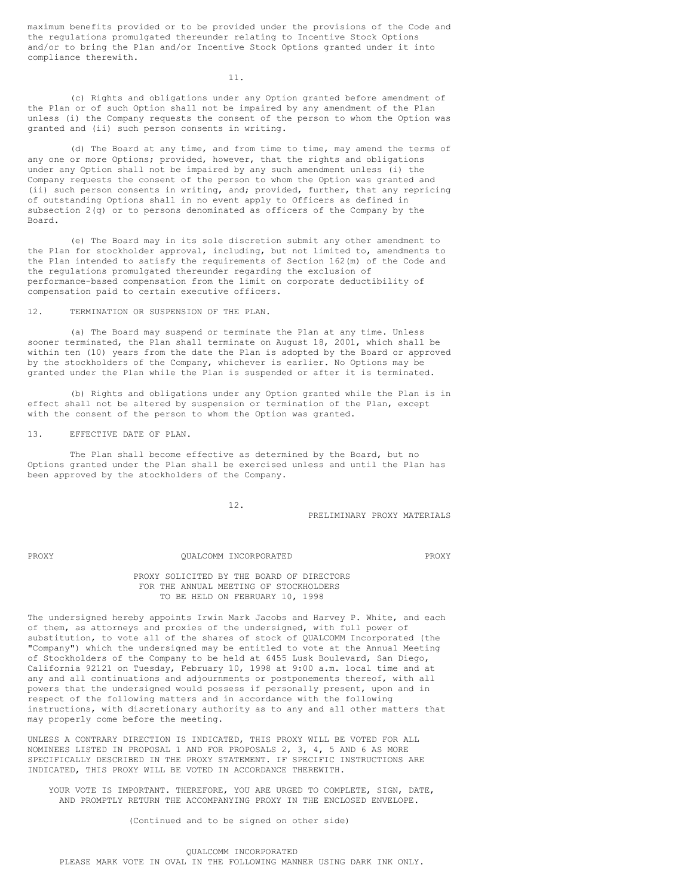maximum benefits provided or to be provided under the provisions of the Code and the regulations promulgated thereunder relating to Incentive Stock Options and/or to bring the Plan and/or Incentive Stock Options granted under it into compliance therewith.

(c) Rights and obligations under any Option granted before amendment of the Plan or of such Option shall not be impaired by any amendment of the Plan unless (i) the Company requests the consent of the person to whom the Option was granted and (ii) such person consents in writing.

(d) The Board at any time, and from time to time, may amend the terms of any one or more Options; provided, however, that the rights and obligations under any Option shall not be impaired by any such amendment unless (i) the Company requests the consent of the person to whom the Option was granted and (ii) such person consents in writing, and; provided, further, that any repricing of outstanding Options shall in no event apply to Officers as defined in subsection 2(q) or to persons denominated as officers of the Company by the Board.

(e) The Board may in its sole discretion submit any other amendment to the Plan for stockholder approval, including, but not limited to, amendments to the Plan intended to satisfy the requirements of Section 162(m) of the Code and the regulations promulgated thereunder regarding the exclusion of performance-based compensation from the limit on corporate deductibility of compensation paid to certain executive officers.

12. TERMINATION OR SUSPENSION OF THE PLAN.

(a) The Board may suspend or terminate the Plan at any time. Unless sooner terminated, the Plan shall terminate on August 18, 2001, which shall be within ten (10) years from the date the Plan is adopted by the Board or approved by the stockholders of the Company, whichever is earlier. No Options may be granted under the Plan while the Plan is suspended or after it is terminated.

(b) Rights and obligations under any Option granted while the Plan is in effect shall not be altered by suspension or termination of the Plan, except with the consent of the person to whom the Option was granted.

13. EFFECTIVE DATE OF PLAN.

The Plan shall become effective as determined by the Board, but no Options granted under the Plan shall be exercised unless and until the Plan has been approved by the stockholders of the Company.

PRELIMINARY PROXY MATERIALS

PROXY                    QUALCOMM INCORPORATED                    PROXY

PROXY SOLICITED BY THE BOARD OF DIRECTORS
FOR THE ANNUAL MEETING OF STOCKHOLDERS
TO BE HELD ON FEBRUARY 10, 1998

The undersigned hereby appoints Irwin Mark Jacobs and Harvey P. White, and each of them, as attorneys and proxies of the undersigned, with full power of substitution, to vote all of the shares of stock of QUALCOMM Incorporated (the "Company") which the undersigned may be entitled to vote at the Annual Meeting of Stockholders of the Company to be held at 6455 Lusk Boulevard, San Diego, California 92121 on Tuesday, February 10, 1998 at 9:00 a.m. local time and at any and all continuations and adjournments or postponements thereof, with all powers that the undersigned would possess if personally present, upon and in respect of the following matters and in accordance with the following instructions, with discretionary authority as to any and all other matters that may properly come before the meeting.

UNLESS A CONTRARY DIRECTION IS INDICATED, THIS PROXY WILL BE VOTED FOR ALL NOMINEES LISTED IN PROPOSAL 1 AND FOR PROPOSALS 2, 3, 4, 5 AND 6 AS MORE SPECIFICALLY DESCRIBED IN THE PROXY STATEMENT. IF SPECIFIC INSTRUCTIONS ARE INDICATED, THIS PROXY WILL BE VOTED IN ACCORDANCE THEREWITH.

YOUR VOTE IS IMPORTANT. THEREFORE, YOU ARE URGED TO COMPLETE, SIGN, DATE, AND PROMPTLY RETURN THE ACCOMPANYING PROXY IN THE ENCLOSED ENVELOPE.

(Continued and to be signed on other side)

QUALCOMM INCORPORATED
PLEASE MARK VOTE IN OVAL IN THE FOLLOWING MANNER USING DARK INK ONLY.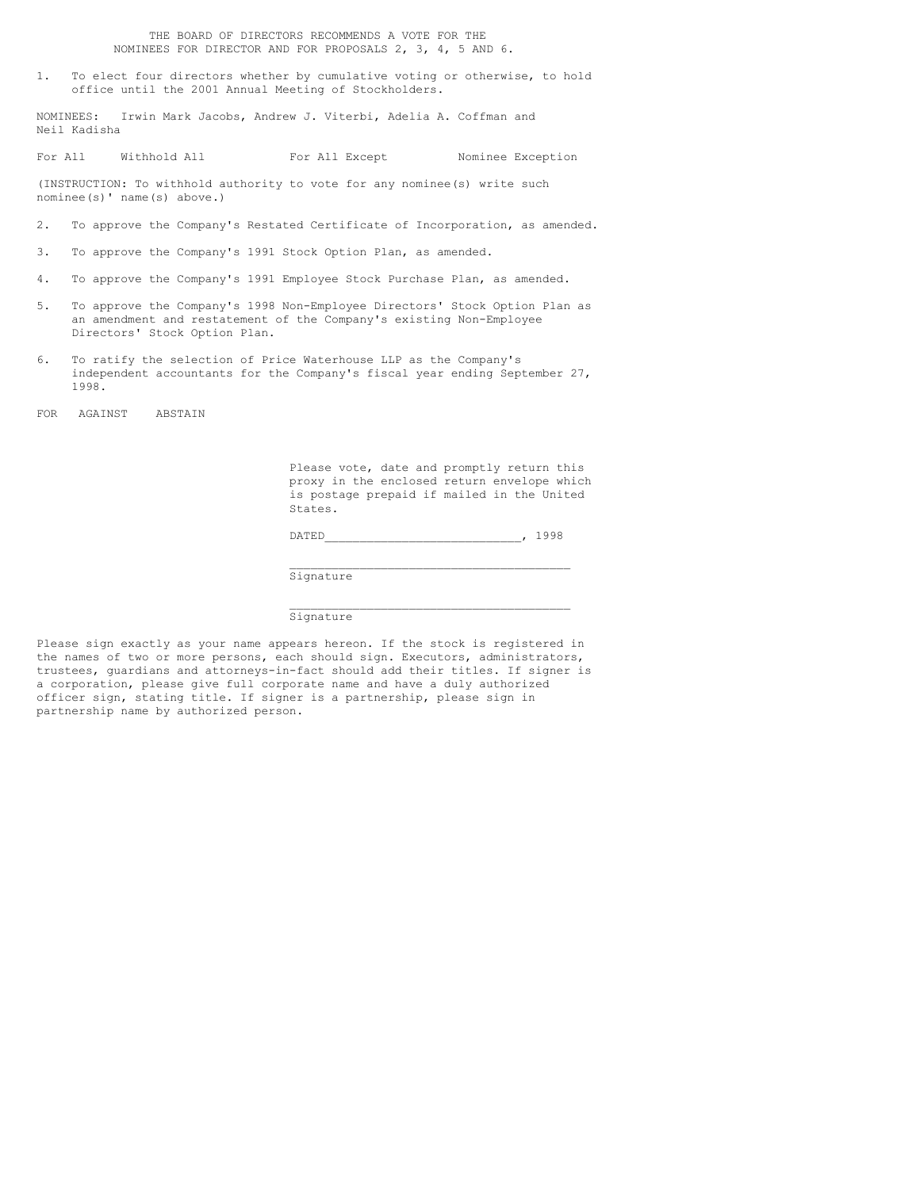THE BOARD OF DIRECTORS RECOMMENDS A VOTE FOR THE NOMINEES FOR DIRECTOR AND FOR PROPOSALS 2, 3, 4, 5 AND 6.

1. To elect four directors whether by cumulative voting or otherwise, to hold office until the 2001 Annual Meeting of Stockholders.

NOMINEES: Irwin Mark Jacobs, Andrew J. Viterbi, Adelia A. Coffman and Neil Kadisha

For All      Withhold All      For All Except      Nominee Exception

(INSTRUCTION: To withhold authority to vote for any nominee(s) write such nominee(s)' name(s) above.)

2. To approve the Company's Restated Certificate of Incorporation, as amended.

3. To approve the Company's 1991 Stock Option Plan, as amended.

4. To approve the Company's 1991 Employee Stock Purchase Plan, as amended.

5. To approve the Company's 1998 Non-Employee Directors' Stock Option Plan as an amendment and restatement of the Company's existing Non-Employee Directors' Stock Option Plan.

6. To ratify the selection of Price Waterhouse LLP as the Company's independent accountants for the Company's fiscal year ending September 27, 1998.

FOR   AGAINST   ABSTAIN

Please vote, date and promptly return this proxy in the enclosed return envelope which is postage prepaid if mailed in the United States.

DATED___________________________, 1998

_______________________________________
Signature

_______________________________________
Signature

Please sign exactly as your name appears hereon. If the stock is registered in the names of two or more persons, each should sign. Executors, administrators, trustees, guardians and attorneys-in-fact should add their titles. If signer is a corporation, please give full corporate name and have a duly authorized officer sign, stating title. If signer is a partnership, please sign in partnership name by authorized person.